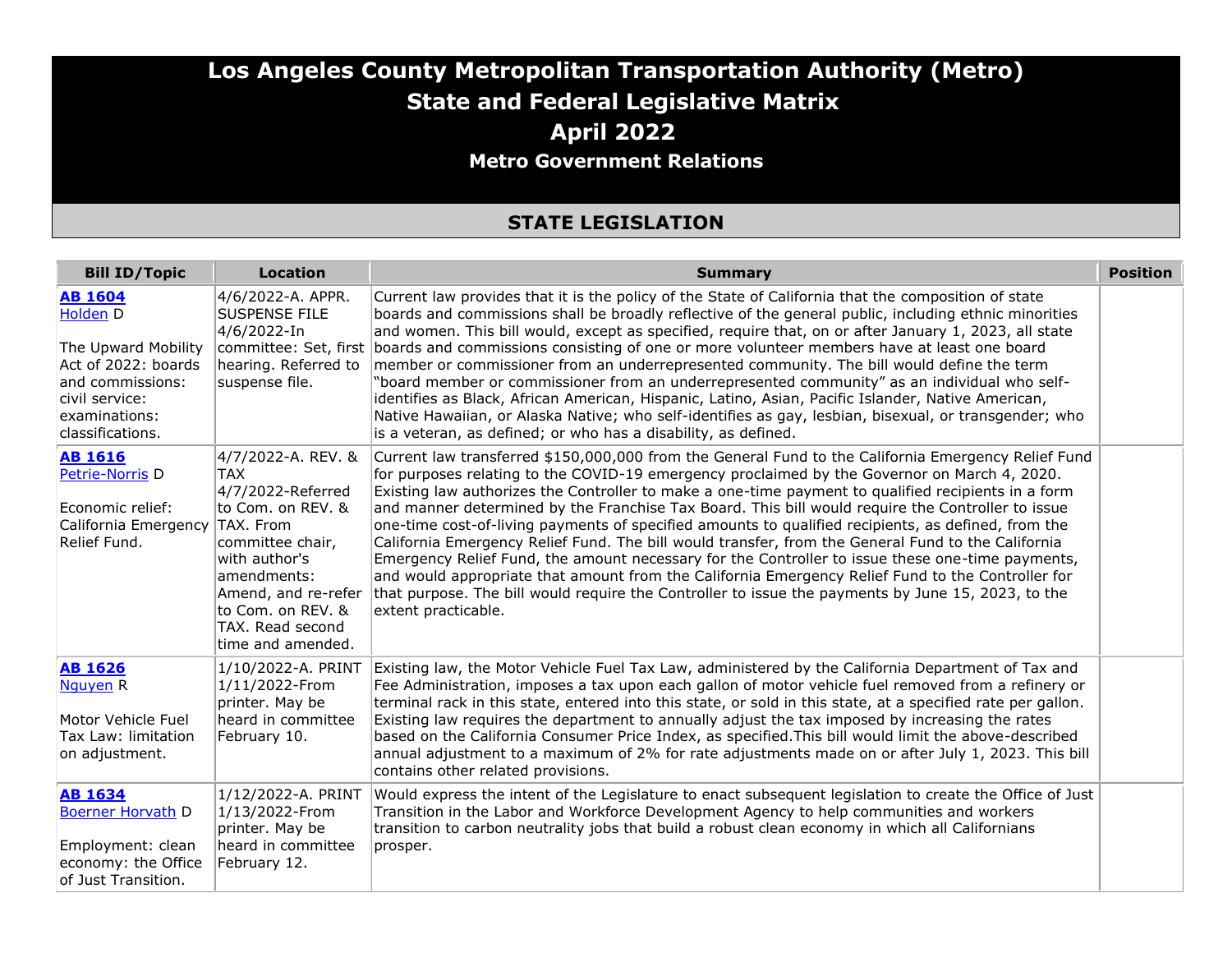# Los Angeles County Metropolitan Transportation Authority (Metro)
# State and Federal Legislative Matrix
# April 2022
## Metro Government Relations

## STATE LEGISLATION

| Bill ID/Topic | Location | Summary | Position |
|---|---|---|---|
| **AB 1604** Holden D<br><br>The Upward Mobility Act of 2022: boards and commissions: civil service: examinations: classifications. | 4/6/2022-A. APPR. SUSPENSE FILE<br>4/6/2022-In committee: Set, first hearing. Referred to suspense file. | Current law provides that it is the policy of the State of California that the composition of state boards and commissions shall be broadly reflective of the general public, including ethnic minorities and women. This bill would, except as specified, require that, on or after January 1, 2023, all state boards and commissions consisting of one or more volunteer members have at least one board member or commissioner from an underrepresented community. The bill would define the term "board member or commissioner from an underrepresented community" as an individual who self-identifies as Black, African American, Hispanic, Latino, Asian, Pacific Islander, Native American, Native Hawaiian, or Alaska Native; who self-identifies as gay, lesbian, bisexual, or transgender; who is a veteran, as defined; or who has a disability, as defined. | |
| **AB 1616** Petrie-Norris D<br><br>Economic relief: California Emergency Relief Fund. | 4/7/2022-A. REV. & TAX<br>4/7/2022-Referred to Com. on REV. & TAX. From committee chair, with author's amendments: Amend, and re-refer to Com. on REV. & TAX. Read second time and amended. | Current law transferred $150,000,000 from the General Fund to the California Emergency Relief Fund for purposes relating to the COVID-19 emergency proclaimed by the Governor on March 4, 2020. Existing law authorizes the Controller to make a one-time payment to qualified recipients in a form and manner determined by the Franchise Tax Board. This bill would require the Controller to issue one-time cost-of-living payments of specified amounts to qualified recipients, as defined, from the California Emergency Relief Fund. The bill would transfer, from the General Fund to the California Emergency Relief Fund, the amount necessary for the Controller to issue these one-time payments, and would appropriate that amount from the California Emergency Relief Fund to the Controller for that purpose. The bill would require the Controller to issue the payments by June 15, 2023, to the extent practicable. | |
| **AB 1626** Nguyen R<br><br>Motor Vehicle Fuel Tax Law: limitation on adjustment. | 1/10/2022-A. PRINT<br>1/11/2022-From printer. May be heard in committee February 10. | Existing law, the Motor Vehicle Fuel Tax Law, administered by the California Department of Tax and Fee Administration, imposes a tax upon each gallon of motor vehicle fuel removed from a refinery or terminal rack in this state, entered into this state, or sold in this state, at a specified rate per gallon. Existing law requires the department to annually adjust the tax imposed by increasing the rates based on the California Consumer Price Index, as specified.This bill would limit the above-described annual adjustment to a maximum of 2% for rate adjustments made on or after July 1, 2023. This bill contains other related provisions. | |
| **AB 1634** Boerner Horvath D<br><br>Employment: clean economy: the Office of Just Transition. | 1/12/2022-A. PRINT<br>1/13/2022-From printer. May be heard in committee February 12. | Would express the intent of the Legislature to enact subsequent legislation to create the Office of Just Transition in the Labor and Workforce Development Agency to help communities and workers transition to carbon neutrality jobs that build a robust clean economy in which all Californians prosper. | |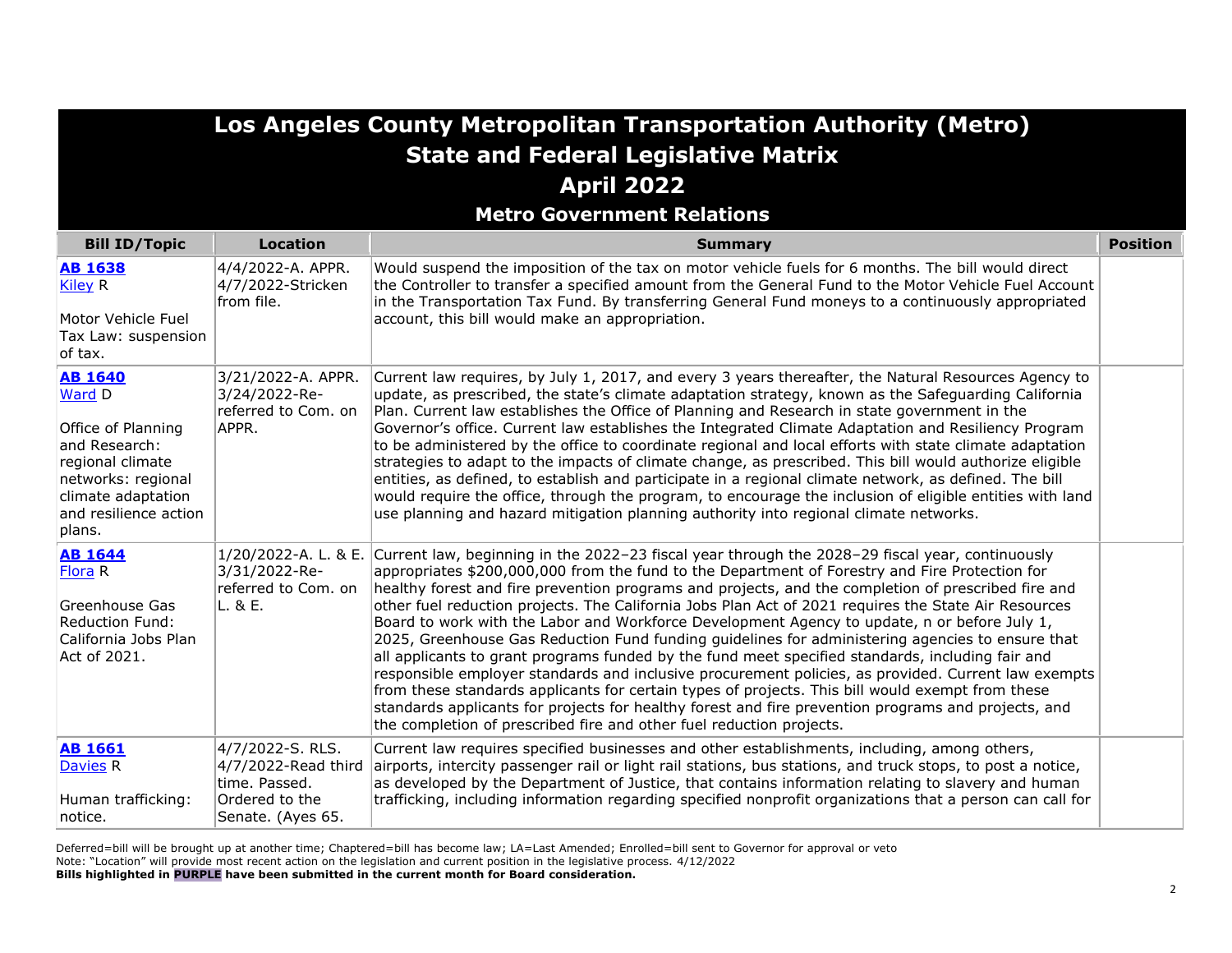# Los Angeles County Metropolitan Transportation Authority (Metro)
## State and Federal Legislative Matrix
## April 2022
### Metro Government Relations

| Bill ID/Topic | Location | Summary | Position |
|---|---|---|---|
| **AB 1638** Kiley R<br><br>Motor Vehicle Fuel Tax Law: suspension of tax. | 4/4/2022-A. APPR. 4/7/2022-Stricken from file. | Would suspend the imposition of the tax on motor vehicle fuels for 6 months. The bill would direct the Controller to transfer a specified amount from the General Fund to the Motor Vehicle Fuel Account in the Transportation Tax Fund. By transferring General Fund moneys to a continuously appropriated account, this bill would make an appropriation. | |
| **AB 1640** Ward D<br><br>Office of Planning and Research: regional climate networks: regional climate adaptation and resilience action plans. | 3/21/2022-A. APPR. 3/24/2022-Re-referred to Com. on APPR. | Current law requires, by July 1, 2017, and every 3 years thereafter, the Natural Resources Agency to update, as prescribed, the state's climate adaptation strategy, known as the Safeguarding California Plan. Current law establishes the Office of Planning and Research in state government in the Governor's office. Current law establishes the Integrated Climate Adaptation and Resiliency Program to be administered by the office to coordinate regional and local efforts with state climate adaptation strategies to adapt to the impacts of climate change, as prescribed. This bill would authorize eligible entities, as defined, to establish and participate in a regional climate network, as defined. The bill would require the office, through the program, to encourage the inclusion of eligible entities with land use planning and hazard mitigation planning authority into regional climate networks. | |
| **AB 1644** Flora R<br><br>Greenhouse Gas Reduction Fund: California Jobs Plan Act of 2021. | 1/20/2022-A. L. & E. 3/31/2022-Re-referred to Com. on L. & E. | Current law, beginning in the 2022–23 fiscal year through the 2028–29 fiscal year, continuously appropriates $200,000,000 from the fund to the Department of Forestry and Fire Protection for healthy forest and fire prevention programs and projects, and the completion of prescribed fire and other fuel reduction projects. The California Jobs Plan Act of 2021 requires the State Air Resources Board to work with the Labor and Workforce Development Agency to update, n or before July 1, 2025, Greenhouse Gas Reduction Fund funding guidelines for administering agencies to ensure that all applicants to grant programs funded by the fund meet specified standards, including fair and responsible employer standards and inclusive procurement policies, as provided. Current law exempts from these standards applicants for certain types of projects. This bill would exempt from these standards applicants for projects for healthy forest and fire prevention programs and projects, and the completion of prescribed fire and other fuel reduction projects. | |
| **AB 1661** Davies R<br><br>Human trafficking: notice. | 4/7/2022-S. RLS. 4/7/2022-Read third time. Passed. Ordered to the Senate. (Ayes 65. | Current law requires specified businesses and other establishments, including, among others, airports, intercity passenger rail or light rail stations, bus stations, and truck stops, to post a notice, as developed by the Department of Justice, that contains information relating to slavery and human trafficking, including information regarding specified nonprofit organizations that a person can call for | |

Deferred=bill will be brought up at another time; Chaptered=bill has become law; LA=Last Amended; Enrolled=bill sent to Governor for approval or veto
Note: "Location" will provide most recent action on the legislation and current position in the legislative process. 4/12/2022
**Bills highlighted in PURPLE have been submitted in the current month for Board consideration.**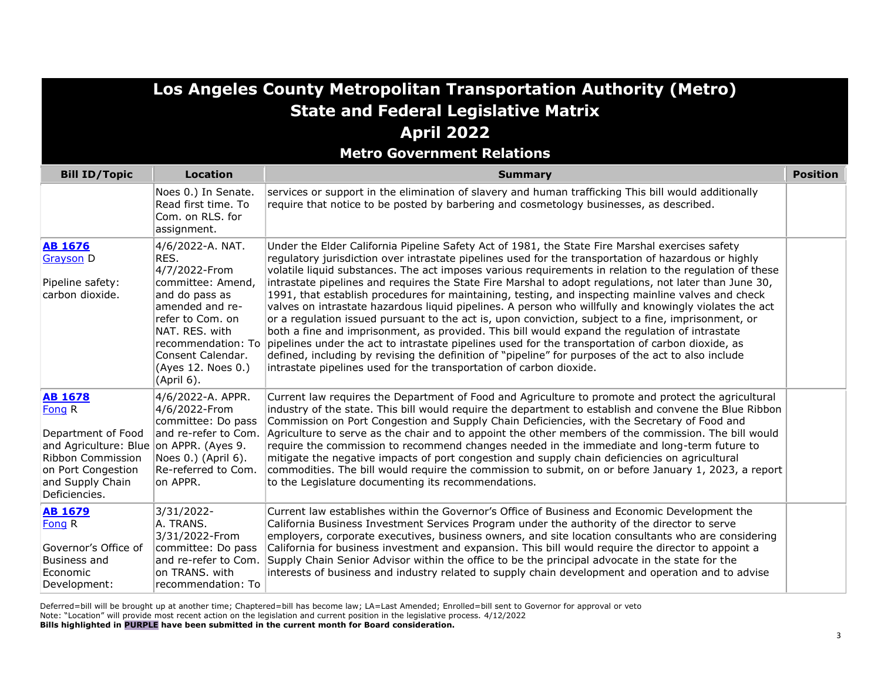# Los Angeles County Metropolitan Transportation Authority (Metro)
## State and Federal Legislative Matrix
## April 2022
### Metro Government Relations

| Bill ID/Topic | Location | Summary | Position |
|---|---|---|---|
| | Noes 0.) In Senate. Read first time. To Com. on RLS. for assignment. | services or support in the elimination of slavery and human trafficking This bill would additionally require that notice to be posted by barbering and cosmetology businesses, as described. | |
| **AB 1676** Grayson D<br><br>Pipeline safety: carbon dioxide. | 4/6/2022-A. NAT. RES.<br>4/7/2022-From committee: Amend, and do pass as amended and re-refer to Com. on NAT. RES. with recommendation: To Consent Calendar. (Ayes 12. Noes 0.) (April 6). | Under the Elder California Pipeline Safety Act of 1981, the State Fire Marshal exercises safety regulatory jurisdiction over intrastate pipelines used for the transportation of hazardous or highly volatile liquid substances. The act imposes various requirements in relation to the regulation of these intrastate pipelines and requires the State Fire Marshal to adopt regulations, not later than June 30, 1991, that establish procedures for maintaining, testing, and inspecting mainline valves and check valves on intrastate hazardous liquid pipelines. A person who willfully and knowingly violates the act or a regulation issued pursuant to the act is, upon conviction, subject to a fine, imprisonment, or both a fine and imprisonment, as provided. This bill would expand the regulation of intrastate pipelines under the act to intrastate pipelines used for the transportation of carbon dioxide, as defined, including by revising the definition of "pipeline" for purposes of the act to also include intrastate pipelines used for the transportation of carbon dioxide. | |
| **AB 1678** Fong R<br><br>Department of Food and Agriculture: Blue Ribbon Commission on Port Congestion and Supply Chain Deficiencies. | 4/6/2022-A. APPR.<br>4/6/2022-From committee: Do pass and re-refer to Com. on APPR. (Ayes 9. Noes 0.) (April 6). Re-referred to Com. on APPR. | Current law requires the Department of Food and Agriculture to promote and protect the agricultural industry of the state. This bill would require the department to establish and convene the Blue Ribbon Commission on Port Congestion and Supply Chain Deficiencies, with the Secretary of Food and Agriculture to serve as the chair and to appoint the other members of the commission. The bill would require the commission to recommend changes needed in the immediate and long-term future to mitigate the negative impacts of port congestion and supply chain deficiencies on agricultural commodities. The bill would require the commission to submit, on or before January 1, 2023, a report to the Legislature documenting its recommendations. | |
| **AB 1679** Fong R<br><br>Governor's Office of Business and Economic Development: | 3/31/2022-A. TRANS.<br>3/31/2022-From committee: Do pass and re-refer to Com. on TRANS. with recommendation: To | Current law establishes within the Governor's Office of Business and Economic Development the California Business Investment Services Program under the authority of the director to serve employers, corporate executives, business owners, and site location consultants who are considering California for business investment and expansion. This bill would require the director to appoint a Supply Chain Senior Advisor within the office to be the principal advocate in the state for the interests of business and industry related to supply chain development and operation and to advise | |

Deferred=bill will be brought up at another time; Chaptered=bill has become law; LA=Last Amended; Enrolled=bill sent to Governor for approval or veto
Note: "Location" will provide most recent action on the legislation and current position in the legislative process. 4/12/2022
**Bills highlighted in PURPLE have been submitted in the current month for Board consideration.**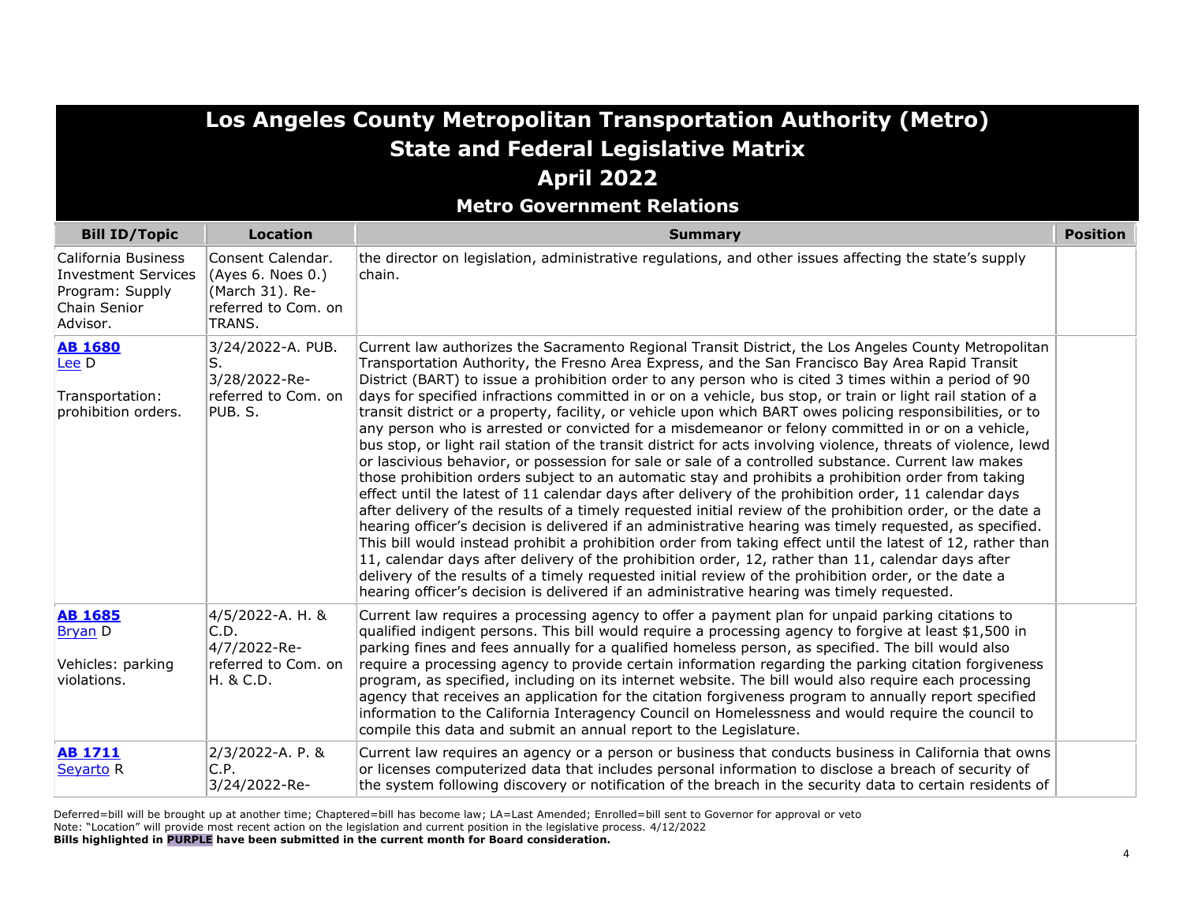# Los Angeles County Metropolitan Transportation Authority (Metro)
## State and Federal Legislative Matrix
## April 2022
### Metro Government Relations

| Bill ID/Topic | Location | Summary | Position |
|---|---|---|---|
| California Business Investment Services Program: Supply Chain Senior Advisor. | Consent Calendar. (Ayes 6. Noes 0.) (March 31). Re-referred to Com. on TRANS. | the director on legislation, administrative regulations, and other issues affecting the state's supply chain. | |
| **AB 1680** Lee D<br><br>Transportation: prohibition orders. | 3/24/2022-A. PUB. S.<br>3/28/2022-Re-referred to Com. on PUB. S. | Current law authorizes the Sacramento Regional Transit District, the Los Angeles County Metropolitan Transportation Authority, the Fresno Area Express, and the San Francisco Bay Area Rapid Transit District (BART) to issue a prohibition order to any person who is cited 3 times within a period of 90 days for specified infractions committed in or on a vehicle, bus stop, or train or light rail station of a transit district or a property, facility, or vehicle upon which BART owes policing responsibilities, or to any person who is arrested or convicted for a misdemeanor or felony committed in or on a vehicle, bus stop, or light rail station of the transit district for acts involving violence, threats of violence, lewd or lascivious behavior, or possession for sale or sale of a controlled substance. Current law makes those prohibition orders subject to an automatic stay and prohibits a prohibition order from taking effect until the latest of 11 calendar days after delivery of the prohibition order, 11 calendar days after delivery of the results of a timely requested initial review of the prohibition order, or the date a hearing officer's decision is delivered if an administrative hearing was timely requested, as specified. This bill would instead prohibit a prohibition order from taking effect until the latest of 12, rather than 11, calendar days after delivery of the prohibition order, 12, rather than 11, calendar days after delivery of the results of a timely requested initial review of the prohibition order, or the date a hearing officer's decision is delivered if an administrative hearing was timely requested. | |
| **AB 1685** Bryan D<br><br>Vehicles: parking violations. | 4/5/2022-A. H. & C.D.<br>4/7/2022-Re-referred to Com. on H. & C.D. | Current law requires a processing agency to offer a payment plan for unpaid parking citations to qualified indigent persons. This bill would require a processing agency to forgive at least $1,500 in parking fines and fees annually for a qualified homeless person, as specified. The bill would also require a processing agency to provide certain information regarding the parking citation forgiveness program, as specified, including on its internet website. The bill would also require each processing agency that receives an application for the citation forgiveness program to annually report specified information to the California Interagency Council on Homelessness and would require the council to compile this data and submit an annual report to the Legislature. | |
| **AB 1711** Seyarto R | 2/3/2022-A. P. & C.P.<br>3/24/2022-Re- | Current law requires an agency or a person or business that conducts business in California that owns or licenses computerized data that includes personal information to disclose a breach of security of the system following discovery or notification of the breach in the security data to certain residents of | |

Deferred=bill will be brought up at another time; Chaptered=bill has become law; LA=Last Amended; Enrolled=bill sent to Governor for approval or veto
Note: "Location" will provide most recent action on the legislation and current position in the legislative process. 4/12/2022
**Bills highlighted in PURPLE have been submitted in the current month for Board consideration.**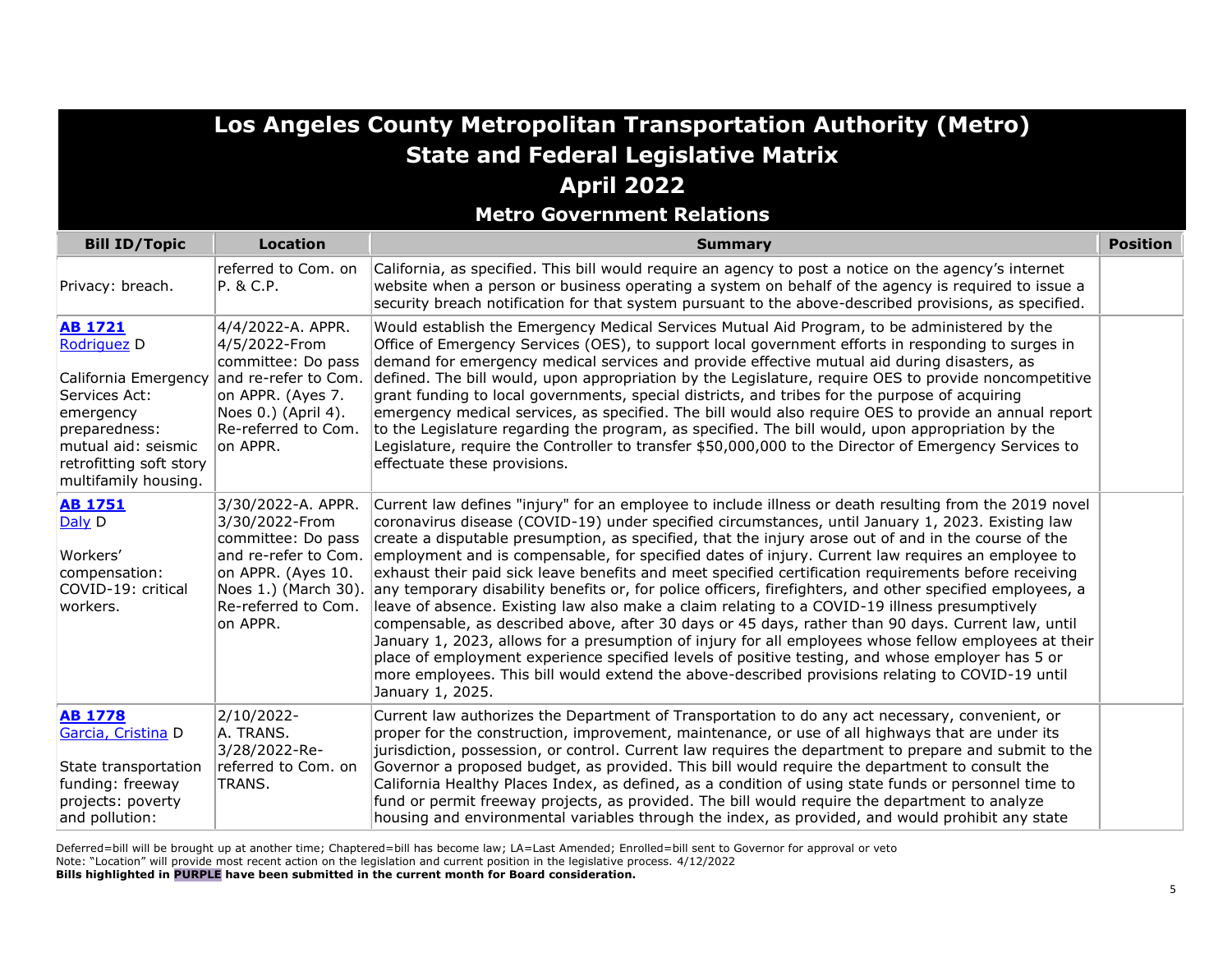# Los Angeles County Metropolitan Transportation Authority (Metro)
## State and Federal Legislative Matrix
## April 2022
### Metro Government Relations

| Bill ID/Topic | Location | Summary | Position |
|---|---|---|---|
| Privacy: breach. | referred to Com. on P. & C.P. | California, as specified. This bill would require an agency to post a notice on the agency's internet website when a person or business operating a system on behalf of the agency is required to issue a security breach notification for that system pursuant to the above-described provisions, as specified. | |
| **AB 1721** Rodriguez D<br><br>California Emergency Services Act: emergency preparedness: mutual aid: seismic retrofitting soft story multifamily housing. | 4/4/2022-A. APPR. 4/5/2022-From committee: Do pass and re-refer to Com. on APPR. (Ayes 7. Noes 0.) (April 4). Re-referred to Com. on APPR. | Would establish the Emergency Medical Services Mutual Aid Program, to be administered by the Office of Emergency Services (OES), to support local government efforts in responding to surges in demand for emergency medical services and provide effective mutual aid during disasters, as defined. The bill would, upon appropriation by the Legislature, require OES to provide noncompetitive grant funding to local governments, special districts, and tribes for the purpose of acquiring emergency medical services, as specified. The bill would also require OES to provide an annual report to the Legislature regarding the program, as specified. The bill would, upon appropriation by the Legislature, require the Controller to transfer $50,000,000 to the Director of Emergency Services to effectuate these provisions. | |
| **AB 1751** Daly D<br><br>Workers' compensation: COVID-19: critical workers. | 3/30/2022-A. APPR. 3/30/2022-From committee: Do pass and re-refer to Com. on APPR. (Ayes 10. Noes 1.) (March 30). Re-referred to Com. on APPR. | Current law defines "injury" for an employee to include illness or death resulting from the 2019 novel coronavirus disease (COVID-19) under specified circumstances, until January 1, 2023. Existing law create a disputable presumption, as specified, that the injury arose out of and in the course of the employment and is compensable, for specified dates of injury. Current law requires an employee to exhaust their paid sick leave benefits and meet specified certification requirements before receiving any temporary disability benefits or, for police officers, firefighters, and other specified employees, a leave of absence. Existing law also make a claim relating to a COVID-19 illness presumptively compensable, as described above, after 30 days or 45 days, rather than 90 days. Current law, until January 1, 2023, allows for a presumption of injury for all employees whose fellow employees at their place of employment experience specified levels of positive testing, and whose employer has 5 or more employees. This bill would extend the above-described provisions relating to COVID-19 until January 1, 2025. | |
| **AB 1778** Garcia, Cristina D<br><br>State transportation funding: freeway projects: poverty and pollution: | 2/10/2022-A. TRANS. 3/28/2022-Re-referred to Com. on TRANS. | Current law authorizes the Department of Transportation to do any act necessary, convenient, or proper for the construction, improvement, maintenance, or use of all highways that are under its jurisdiction, possession, or control. Current law requires the department to prepare and submit to the Governor a proposed budget, as provided. This bill would require the department to consult the California Healthy Places Index, as defined, as a condition of using state funds or personnel time to fund or permit freeway projects, as provided. The bill would require the department to analyze housing and environmental variables through the index, as provided, and would prohibit any state | |

Deferred=bill will be brought up at another time; Chaptered=bill has become law; LA=Last Amended; Enrolled=bill sent to Governor for approval or veto
Note: "Location" will provide most recent action on the legislation and current position in the legislative process. 4/12/2022
**Bills highlighted in PURPLE have been submitted in the current month for Board consideration.**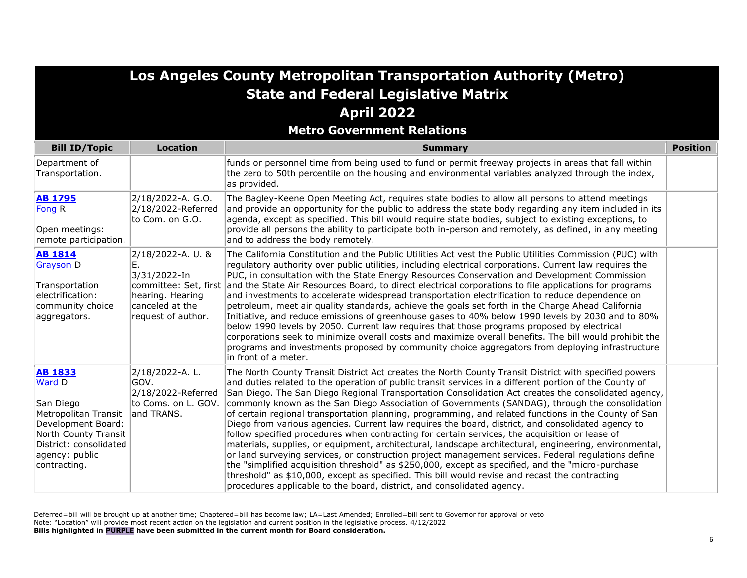# Los Angeles County Metropolitan Transportation Authority (Metro)
## State and Federal Legislative Matrix
## April 2022
### Metro Government Relations

| Bill ID/Topic | Location | Summary | Position |
|---|---|---|---|
| Department of Transportation. | | funds or personnel time from being used to fund or permit freeway projects in areas that fall within the zero to 50th percentile on the housing and environmental variables analyzed through the index, as provided. | |
| **AB 1795** Fong R<br><br>Open meetings: remote participation. | 2/18/2022-A. G.O.<br>2/18/2022-Referred to Com. on G.O. | The Bagley-Keene Open Meeting Act, requires state bodies to allow all persons to attend meetings and provide an opportunity for the public to address the state body regarding any item included in its agenda, except as specified. This bill would require state bodies, subject to existing exceptions, to provide all persons the ability to participate both in-person and remotely, as defined, in any meeting and to address the body remotely. | |
| **AB 1814** Grayson D<br><br>Transportation electrification: community choice aggregators. | 2/18/2022-A. U. & E.<br>3/31/2022-In committee: Set, first hearing. Hearing canceled at the request of author. | The California Constitution and the Public Utilities Act vest the Public Utilities Commission (PUC) with regulatory authority over public utilities, including electrical corporations. Current law requires the PUC, in consultation with the State Energy Resources Conservation and Development Commission and the State Air Resources Board, to direct electrical corporations to file applications for programs and investments to accelerate widespread transportation electrification to reduce dependence on petroleum, meet air quality standards, achieve the goals set forth in the Charge Ahead California Initiative, and reduce emissions of greenhouse gases to 40% below 1990 levels by 2030 and to 80% below 1990 levels by 2050. Current law requires that those programs proposed by electrical corporations seek to minimize overall costs and maximize overall benefits. The bill would prohibit the programs and investments proposed by community choice aggregators from deploying infrastructure in front of a meter. | |
| **AB 1833** Ward D<br><br>San Diego Metropolitan Transit Development Board: North County Transit District: consolidated agency: public contracting. | 2/18/2022-A. L. GOV.<br>2/18/2022-Referred to Coms. on L. GOV. and TRANS. | The North County Transit District Act creates the North County Transit District with specified powers and duties related to the operation of public transit services in a different portion of the County of San Diego. The San Diego Regional Transportation Consolidation Act creates the consolidated agency, commonly known as the San Diego Association of Governments (SANDAG), through the consolidation of certain regional transportation planning, programming, and related functions in the County of San Diego from various agencies. Current law requires the board, district, and consolidated agency to follow specified procedures when contracting for certain services, the acquisition or lease of materials, supplies, or equipment, architectural, landscape architectural, engineering, environmental, or land surveying services, or construction project management services. Federal regulations define the "simplified acquisition threshold" as $250,000, except as specified, and the "micro-purchase threshold" as $10,000, except as specified. This bill would revise and recast the contracting procedures applicable to the board, district, and consolidated agency. | |

Deferred=bill will be brought up at another time; Chaptered=bill has become law; LA=Last Amended; Enrolled=bill sent to Governor for approval or veto
Note: "Location" will provide most recent action on the legislation and current position in the legislative process. 4/12/2022
**Bills highlighted in PURPLE have been submitted in the current month for Board consideration.**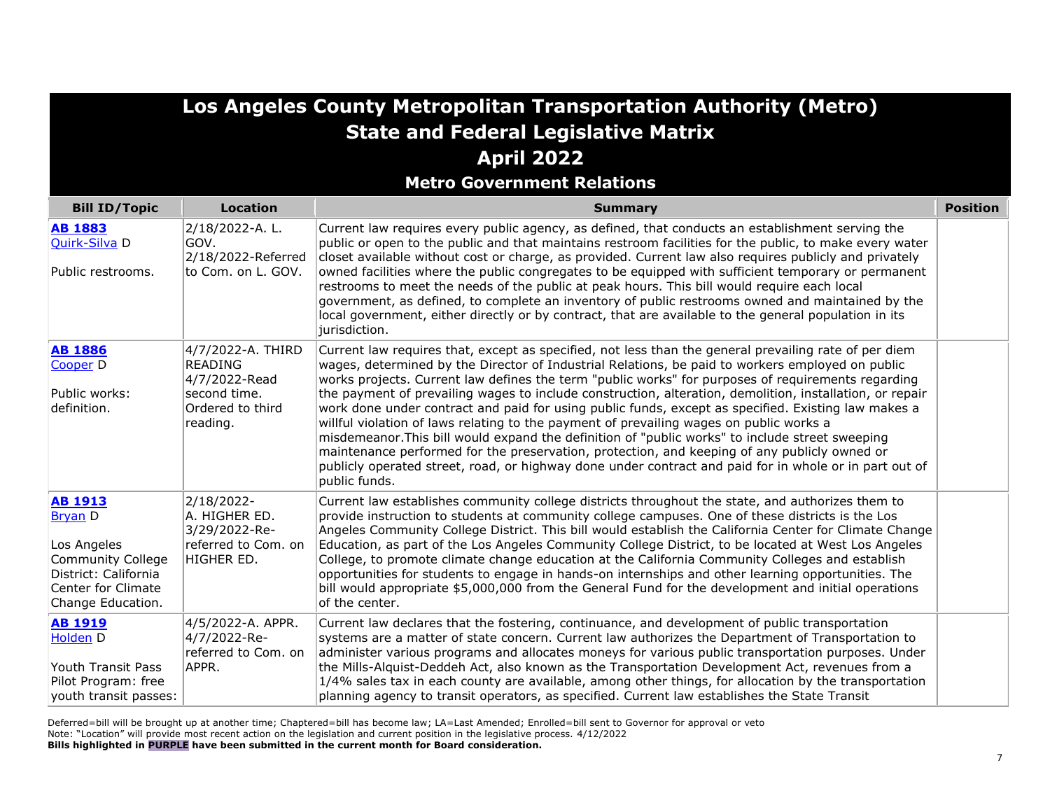# Los Angeles County Metropolitan Transportation Authority (Metro)
## State and Federal Legislative Matrix
## April 2022
### Metro Government Relations

| Bill ID/Topic | Location | Summary | Position |
|---|---|---|---|
| **AB 1883** Quirk-Silva D<br><br>Public restrooms. | 2/18/2022-A. L. GOV.<br>2/18/2022-Referred to Com. on L. GOV. | Current law requires every public agency, as defined, that conducts an establishment serving the public or open to the public and that maintains restroom facilities for the public, to make every water closet available without cost or charge, as provided. Current law also requires publicly and privately owned facilities where the public congregates to be equipped with sufficient temporary or permanent restrooms to meet the needs of the public at peak hours. This bill would require each local government, as defined, to complete an inventory of public restrooms owned and maintained by the local government, either directly or by contract, that are available to the general population in its jurisdiction. | |
| **AB 1886** Cooper D<br><br>Public works: definition. | 4/7/2022-A. THIRD READING<br>4/7/2022-Read second time. Ordered to third reading. | Current law requires that, except as specified, not less than the general prevailing rate of per diem wages, determined by the Director of Industrial Relations, be paid to workers employed on public works projects. Current law defines the term "public works" for purposes of requirements regarding the payment of prevailing wages to include construction, alteration, demolition, installation, or repair work done under contract and paid for using public funds, except as specified. Existing law makes a willful violation of laws relating to the payment of prevailing wages on public works a misdemeanor.This bill would expand the definition of "public works" to include street sweeping maintenance performed for the preservation, protection, and keeping of any publicly owned or publicly operated street, road, or highway done under contract and paid for in whole or in part out of public funds. | |
| **AB 1913** Bryan D<br><br>Los Angeles Community College District: California Center for Climate Change Education. | 2/18/2022-A. HIGHER ED.<br>3/29/2022-Re-referred to Com. on HIGHER ED. | Current law establishes community college districts throughout the state, and authorizes them to provide instruction to students at community college campuses. One of these districts is the Los Angeles Community College District. This bill would establish the California Center for Climate Change Education, as part of the Los Angeles Community College District, to be located at West Los Angeles College, to promote climate change education at the California Community Colleges and establish opportunities for students to engage in hands-on internships and other learning opportunities. The bill would appropriate $5,000,000 from the General Fund for the development and initial operations of the center. | |
| **AB 1919** Holden D<br><br>Youth Transit Pass Pilot Program: free youth transit passes: | 4/5/2022-A. APPR.<br>4/7/2022-Re-referred to Com. on APPR. | Current law declares that the fostering, continuance, and development of public transportation systems are a matter of state concern. Current law authorizes the Department of Transportation to administer various programs and allocates moneys for various public transportation purposes. Under the Mills-Alquist-Deddeh Act, also known as the Transportation Development Act, revenues from a 1/4% sales tax in each county are available, among other things, for allocation by the transportation planning agency to transit operators, as specified. Current law establishes the State Transit | |

Deferred=bill will be brought up at another time; Chaptered=bill has become law; LA=Last Amended; Enrolled=bill sent to Governor for approval or veto
Note: "Location" will provide most recent action on the legislation and current position in the legislative process. 4/12/2022
**Bills highlighted in PURPLE have been submitted in the current month for Board consideration.**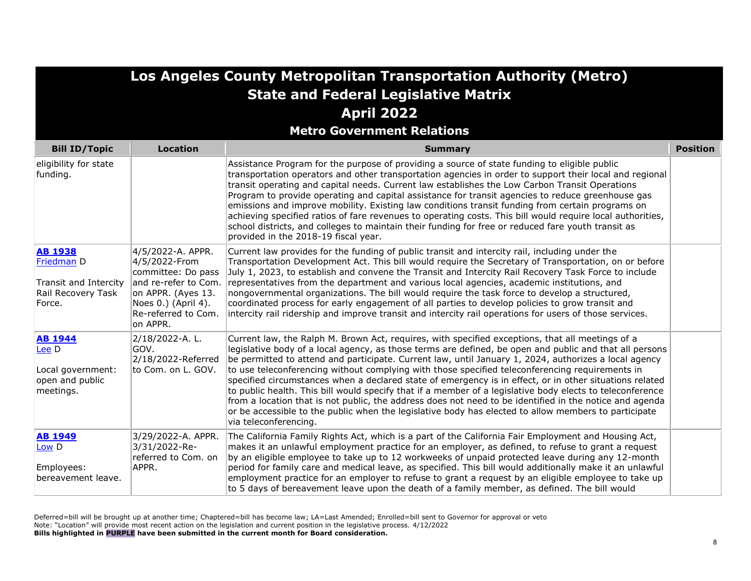# Los Angeles County Metropolitan Transportation Authority (Metro)
## State and Federal Legislative Matrix
## April 2022
### Metro Government Relations

| Bill ID/Topic | Location | Summary | Position |
|---|---|---|---|
| eligibility for state funding. | | Assistance Program for the purpose of providing a source of state funding to eligible public transportation operators and other transportation agencies in order to support their local and regional transit operating and capital needs. Current law establishes the Low Carbon Transit Operations Program to provide operating and capital assistance for transit agencies to reduce greenhouse gas emissions and improve mobility. Existing law conditions transit funding from certain programs on achieving specified ratios of fare revenues to operating costs. This bill would require local authorities, school districts, and colleges to maintain their funding for free or reduced fare youth transit as provided in the 2018-19 fiscal year. | |
| **AB 1938** Friedman D<br><br>Transit and Intercity Rail Recovery Task Force. | 4/5/2022-A. APPR. 4/5/2022-From committee: Do pass and re-refer to Com. on APPR. (Ayes 13. Noes 0.) (April 4). Re-referred to Com. on APPR. | Current law provides for the funding of public transit and intercity rail, including under the Transportation Development Act. This bill would require the Secretary of Transportation, on or before July 1, 2023, to establish and convene the Transit and Intercity Rail Recovery Task Force to include representatives from the department and various local agencies, academic institutions, and nongovernmental organizations. The bill would require the task force to develop a structured, coordinated process for early engagement of all parties to develop policies to grow transit and intercity rail ridership and improve transit and intercity rail operations for users of those services. | |
| **AB 1944** Lee D<br><br>Local government: open and public meetings. | 2/18/2022-A. L. GOV. 2/18/2022-Referred to Com. on L. GOV. | Current law, the Ralph M. Brown Act, requires, with specified exceptions, that all meetings of a legislative body of a local agency, as those terms are defined, be open and public and that all persons be permitted to attend and participate. Current law, until January 1, 2024, authorizes a local agency to use teleconferencing without complying with those specified teleconferencing requirements in specified circumstances when a declared state of emergency is in effect, or in other situations related to public health. This bill would specify that if a member of a legislative body elects to teleconference from a location that is not public, the address does not need to be identified in the notice and agenda or be accessible to the public when the legislative body has elected to allow members to participate via teleconferencing. | |
| **AB 1949** Low D<br><br>Employees: bereavement leave. | 3/29/2022-A. APPR. 3/31/2022-Re-referred to Com. on APPR. | The California Family Rights Act, which is a part of the California Fair Employment and Housing Act, makes it an unlawful employment practice for an employer, as defined, to refuse to grant a request by an eligible employee to take up to 12 workweeks of unpaid protected leave during any 12-month period for family care and medical leave, as specified. This bill would additionally make it an unlawful employment practice for an employer to refuse to grant a request by an eligible employee to take up to 5 days of bereavement leave upon the death of a family member, as defined. The bill would | |

Deferred=bill will be brought up at another time; Chaptered=bill has become law; LA=Last Amended; Enrolled=bill sent to Governor for approval or veto
Note: "Location" will provide most recent action on the legislation and current position in the legislative process. 4/12/2022
**Bills highlighted in PURPLE have been submitted in the current month for Board consideration.**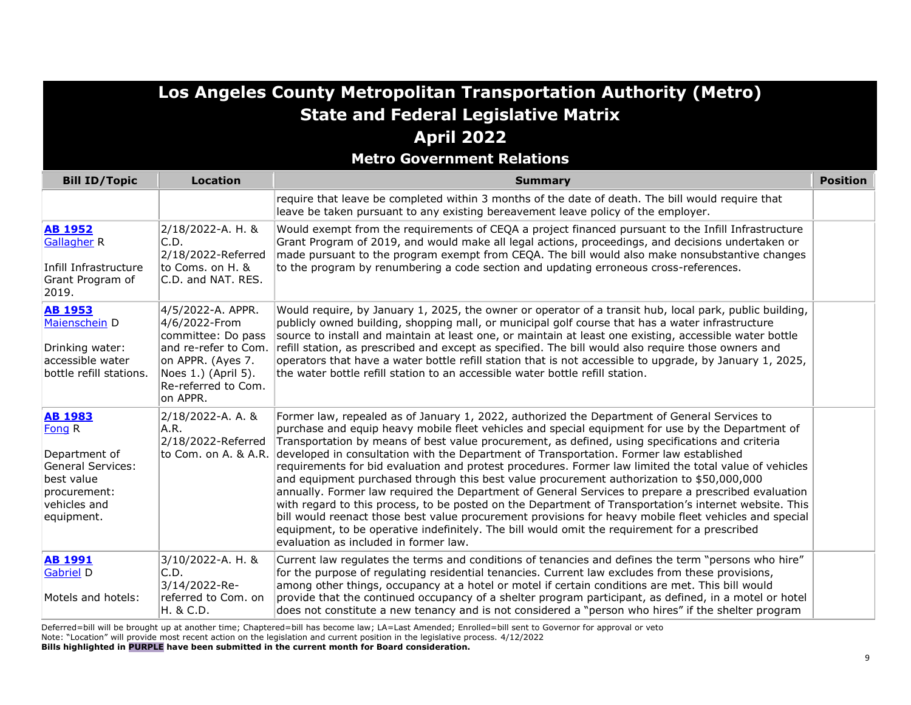# Los Angeles County Metropolitan Transportation Authority (Metro)
## State and Federal Legislative Matrix
## April 2022
### Metro Government Relations

| Bill ID/Topic | Location | Summary | Position |
|---|---|---|---|
| | | require that leave be completed within 3 months of the date of death. The bill would require that leave be taken pursuant to any existing bereavement leave policy of the employer. | |
| **AB 1952** Gallagher R<br><br>Infill Infrastructure Grant Program of 2019. | 2/18/2022-A. H. & C.D.<br>2/18/2022-Referred to Coms. on H. & C.D. and NAT. RES. | Would exempt from the requirements of CEQA a project financed pursuant to the Infill Infrastructure Grant Program of 2019, and would make all legal actions, proceedings, and decisions undertaken or made pursuant to the program exempt from CEQA. The bill would also make nonsubstantive changes to the program by renumbering a code section and updating erroneous cross-references. | |
| **AB 1953** Maienschein D<br><br>Drinking water: accessible water bottle refill stations. | 4/5/2022-A. APPR.<br>4/6/2022-From committee: Do pass and re-refer to Com. on APPR. (Ayes 7. Noes 1.) (April 5). Re-referred to Com. on APPR. | Would require, by January 1, 2025, the owner or operator of a transit hub, local park, public building, publicly owned building, shopping mall, or municipal golf course that has a water infrastructure source to install and maintain at least one, or maintain at least one existing, accessible water bottle refill station, as prescribed and except as specified. The bill would also require those owners and operators that have a water bottle refill station that is not accessible to upgrade, by January 1, 2025, the water bottle refill station to an accessible water bottle refill station. | |
| **AB 1983** Fong R<br><br>Department of General Services: best value procurement: vehicles and equipment. | 2/18/2022-A. A. & A.R.<br>2/18/2022-Referred to Com. on A. & A.R. | Former law, repealed as of January 1, 2022, authorized the Department of General Services to purchase and equip heavy mobile fleet vehicles and special equipment for use by the Department of Transportation by means of best value procurement, as defined, using specifications and criteria developed in consultation with the Department of Transportation. Former law established requirements for bid evaluation and protest procedures. Former law limited the total value of vehicles and equipment purchased through this best value procurement authorization to $50,000,000 annually. Former law required the Department of General Services to prepare a prescribed evaluation with regard to this process, to be posted on the Department of Transportation's internet website. This bill would reenact those best value procurement provisions for heavy mobile fleet vehicles and special equipment, to be operative indefinitely. The bill would omit the requirement for a prescribed evaluation as included in former law. | |
| **AB 1991** Gabriel D<br><br>Motels and hotels: | 3/10/2022-A. H. & C.D.<br>3/14/2022-Re-referred to Com. on H. & C.D. | Current law regulates the terms and conditions of tenancies and defines the term "persons who hire" for the purpose of regulating residential tenancies. Current law excludes from these provisions, among other things, occupancy at a hotel or motel if certain conditions are met. This bill would provide that the continued occupancy of a shelter program participant, as defined, in a motel or hotel does not constitute a new tenancy and is not considered a "person who hires" if the shelter program | |

Deferred=bill will be brought up at another time; Chaptered=bill has become law; LA=Last Amended; Enrolled=bill sent to Governor for approval or veto
Note: "Location" will provide most recent action on the legislation and current position in the legislative process. 4/12/2022
**Bills highlighted in PURPLE have been submitted in the current month for Board consideration.**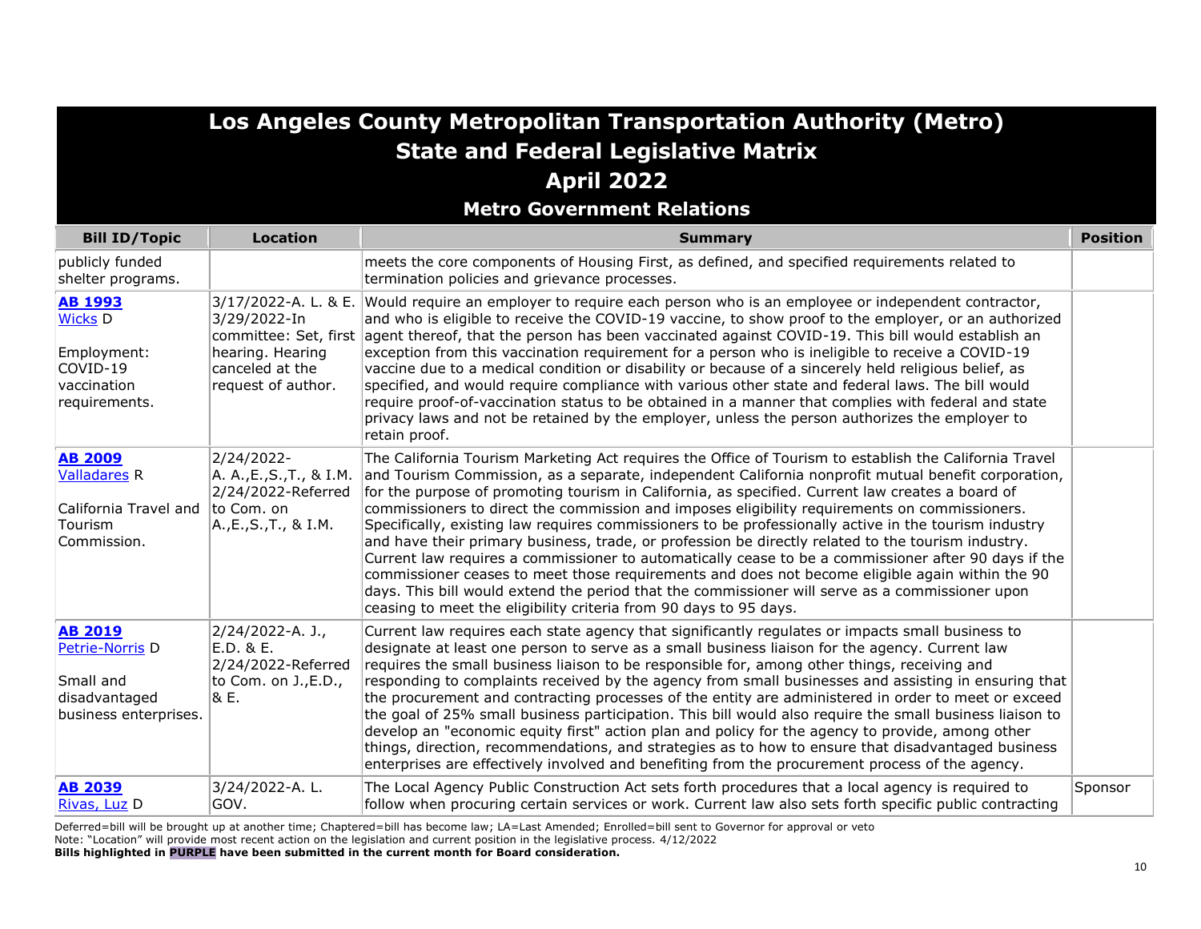# Los Angeles County Metropolitan Transportation Authority (Metro)
## State and Federal Legislative Matrix
## April 2022
### Metro Government Relations

| Bill ID/Topic | Location | Summary | Position |
|---|---|---|---|
| publicly funded shelter programs. | | meets the core components of Housing First, as defined, and specified requirements related to termination policies and grievance processes. | |
| **AB 1993** Wicks D<br><br>Employment: COVID-19 vaccination requirements. | 3/17/2022-A. L. & E. 3/29/2022-In committee: Set, first hearing. Hearing canceled at the request of author. | Would require an employer to require each person who is an employee or independent contractor, and who is eligible to receive the COVID-19 vaccine, to show proof to the employer, or an authorized agent thereof, that the person has been vaccinated against COVID-19. This bill would establish an exception from this vaccination requirement for a person who is ineligible to receive a COVID-19 vaccine due to a medical condition or disability or because of a sincerely held religious belief, as specified, and would require compliance with various other state and federal laws. The bill would require proof-of-vaccination status to be obtained in a manner that complies with federal and state privacy laws and not be retained by the employer, unless the person authorizes the employer to retain proof. | |
| **AB 2009** Valladares R<br><br>California Travel and Tourism Commission. | 2/24/2022-A. A.,E.,S.,T., & I.M. 2/24/2022-Referred to Com. on A.,E.,S.,T., & I.M. | The California Tourism Marketing Act requires the Office of Tourism to establish the California Travel and Tourism Commission, as a separate, independent California nonprofit mutual benefit corporation, for the purpose of promoting tourism in California, as specified. Current law creates a board of commissioners to direct the commission and imposes eligibility requirements on commissioners. Specifically, existing law requires commissioners to be professionally active in the tourism industry and have their primary business, trade, or profession be directly related to the tourism industry. Current law requires a commissioner to automatically cease to be a commissioner after 90 days if the commissioner ceases to meet those requirements and does not become eligible again within the 90 days. This bill would extend the period that the commissioner will serve as a commissioner upon ceasing to meet the eligibility criteria from 90 days to 95 days. | |
| **AB 2019** Petrie-Norris D<br><br>Small and disadvantaged business enterprises. | 2/24/2022-A. J., E.D. & E. 2/24/2022-Referred to Com. on J.,E.D., & E. | Current law requires each state agency that significantly regulates or impacts small business to designate at least one person to serve as a small business liaison for the agency. Current law requires the small business liaison to be responsible for, among other things, receiving and responding to complaints received by the agency from small businesses and assisting in ensuring that the procurement and contracting processes of the entity are administered in order to meet or exceed the goal of 25% small business participation. This bill would also require the small business liaison to develop an "economic equity first" action plan and policy for the agency to provide, among other things, direction, recommendations, and strategies as to how to ensure that disadvantaged business enterprises are effectively involved and benefiting from the procurement process of the agency. | |
| **AB 2039** Rivas, Luz D | 3/24/2022-A. L. GOV. | The Local Agency Public Construction Act sets forth procedures that a local agency is required to follow when procuring certain services or work. Current law also sets forth specific public contracting | Sponsor |

Deferred=bill will be brought up at another time; Chaptered=bill has become law; LA=Last Amended; Enrolled=bill sent to Governor for approval or veto
Note: "Location" will provide most recent action on the legislation and current position in the legislative process. 4/12/2022
**Bills highlighted in PURPLE have been submitted in the current month for Board consideration.**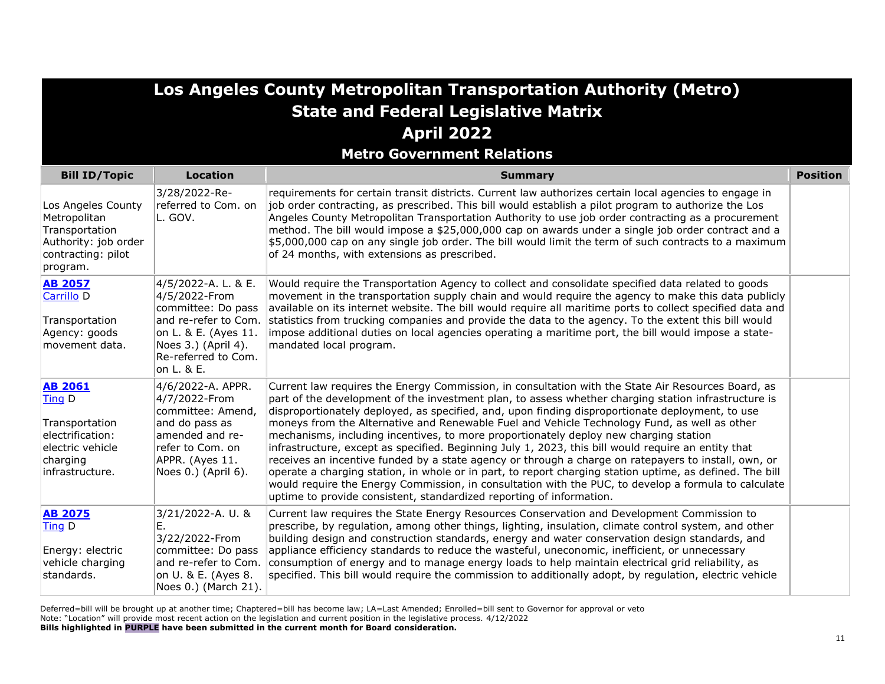# Los Angeles County Metropolitan Transportation Authority (Metro)
## State and Federal Legislative Matrix
## April 2022
### Metro Government Relations

| Bill ID/Topic | Location | Summary | Position |
|---|---|---|---|
| Los Angeles County Metropolitan Transportation Authority: job order contracting: pilot program. | 3/28/2022-Re-referred to Com. on L. GOV. | requirements for certain transit districts. Current law authorizes certain local agencies to engage in job order contracting, as prescribed. This bill would establish a pilot program to authorize the Los Angeles County Metropolitan Transportation Authority to use job order contracting as a procurement method. The bill would impose a $25,000,000 cap on awards under a single job order contract and a $5,000,000 cap on any single job order. The bill would limit the term of such contracts to a maximum of 24 months, with extensions as prescribed. | |
| **AB 2057** Carrillo D<br><br>Transportation Agency: goods movement data. | 4/5/2022-A. L. & E.<br>4/5/2022-From committee: Do pass and re-refer to Com. on L. & E. (Ayes 11. Noes 3.) (April 4). Re-referred to Com. on L. & E. | Would require the Transportation Agency to collect and consolidate specified data related to goods movement in the transportation supply chain and would require the agency to make this data publicly available on its internet website. The bill would require all maritime ports to collect specified data and statistics from trucking companies and provide the data to the agency. To the extent this bill would impose additional duties on local agencies operating a maritime port, the bill would impose a state-mandated local program. | |
| **AB 2061** Ting D<br><br>Transportation electrification: electric vehicle charging infrastructure. | 4/6/2022-A. APPR.<br>4/7/2022-From committee: Amend, and do pass as amended and re-refer to Com. on APPR. (Ayes 11. Noes 0.) (April 6). | Current law requires the Energy Commission, in consultation with the State Air Resources Board, as part of the development of the investment plan, to assess whether charging station infrastructure is disproportionately deployed, as specified, and, upon finding disproportionate deployment, to use moneys from the Alternative and Renewable Fuel and Vehicle Technology Fund, as well as other mechanisms, including incentives, to more proportionately deploy new charging station infrastructure, except as specified. Beginning July 1, 2023, this bill would require an entity that receives an incentive funded by a state agency or through a charge on ratepayers to install, own, or operate a charging station, in whole or in part, to report charging station uptime, as defined. The bill would require the Energy Commission, in consultation with the PUC, to develop a formula to calculate uptime to provide consistent, standardized reporting of information. | |
| **AB 2075** Ting D<br><br>Energy: electric vehicle charging standards. | 3/21/2022-A. U. & E.<br>3/22/2022-From committee: Do pass and re-refer to Com. on U. & E. (Ayes 8. Noes 0.) (March 21). | Current law requires the State Energy Resources Conservation and Development Commission to prescribe, by regulation, among other things, lighting, insulation, climate control system, and other building design and construction standards, energy and water conservation design standards, and appliance efficiency standards to reduce the wasteful, uneconomic, inefficient, or unnecessary consumption of energy and to manage energy loads to help maintain electrical grid reliability, as specified. This bill would require the commission to additionally adopt, by regulation, electric vehicle | |

Deferred=bill will be brought up at another time; Chaptered=bill has become law; LA=Last Amended; Enrolled=bill sent to Governor for approval or veto
Note: "Location" will provide most recent action on the legislation and current position in the legislative process. 4/12/2022
**Bills highlighted in PURPLE have been submitted in the current month for Board consideration.**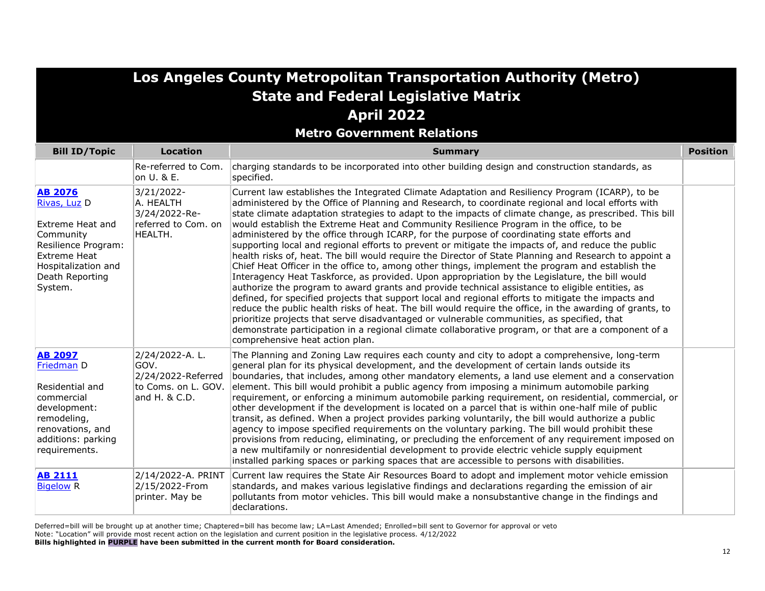# Los Angeles County Metropolitan Transportation Authority (Metro)
## State and Federal Legislative Matrix
## April 2022
### Metro Government Relations

| Bill ID/Topic | Location | Summary | Position |
|---|---|---|---|
| | Re-referred to Com. on U. & E. | charging standards to be incorporated into other building design and construction standards, as specified. | |
| **AB 2076** Rivas, Luz D<br><br>Extreme Heat and Community Resilience Program: Extreme Heat Hospitalization and Death Reporting System. | 3/21/2022-A. HEALTH 3/24/2022-Re-referred to Com. on HEALTH. | Current law establishes the Integrated Climate Adaptation and Resiliency Program (ICARP), to be administered by the Office of Planning and Research, to coordinate regional and local efforts with state climate adaptation strategies to adapt to the impacts of climate change, as prescribed. This bill would establish the Extreme Heat and Community Resilience Program in the office, to be administered by the office through ICARP, for the purpose of coordinating state efforts and supporting local and regional efforts to prevent or mitigate the impacts of, and reduce the public health risks of, heat. The bill would require the Director of State Planning and Research to appoint a Chief Heat Officer in the office to, among other things, implement the program and establish the Interagency Heat Taskforce, as provided. Upon appropriation by the Legislature, the bill would authorize the program to award grants and provide technical assistance to eligible entities, as defined, for specified projects that support local and regional efforts to mitigate the impacts and reduce the public health risks of heat. The bill would require the office, in the awarding of grants, to prioritize projects that serve disadvantaged or vulnerable communities, as specified, that demonstrate participation in a regional climate collaborative program, or that are a component of a comprehensive heat action plan. | |
| **AB 2097** Friedman D<br><br>Residential and commercial development: remodeling, renovations, and additions: parking requirements. | 2/24/2022-A. L. GOV. 2/24/2022-Referred to Coms. on L. GOV. and H. & C.D. | The Planning and Zoning Law requires each county and city to adopt a comprehensive, long-term general plan for its physical development, and the development of certain lands outside its boundaries, that includes, among other mandatory elements, a land use element and a conservation element. This bill would prohibit a public agency from imposing a minimum automobile parking requirement, or enforcing a minimum automobile parking requirement, on residential, commercial, or other development if the development is located on a parcel that is within one-half mile of public transit, as defined. When a project provides parking voluntarily, the bill would authorize a public agency to impose specified requirements on the voluntary parking. The bill would prohibit these provisions from reducing, eliminating, or precluding the enforcement of any requirement imposed on a new multifamily or nonresidential development to provide electric vehicle supply equipment installed parking spaces or parking spaces that are accessible to persons with disabilities. | |
| **AB 2111** Bigelow R | 2/14/2022-A. PRINT 2/15/2022-From printer. May be | Current law requires the State Air Resources Board to adopt and implement motor vehicle emission standards, and makes various legislative findings and declarations regarding the emission of air pollutants from motor vehicles. This bill would make a nonsubstantive change in the findings and declarations. | |

Deferred=bill will be brought up at another time; Chaptered=bill has become law; LA=Last Amended; Enrolled=bill sent to Governor for approval or veto
Note: "Location" will provide most recent action on the legislation and current position in the legislative process. 4/12/2022
**Bills highlighted in PURPLE have been submitted in the current month for Board consideration.**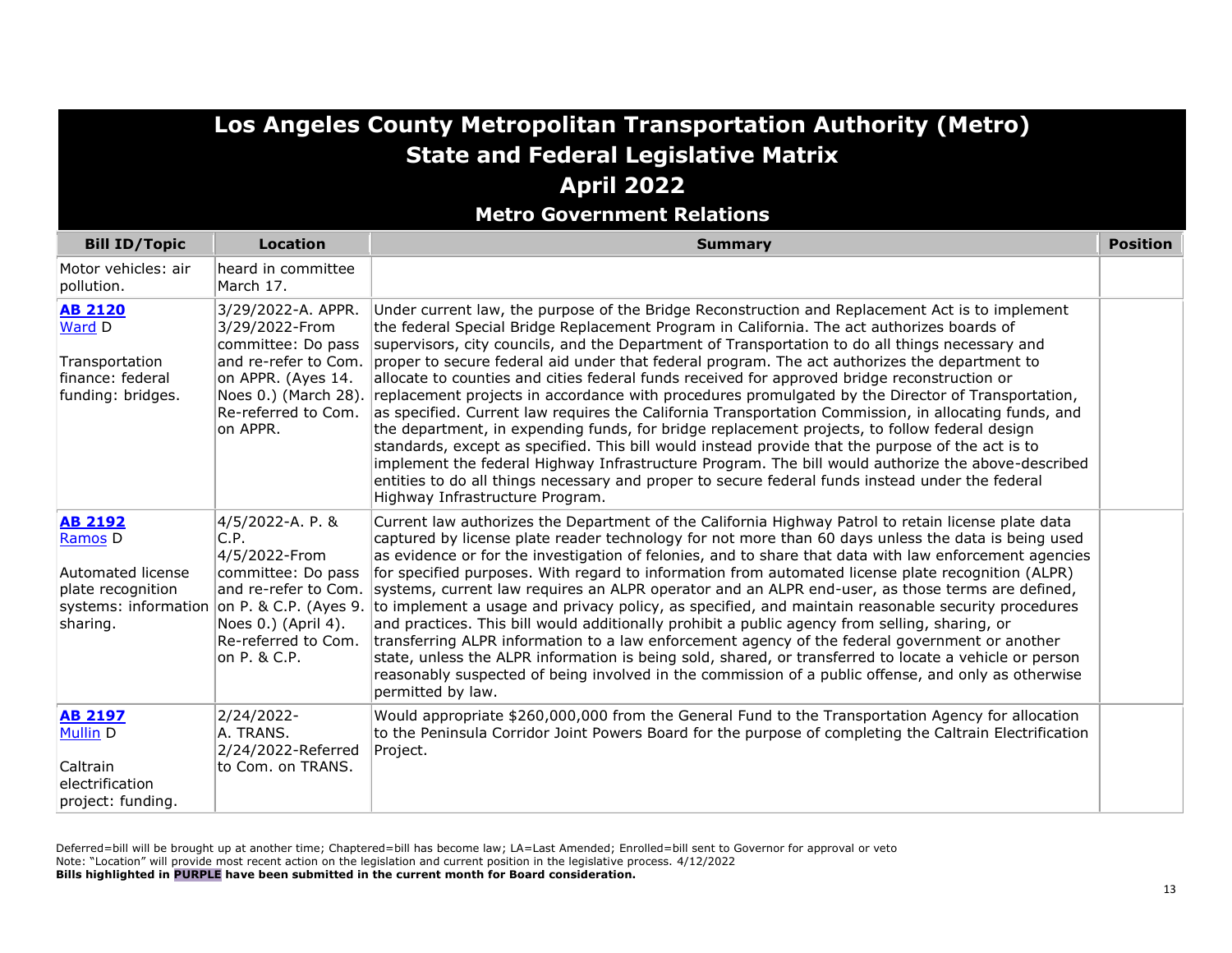# Los Angeles County Metropolitan Transportation Authority (Metro)
## State and Federal Legislative Matrix
## April 2022
### Metro Government Relations

| Bill ID/Topic | Location | Summary | Position |
|---|---|---|---|
| Motor vehicles: air pollution. | heard in committee March 17. | | |
| **AB 2120** Ward D<br><br>Transportation finance: federal funding: bridges. | 3/29/2022-A. APPR.<br>3/29/2022-From committee: Do pass and re-refer to Com. on APPR. (Ayes 14. Noes 0.) (March 28). Re-referred to Com. on APPR. | Under current law, the purpose of the Bridge Reconstruction and Replacement Act is to implement the federal Special Bridge Replacement Program in California. The act authorizes boards of supervisors, city councils, and the Department of Transportation to do all things necessary and proper to secure federal aid under that federal program. The act authorizes the department to allocate to counties and cities federal funds received for approved bridge reconstruction or replacement projects in accordance with procedures promulgated by the Director of Transportation, as specified. Current law requires the California Transportation Commission, in allocating funds, and the department, in expending funds, for bridge replacement projects, to follow federal design standards, except as specified. This bill would instead provide that the purpose of the act is to implement the federal Highway Infrastructure Program. The bill would authorize the above-described entities to do all things necessary and proper to secure federal funds instead under the federal Highway Infrastructure Program. | |
| **AB 2192** Ramos D<br><br>Automated license plate recognition systems: information sharing. | 4/5/2022-A. P. & C.P.<br>4/5/2022-From committee: Do pass and re-refer to Com. on P. & C.P. (Ayes 9. Noes 0.) (April 4). Re-referred to Com. on P. & C.P. | Current law authorizes the Department of the California Highway Patrol to retain license plate data captured by license plate reader technology for not more than 60 days unless the data is being used as evidence or for the investigation of felonies, and to share that data with law enforcement agencies for specified purposes. With regard to information from automated license plate recognition (ALPR) systems, current law requires an ALPR operator and an ALPR end-user, as those terms are defined, to implement a usage and privacy policy, as specified, and maintain reasonable security procedures and practices. This bill would additionally prohibit a public agency from selling, sharing, or transferring ALPR information to a law enforcement agency of the federal government or another state, unless the ALPR information is being sold, shared, or transferred to locate a vehicle or person reasonably suspected of being involved in the commission of a public offense, and only as otherwise permitted by law. | |
| **AB 2197** Mullin D<br><br>Caltrain electrification project: funding. | 2/24/2022-A. TRANS.<br>2/24/2022-Referred to Com. on TRANS. | Would appropriate $260,000,000 from the General Fund to the Transportation Agency for allocation to the Peninsula Corridor Joint Powers Board for the purpose of completing the Caltrain Electrification Project. | |

Deferred=bill will be brought up at another time; Chaptered=bill has become law; LA=Last Amended; Enrolled=bill sent to Governor for approval or veto
Note: "Location" will provide most recent action on the legislation and current position in the legislative process. 4/12/2022
**Bills highlighted in PURPLE have been submitted in the current month for Board consideration.**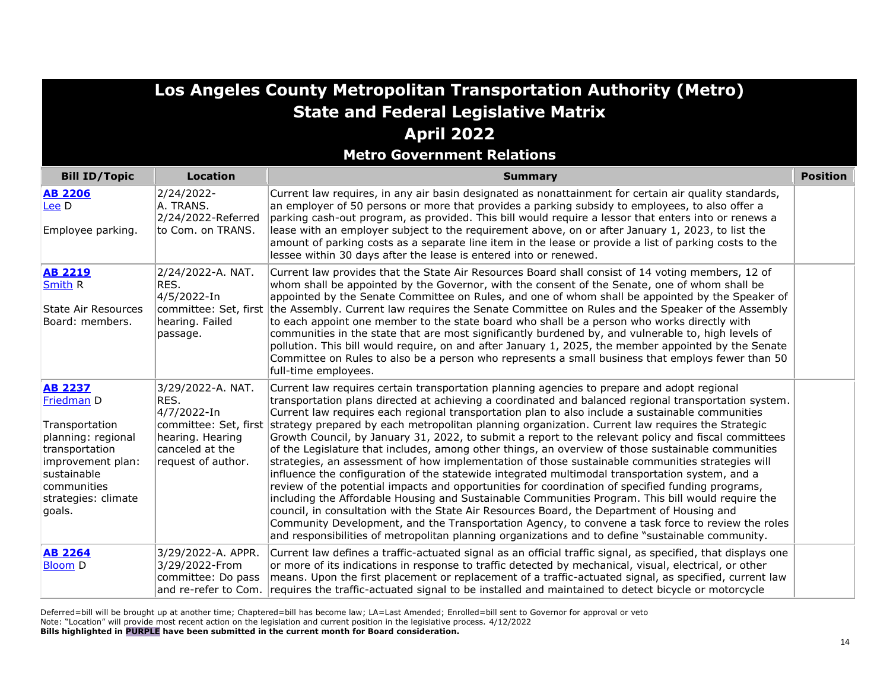# Los Angeles County Metropolitan Transportation Authority (Metro)
## State and Federal Legislative Matrix
## April 2022
### Metro Government Relations

| Bill ID/Topic | Location | Summary | Position |
|---|---|---|---|
| **AB 2206**<br>Lee D<br><br>Employee parking. | 2/24/2022-<br>A. TRANS.<br>2/24/2022-Referred to Com. on TRANS. | Current law requires, in any air basin designated as nonattainment for certain air quality standards, an employer of 50 persons or more that provides a parking subsidy to employees, to also offer a parking cash-out program, as provided. This bill would require a lessor that enters into or renews a lease with an employer subject to the requirement above, on or after January 1, 2023, to list the amount of parking costs as a separate line item in the lease or provide a list of parking costs to the lessee within 30 days after the lease is entered into or renewed. | |
| **AB 2219**<br>Smith R<br><br>State Air Resources Board: members. | 2/24/2022-A. NAT. RES.<br>4/5/2022-In committee: Set, first hearing. Failed passage. | Current law provides that the State Air Resources Board shall consist of 14 voting members, 12 of whom shall be appointed by the Governor, with the consent of the Senate, one of whom shall be appointed by the Senate Committee on Rules, and one of whom shall be appointed by the Speaker of the Assembly. Current law requires the Senate Committee on Rules and the Speaker of the Assembly to each appoint one member to the state board who shall be a person who works directly with communities in the state that are most significantly burdened by, and vulnerable to, high levels of pollution. This bill would require, on and after January 1, 2025, the member appointed by the Senate Committee on Rules to also be a person who represents a small business that employs fewer than 50 full-time employees. | |
| **AB 2237**<br>Friedman D<br><br>Transportation planning: regional transportation improvement plan: sustainable communities strategies: climate goals. | 3/29/2022-A. NAT. RES.<br>4/7/2022-In committee: Set, first hearing. Hearing canceled at the request of author. | Current law requires certain transportation planning agencies to prepare and adopt regional transportation plans directed at achieving a coordinated and balanced regional transportation system. Current law requires each regional transportation plan to also include a sustainable communities strategy prepared by each metropolitan planning organization. Current law requires the Strategic Growth Council, by January 31, 2022, to submit a report to the relevant policy and fiscal committees of the Legislature that includes, among other things, an overview of those sustainable communities strategies, an assessment of how implementation of those sustainable communities strategies will influence the configuration of the statewide integrated multimodal transportation system, and a review of the potential impacts and opportunities for coordination of specified funding programs, including the Affordable Housing and Sustainable Communities Program. This bill would require the council, in consultation with the State Air Resources Board, the Department of Housing and Community Development, and the Transportation Agency, to convene a task force to review the roles and responsibilities of metropolitan planning organizations and to define "sustainable community. | |
| **AB 2264**<br>Bloom D | 3/29/2022-A. APPR.<br>3/29/2022-From committee: Do pass and re-refer to Com. | Current law defines a traffic-actuated signal as an official traffic signal, as specified, that displays one or more of its indications in response to traffic detected by mechanical, visual, electrical, or other means. Upon the first placement or replacement of a traffic-actuated signal, as specified, current law requires the traffic-actuated signal to be installed and maintained to detect bicycle or motorcycle | |

Deferred=bill will be brought up at another time; Chaptered=bill has become law; LA=Last Amended; Enrolled=bill sent to Governor for approval or veto
Note: "Location" will provide most recent action on the legislation and current position in the legislative process. 4/12/2022
**Bills highlighted in PURPLE have been submitted in the current month for Board consideration.**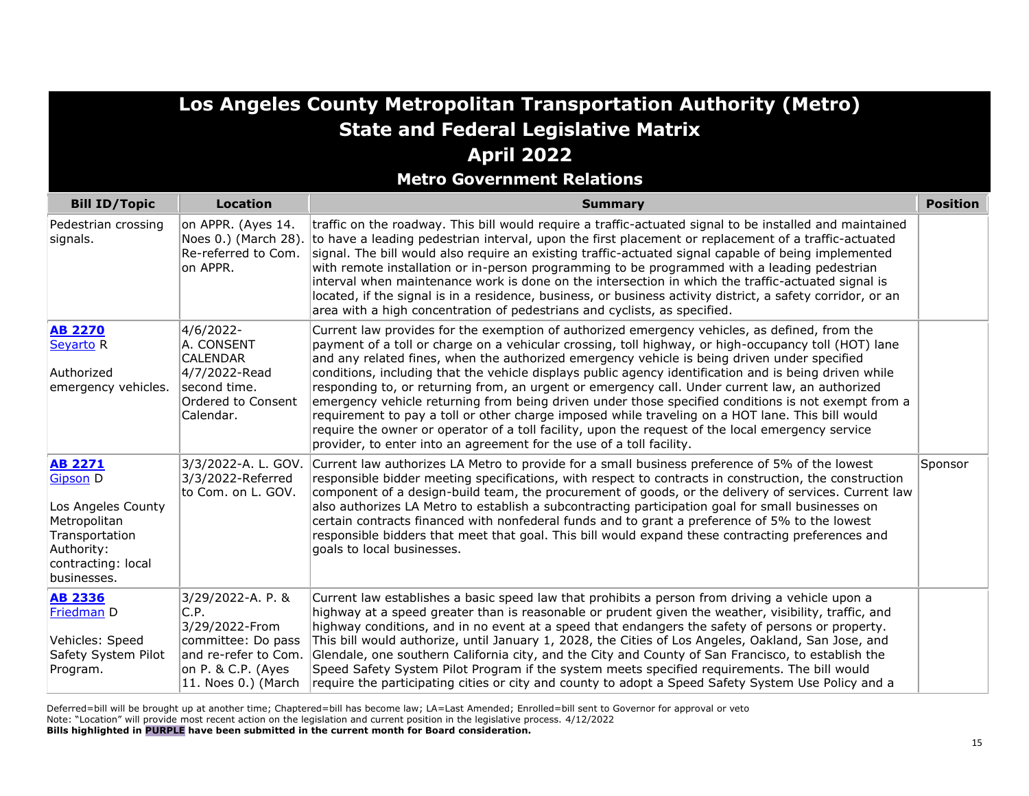# Los Angeles County Metropolitan Transportation Authority (Metro)
## State and Federal Legislative Matrix
## April 2022
### Metro Government Relations

| Bill ID/Topic | Location | Summary | Position |
|---|---|---|---|
| Pedestrian crossing signals. | on APPR. (Ayes 14. Noes 0.) (March 28). Re-referred to Com. on APPR. | traffic on the roadway. This bill would require a traffic-actuated signal to be installed and maintained to have a leading pedestrian interval, upon the first placement or replacement of a traffic-actuated signal. The bill would also require an existing traffic-actuated signal capable of being implemented with remote installation or in-person programming to be programmed with a leading pedestrian interval when maintenance work is done on the intersection in which the traffic-actuated signal is located, if the signal is in a residence, business, or business activity district, a safety corridor, or an area with a high concentration of pedestrians and cyclists, as specified. | |
| **AB 2270** Seyarto R<br><br>Authorized emergency vehicles. | 4/6/2022- A. CONSENT CALENDAR 4/7/2022-Read second time. Ordered to Consent Calendar. | Current law provides for the exemption of authorized emergency vehicles, as defined, from the payment of a toll or charge on a vehicular crossing, toll highway, or high-occupancy toll (HOT) lane and any related fines, when the authorized emergency vehicle is being driven under specified conditions, including that the vehicle displays public agency identification and is being driven while responding to, or returning from, an urgent or emergency call. Under current law, an authorized emergency vehicle returning from being driven under those specified conditions is not exempt from a requirement to pay a toll or other charge imposed while traveling on a HOT lane. This bill would require the owner or operator of a toll facility, upon the request of the local emergency service provider, to enter into an agreement for the use of a toll facility. | |
| **AB 2271** Gipson D<br><br>Los Angeles County Metropolitan Transportation Authority: contracting: local businesses. | 3/3/2022-A. L. GOV. 3/3/2022-Referred to Com. on L. GOV. | Current law authorizes LA Metro to provide for a small business preference of 5% of the lowest responsible bidder meeting specifications, with respect to contracts in construction, the construction component of a design-build team, the procurement of goods, or the delivery of services. Current law also authorizes LA Metro to establish a subcontracting participation goal for small businesses on certain contracts financed with nonfederal funds and to grant a preference of 5% to the lowest responsible bidders that meet that goal. This bill would expand these contracting preferences and goals to local businesses. | Sponsor |
| **AB 2336** Friedman D<br><br>Vehicles: Speed Safety System Pilot Program. | 3/29/2022-A. P. & C.P. 3/29/2022-From committee: Do pass and re-refer to Com. on P. & C.P. (Ayes 11. Noes 0.) (March | Current law establishes a basic speed law that prohibits a person from driving a vehicle upon a highway at a speed greater than is reasonable or prudent given the weather, visibility, traffic, and highway conditions, and in no event at a speed that endangers the safety of persons or property. This bill would authorize, until January 1, 2028, the Cities of Los Angeles, Oakland, San Jose, and Glendale, one southern California city, and the City and County of San Francisco, to establish the Speed Safety System Pilot Program if the system meets specified requirements. The bill would require the participating cities or city and county to adopt a Speed Safety System Use Policy and a | |

Deferred=bill will be brought up at another time; Chaptered=bill has become law; LA=Last Amended; Enrolled=bill sent to Governor for approval or veto
Note: "Location" will provide most recent action on the legislation and current position in the legislative process. 4/12/2022
**Bills highlighted in PURPLE have been submitted in the current month for Board consideration.**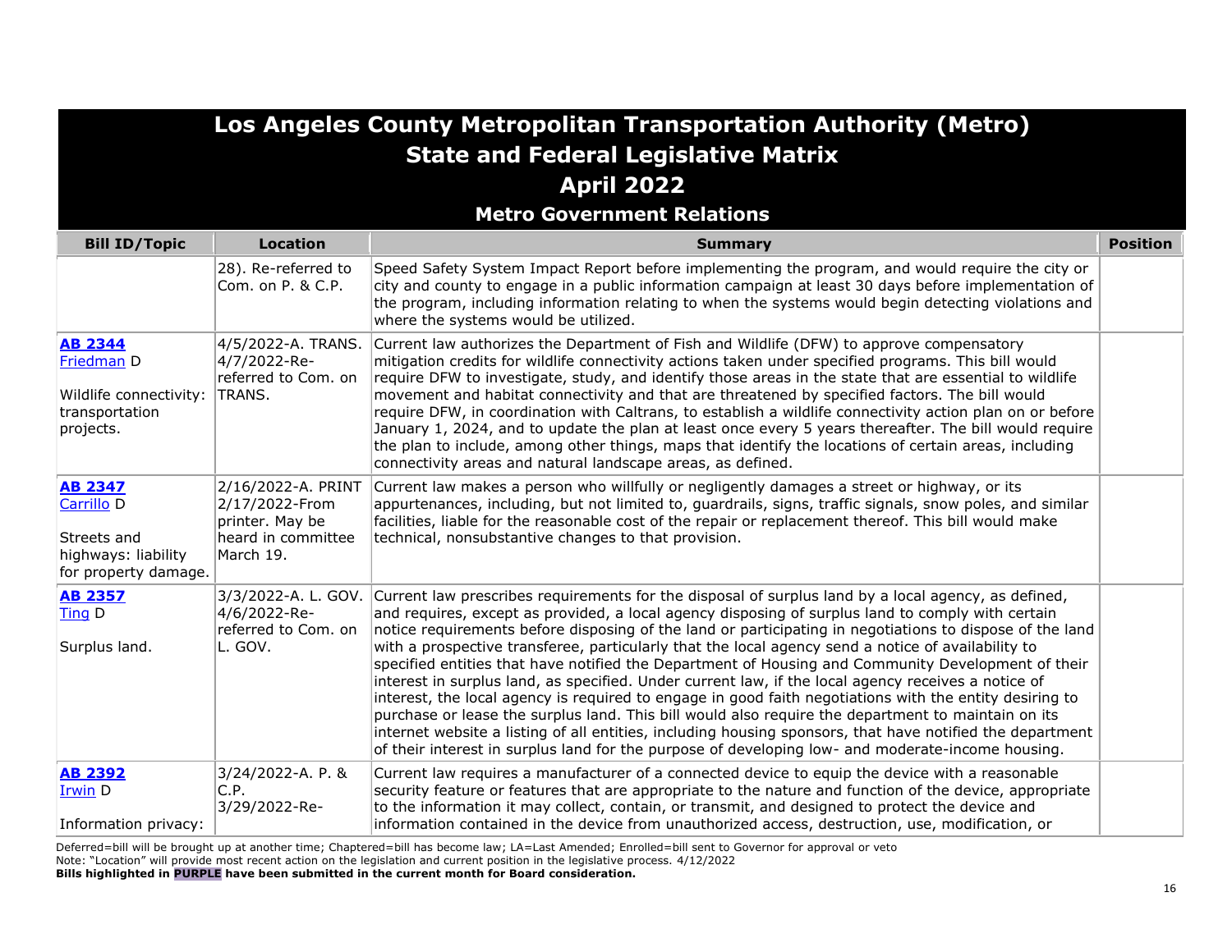# Los Angeles County Metropolitan Transportation Authority (Metro)
## State and Federal Legislative Matrix
## April 2022
### Metro Government Relations

| Bill ID/Topic | Location | Summary | Position |
|---|---|---|---|
| | 28). Re-referred to Com. on P. & C.P. | Speed Safety System Impact Report before implementing the program, and would require the city or city and county to engage in a public information campaign at least 30 days before implementation of the program, including information relating to when the systems would begin detecting violations and where the systems would be utilized. | |
| **AB 2344** Friedman D<br><br>Wildlife connectivity: transportation projects. | 4/5/2022-A. TRANS. 4/7/2022-Re-referred to Com. on TRANS. | Current law authorizes the Department of Fish and Wildlife (DFW) to approve compensatory mitigation credits for wildlife connectivity actions taken under specified programs. This bill would require DFW to investigate, study, and identify those areas in the state that are essential to wildlife movement and habitat connectivity and that are threatened by specified factors. The bill would require DFW, in coordination with Caltrans, to establish a wildlife connectivity action plan on or before January 1, 2024, and to update the plan at least once every 5 years thereafter. The bill would require the plan to include, among other things, maps that identify the locations of certain areas, including connectivity areas and natural landscape areas, as defined. | |
| **AB 2347** Carrillo D<br><br>Streets and highways: liability for property damage. | 2/16/2022-A. PRINT 2/17/2022-From printer. May be heard in committee March 19. | Current law makes a person who willfully or negligently damages a street or highway, or its appurtenances, including, but not limited to, guardrails, signs, traffic signals, snow poles, and similar facilities, liable for the reasonable cost of the repair or replacement thereof. This bill would make technical, nonsubstantive changes to that provision. | |
| **AB 2357** Ting D<br><br>Surplus land. | 3/3/2022-A. L. GOV. 4/6/2022-Re-referred to Com. on L. GOV. | Current law prescribes requirements for the disposal of surplus land by a local agency, as defined, and requires, except as provided, a local agency disposing of surplus land to comply with certain notice requirements before disposing of the land or participating in negotiations to dispose of the land with a prospective transferee, particularly that the local agency send a notice of availability to specified entities that have notified the Department of Housing and Community Development of their interest in surplus land, as specified. Under current law, if the local agency receives a notice of interest, the local agency is required to engage in good faith negotiations with the entity desiring to purchase or lease the surplus land. This bill would also require the department to maintain on its internet website a listing of all entities, including housing sponsors, that have notified the department of their interest in surplus land for the purpose of developing low- and moderate-income housing. | |
| **AB 2392** Irwin D<br><br>Information privacy: | 3/24/2022-A. P. & C.P. 3/29/2022-Re- | Current law requires a manufacturer of a connected device to equip the device with a reasonable security feature or features that are appropriate to the nature and function of the device, appropriate to the information it may collect, contain, or transmit, and designed to protect the device and information contained in the device from unauthorized access, destruction, use, modification, or | |

Deferred=bill will be brought up at another time; Chaptered=bill has become law; LA=Last Amended; Enrolled=bill sent to Governor for approval or veto
Note: "Location" will provide most recent action on the legislation and current position in the legislative process. 4/12/2022
**Bills highlighted in PURPLE have been submitted in the current month for Board consideration.**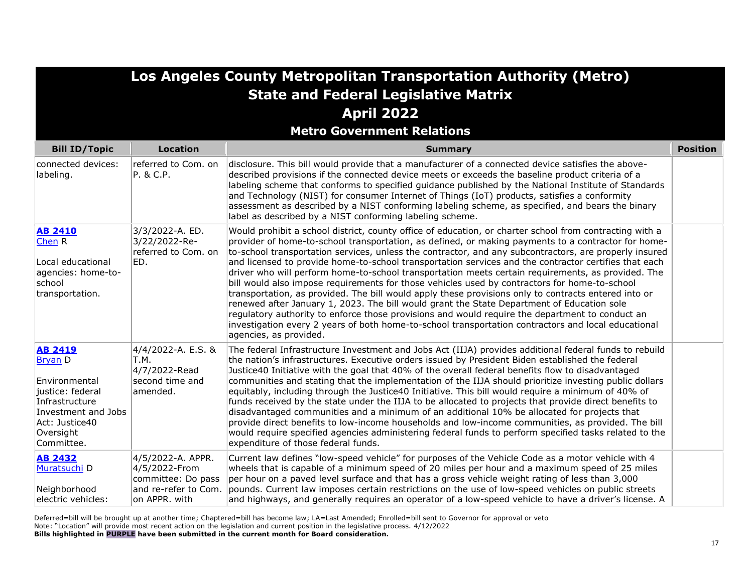# Los Angeles County Metropolitan Transportation Authority (Metro)
## State and Federal Legislative Matrix
## April 2022
### Metro Government Relations

| Bill ID/Topic | Location | Summary | Position |
|---|---|---|---|
| connected devices: labeling. | referred to Com. on P. & C.P. | disclosure. This bill would provide that a manufacturer of a connected device satisfies the above-described provisions if the connected device meets or exceeds the baseline product criteria of a labeling scheme that conforms to specified guidance published by the National Institute of Standards and Technology (NIST) for consumer Internet of Things (IoT) products, satisfies a conformity assessment as described by a NIST conforming labeling scheme, as specified, and bears the binary label as described by a NIST conforming labeling scheme. | |
| **AB 2410** Chen R<br><br>Local educational agencies: home-to-school transportation. | 3/3/2022-A. ED. 3/22/2022-Re-referred to Com. on ED. | Would prohibit a school district, county office of education, or charter school from contracting with a provider of home-to-school transportation, as defined, or making payments to a contractor for home-to-school transportation services, unless the contractor, and any subcontractors, are properly insured and licensed to provide home-to-school transportation services and the contractor certifies that each driver who will perform home-to-school transportation meets certain requirements, as provided. The bill would also impose requirements for those vehicles used by contractors for home-to-school transportation, as provided. The bill would apply these provisions only to contracts entered into or renewed after January 1, 2023. The bill would grant the State Department of Education sole regulatory authority to enforce those provisions and would require the department to conduct an investigation every 2 years of both home-to-school transportation contractors and local educational agencies, as provided. | |
| **AB 2419** Bryan D<br><br>Environmental justice: federal Infrastructure Investment and Jobs Act: Justice40 Oversight Committee. | 4/4/2022-A. E.S. & T.M. 4/7/2022-Read second time and amended. | The federal Infrastructure Investment and Jobs Act (IIJA) provides additional federal funds to rebuild the nation's infrastructures. Executive orders issued by President Biden established the federal Justice40 Initiative with the goal that 40% of the overall federal benefits flow to disadvantaged communities and stating that the implementation of the IIJA should prioritize investing public dollars equitably, including through the Justice40 Initiative. This bill would require a minimum of 40% of funds received by the state under the IIJA to be allocated to projects that provide direct benefits to disadvantaged communities and a minimum of an additional 10% be allocated for projects that provide direct benefits to low-income households and low-income communities, as provided. The bill would require specified agencies administering federal funds to perform specified tasks related to the expenditure of those federal funds. | |
| **AB 2432** Muratsuchi D<br><br>Neighborhood electric vehicles: | 4/5/2022-A. APPR. 4/5/2022-From committee: Do pass and re-refer to Com. on APPR. with | Current law defines "low-speed vehicle" for purposes of the Vehicle Code as a motor vehicle with 4 wheels that is capable of a minimum speed of 20 miles per hour and a maximum speed of 25 miles per hour on a paved level surface and that has a gross vehicle weight rating of less than 3,000 pounds. Current law imposes certain restrictions on the use of low-speed vehicles on public streets and highways, and generally requires an operator of a low-speed vehicle to have a driver's license. A | |

Deferred=bill will be brought up at another time; Chaptered=bill has become law; LA=Last Amended; Enrolled=bill sent to Governor for approval or veto
Note: "Location" will provide most recent action on the legislation and current position in the legislative process. 4/12/2022
**Bills highlighted in PURPLE have been submitted in the current month for Board consideration.**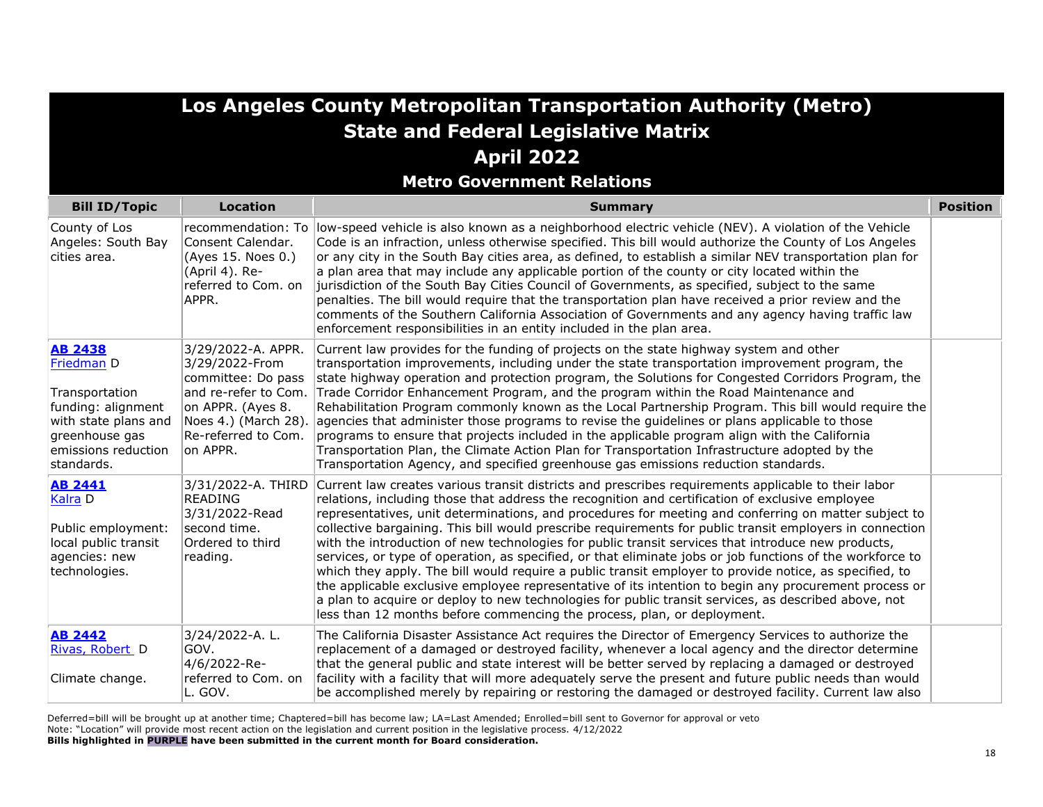# Los Angeles County Metropolitan Transportation Authority (Metro)
## State and Federal Legislative Matrix
## April 2022
### Metro Government Relations

| Bill ID/Topic | Location | Summary | Position |
|---|---|---|---|
| County of Los Angeles: South Bay cities area. | recommendation: To Consent Calendar. (Ayes 15. Noes 0.) (April 4). Re-referred to Com. on APPR. | low-speed vehicle is also known as a neighborhood electric vehicle (NEV). A violation of the Vehicle Code is an infraction, unless otherwise specified. This bill would authorize the County of Los Angeles or any city in the South Bay cities area, as defined, to establish a similar NEV transportation plan for a plan area that may include any applicable portion of the county or city located within the jurisdiction of the South Bay Cities Council of Governments, as specified, subject to the same penalties. The bill would require that the transportation plan have received a prior review and the comments of the Southern California Association of Governments and any agency having traffic law enforcement responsibilities in an entity included in the plan area. | |
| **AB 2438** Friedman D<br><br>Transportation funding: alignment with state plans and greenhouse gas emissions reduction standards. | 3/29/2022-A. APPR. 3/29/2022-From committee: Do pass and re-refer to Com. on APPR. (Ayes 8. Noes 4.) (March 28). Re-referred to Com. on APPR. | Current law provides for the funding of projects on the state highway system and other transportation improvements, including under the state transportation improvement program, the state highway operation and protection program, the Solutions for Congested Corridors Program, the Trade Corridor Enhancement Program, and the program within the Road Maintenance and Rehabilitation Program commonly known as the Local Partnership Program. This bill would require the agencies that administer those programs to revise the guidelines or plans applicable to those programs to ensure that projects included in the applicable program align with the California Transportation Plan, the Climate Action Plan for Transportation Infrastructure adopted by the Transportation Agency, and specified greenhouse gas emissions reduction standards. | |
| **AB 2441** Kalra D<br><br>Public employment: local public transit agencies: new technologies. | 3/31/2022-A. THIRD READING 3/31/2022-Read second time. Ordered to third reading. | Current law creates various transit districts and prescribes requirements applicable to their labor relations, including those that address the recognition and certification of exclusive employee representatives, unit determinations, and procedures for meeting and conferring on matter subject to collective bargaining. This bill would prescribe requirements for public transit employers in connection with the introduction of new technologies for public transit services that introduce new products, services, or type of operation, as specified, or that eliminate jobs or job functions of the workforce to which they apply. The bill would require a public transit employer to provide notice, as specified, to the applicable exclusive employee representative of its intention to begin any procurement process or a plan to acquire or deploy to new technologies for public transit services, as described above, not less than 12 months before commencing the process, plan, or deployment. | |
| **AB 2442** Rivas, Robert D<br><br>Climate change. | 3/24/2022-A. L. GOV. 4/6/2022-Re-referred to Com. on L. GOV. | The California Disaster Assistance Act requires the Director of Emergency Services to authorize the replacement of a damaged or destroyed facility, whenever a local agency and the director determine that the general public and state interest will be better served by replacing a damaged or destroyed facility with a facility that will more adequately serve the present and future public needs than would be accomplished merely by repairing or restoring the damaged or destroyed facility. Current law also | |

Deferred=bill will be brought up at another time; Chaptered=bill has become law; LA=Last Amended; Enrolled=bill sent to Governor for approval or veto
Note: "Location" will provide most recent action on the legislation and current position in the legislative process. 4/12/2022
**Bills highlighted in PURPLE have been submitted in the current month for Board consideration.**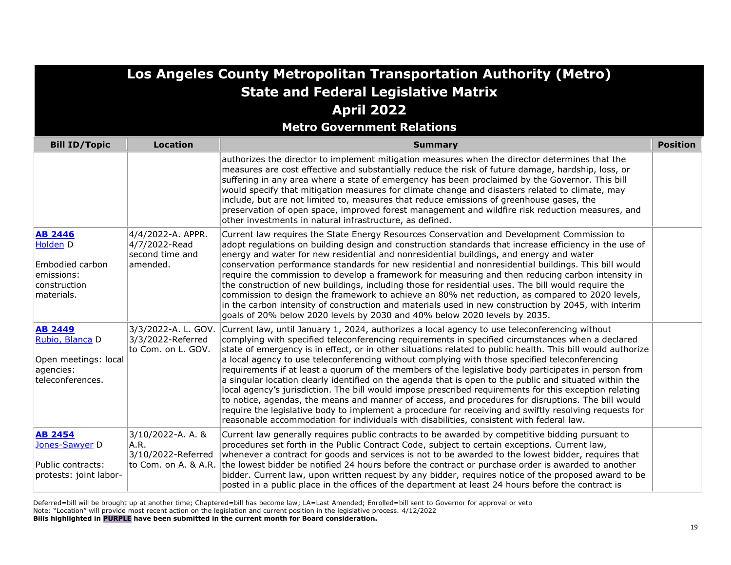# Los Angeles County Metropolitan Transportation Authority (Metro)
## State and Federal Legislative Matrix
## April 2022
### Metro Government Relations

| Bill ID/Topic | Location | Summary | Position |
|---|---|---|---|
| | | authorizes the director to implement mitigation measures when the director determines that the measures are cost effective and substantially reduce the risk of future damage, hardship, loss, or suffering in any area where a state of emergency has been proclaimed by the Governor. This bill would specify that mitigation measures for climate change and disasters related to climate, may include, but are not limited to, measures that reduce emissions of greenhouse gases, the preservation of open space, improved forest management and wildfire risk reduction measures, and other investments in natural infrastructure, as defined. | |
| **AB 2446** Holden D<br><br>Embodied carbon emissions: construction materials. | 4/4/2022-A. APPR.<br>4/7/2022-Read second time and amended. | Current law requires the State Energy Resources Conservation and Development Commission to adopt regulations on building design and construction standards that increase efficiency in the use of energy and water for new residential and nonresidential buildings, and energy and water conservation performance standards for new residential and nonresidential buildings. This bill would require the commission to develop a framework for measuring and then reducing carbon intensity in the construction of new buildings, including those for residential uses. The bill would require the commission to design the framework to achieve an 80% net reduction, as compared to 2020 levels, in the carbon intensity of construction and materials used in new construction by 2045, with interim goals of 20% below 2020 levels by 2030 and 40% below 2020 levels by 2035. | |
| **AB 2449** Rubio, Blanca D<br><br>Open meetings: local agencies: teleconferences. | 3/3/2022-A. L. GOV.<br>3/3/2022-Referred to Com. on L. GOV. | Current law, until January 1, 2024, authorizes a local agency to use teleconferencing without complying with specified teleconferencing requirements in specified circumstances when a declared state of emergency is in effect, or in other situations related to public health. This bill would authorize a local agency to use teleconferencing without complying with those specified teleconferencing requirements if at least a quorum of the members of the legislative body participates in person from a singular location clearly identified on the agenda that is open to the public and situated within the local agency's jurisdiction. The bill would impose prescribed requirements for this exception relating to notice, agendas, the means and manner of access, and procedures for disruptions. The bill would require the legislative body to implement a procedure for receiving and swiftly resolving requests for reasonable accommodation for individuals with disabilities, consistent with federal law. | |
| **AB 2454** Jones-Sawyer D<br><br>Public contracts: protests: joint labor- | 3/10/2022-A. A. & A.R.<br>3/10/2022-Referred to Com. on A. & A.R. | Current law generally requires public contracts to be awarded by competitive bidding pursuant to procedures set forth in the Public Contract Code, subject to certain exceptions. Current law, whenever a contract for goods and services is not to be awarded to the lowest bidder, requires that the lowest bidder be notified 24 hours before the contract or purchase order is awarded to another bidder. Current law, upon written request by any bidder, requires notice of the proposed award to be posted in a public place in the offices of the department at least 24 hours before the contract is | |

Deferred=bill will be brought up at another time; Chaptered=bill has become law; LA=Last Amended; Enrolled=bill sent to Governor for approval or veto
Note: "Location" will provide most recent action on the legislation and current position in the legislative process. 4/12/2022
**Bills highlighted in PURPLE have been submitted in the current month for Board consideration.**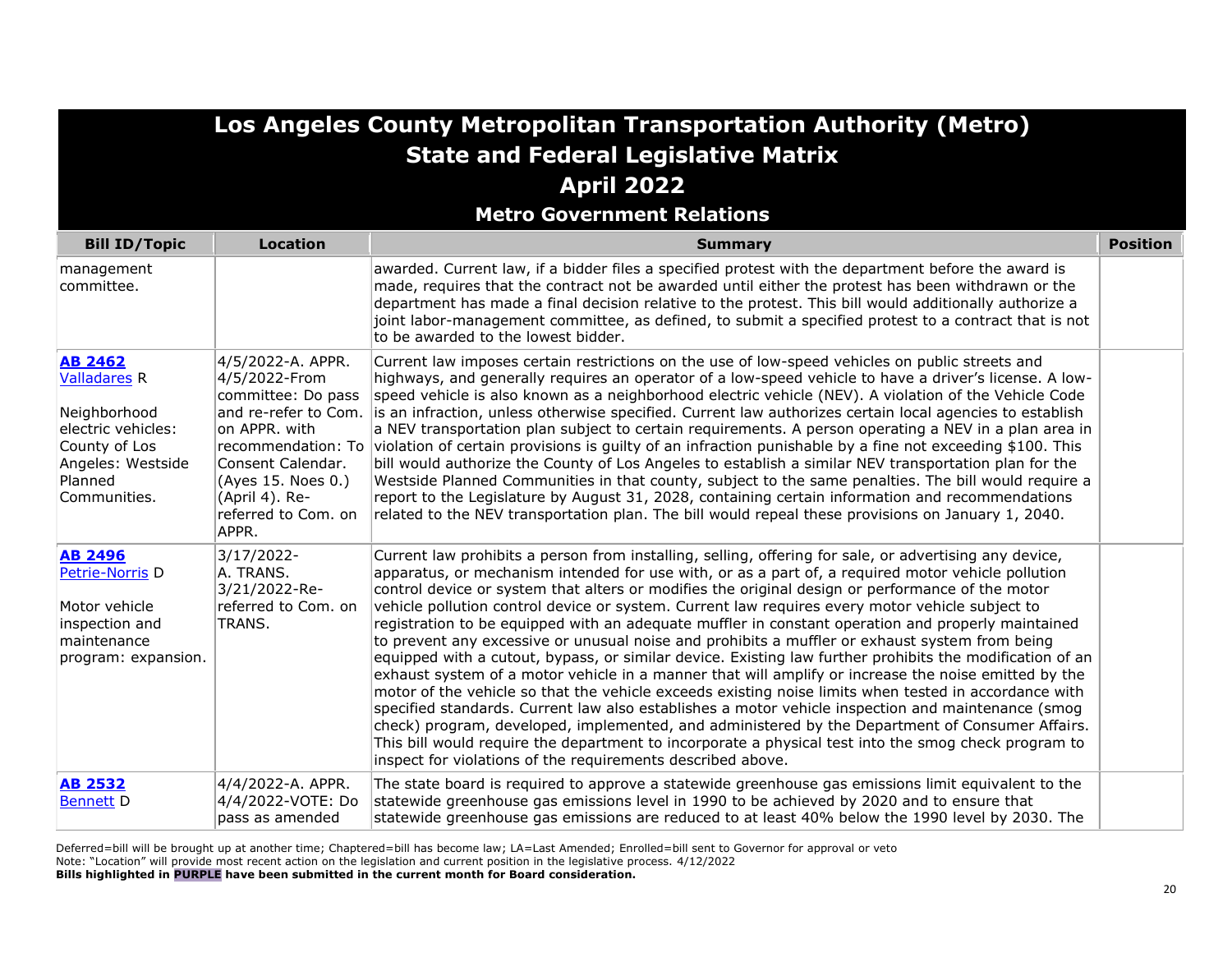# Los Angeles County Metropolitan Transportation Authority (Metro)
## State and Federal Legislative Matrix
## April 2022
### Metro Government Relations

| Bill ID/Topic | Location | Summary | Position |
|---|---|---|---|
| management committee. | | awarded. Current law, if a bidder files a specified protest with the department before the award is made, requires that the contract not be awarded until either the protest has been withdrawn or the department has made a final decision relative to the protest. This bill would additionally authorize a joint labor-management committee, as defined, to submit a specified protest to a contract that is not to be awarded to the lowest bidder. | |
| **AB 2462** Valladares R<br><br>Neighborhood electric vehicles: County of Los Angeles: Westside Planned Communities. | 4/5/2022-A. APPR. 4/5/2022-From committee: Do pass and re-refer to Com. on APPR. with recommendation: To Consent Calendar. (Ayes 15. Noes 0.) (April 4). Re-referred to Com. on APPR. | Current law imposes certain restrictions on the use of low-speed vehicles on public streets and highways, and generally requires an operator of a low-speed vehicle to have a driver's license. A low-speed vehicle is also known as a neighborhood electric vehicle (NEV). A violation of the Vehicle Code is an infraction, unless otherwise specified. Current law authorizes certain local agencies to establish a NEV transportation plan subject to certain requirements. A person operating a NEV in a plan area in violation of certain provisions is guilty of an infraction punishable by a fine not exceeding $100. This bill would authorize the County of Los Angeles to establish a similar NEV transportation plan for the Westside Planned Communities in that county, subject to the same penalties. The bill would require a report to the Legislature by August 31, 2028, containing certain information and recommendations related to the NEV transportation plan. The bill would repeal these provisions on January 1, 2040. | |
| **AB 2496** Petrie-Norris D<br><br>Motor vehicle inspection and maintenance program: expansion. | 3/17/2022-A. TRANS. 3/21/2022-Re-referred to Com. on TRANS. | Current law prohibits a person from installing, selling, offering for sale, or advertising any device, apparatus, or mechanism intended for use with, or as a part of, a required motor vehicle pollution control device or system that alters or modifies the original design or performance of the motor vehicle pollution control device or system. Current law requires every motor vehicle subject to registration to be equipped with an adequate muffler in constant operation and properly maintained to prevent any excessive or unusual noise and prohibits a muffler or exhaust system from being equipped with a cutout, bypass, or similar device. Existing law further prohibits the modification of an exhaust system of a motor vehicle in a manner that will amplify or increase the noise emitted by the motor of the vehicle so that the vehicle exceeds existing noise limits when tested in accordance with specified standards. Current law also establishes a motor vehicle inspection and maintenance (smog check) program, developed, implemented, and administered by the Department of Consumer Affairs. This bill would require the department to incorporate a physical test into the smog check program to inspect for violations of the requirements described above. | |
| **AB 2532** Bennett D | 4/4/2022-A. APPR. 4/4/2022-VOTE: Do pass as amended | The state board is required to approve a statewide greenhouse gas emissions limit equivalent to the statewide greenhouse gas emissions level in 1990 to be achieved by 2020 and to ensure that statewide greenhouse gas emissions are reduced to at least 40% below the 1990 level by 2030. The | |

Deferred=bill will be brought up at another time; Chaptered=bill has become law; LA=Last Amended; Enrolled=bill sent to Governor for approval or veto
Note: "Location" will provide most recent action on the legislation and current position in the legislative process. 4/12/2022
**Bills highlighted in PURPLE have been submitted in the current month for Board consideration.**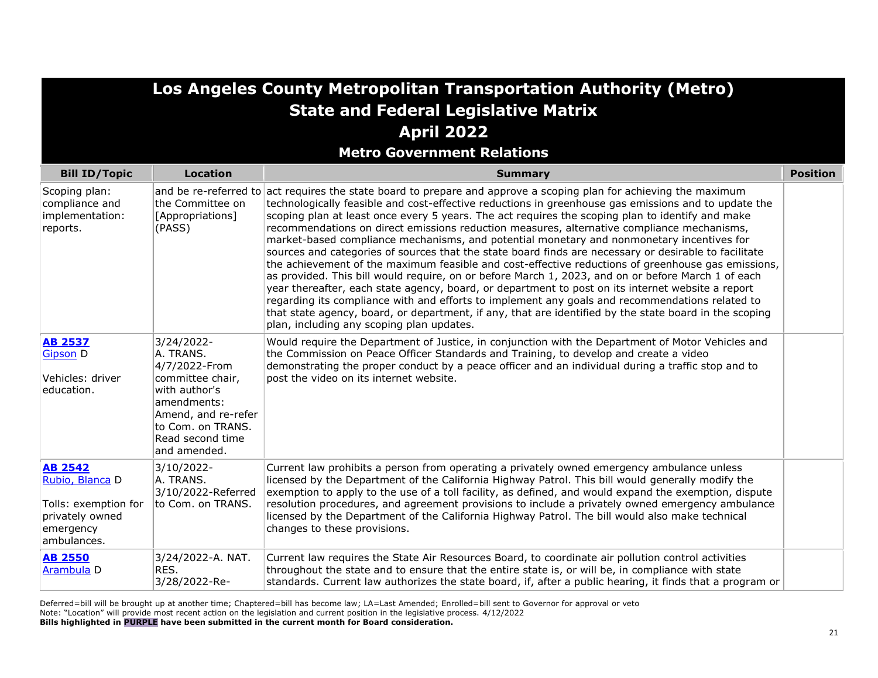# Los Angeles County Metropolitan Transportation Authority (Metro)
## State and Federal Legislative Matrix
## April 2022
### Metro Government Relations

| Bill ID/Topic | Location | Summary | Position |
|---|---|---|---|
| Scoping plan: compliance and implementation: reports. | and be re-referred to the Committee on [Appropriations] (PASS) | act requires the state board to prepare and approve a scoping plan for achieving the maximum technologically feasible and cost-effective reductions in greenhouse gas emissions and to update the scoping plan at least once every 5 years. The act requires the scoping plan to identify and make recommendations on direct emissions reduction measures, alternative compliance mechanisms, market-based compliance mechanisms, and potential monetary and nonmonetary incentives for sources and categories of sources that the state board finds are necessary or desirable to facilitate the achievement of the maximum feasible and cost-effective reductions of greenhouse gas emissions, as provided. This bill would require, on or before March 1, 2023, and on or before March 1 of each year thereafter, each state agency, board, or department to post on its internet website a report regarding its compliance with and efforts to implement any goals and recommendations related to that state agency, board, or department, if any, that are identified by the state board in the scoping plan, including any scoping plan updates. | |
| **AB 2537** Gipson D<br><br>Vehicles: driver education. | 3/24/2022-A. TRANS.<br>4/7/2022-From committee chair, with author's amendments: Amend, and re-refer to Com. on TRANS. Read second time and amended. | Would require the Department of Justice, in conjunction with the Department of Motor Vehicles and the Commission on Peace Officer Standards and Training, to develop and create a video demonstrating the proper conduct by a peace officer and an individual during a traffic stop and to post the video on its internet website. | |
| **AB 2542** Rubio, Blanca D<br><br>Tolls: exemption for privately owned emergency ambulances. | 3/10/2022-A. TRANS.<br>3/10/2022-Referred to Com. on TRANS. | Current law prohibits a person from operating a privately owned emergency ambulance unless licensed by the Department of the California Highway Patrol. This bill would generally modify the exemption to apply to the use of a toll facility, as defined, and would expand the exemption, dispute resolution procedures, and agreement provisions to include a privately owned emergency ambulance licensed by the Department of the California Highway Patrol. The bill would also make technical changes to these provisions. | |
| **AB 2550** Arambula D | 3/24/2022-A. NAT. RES.<br>3/28/2022-Re- | Current law requires the State Air Resources Board, to coordinate air pollution control activities throughout the state and to ensure that the entire state is, or will be, in compliance with state standards. Current law authorizes the state board, if, after a public hearing, it finds that a program or | |

Deferred=bill will be brought up at another time; Chaptered=bill has become law; LA=Last Amended; Enrolled=bill sent to Governor for approval or veto
Note: "Location" will provide most recent action on the legislation and current position in the legislative process. 4/12/2022
**Bills highlighted in PURPLE have been submitted in the current month for Board consideration.**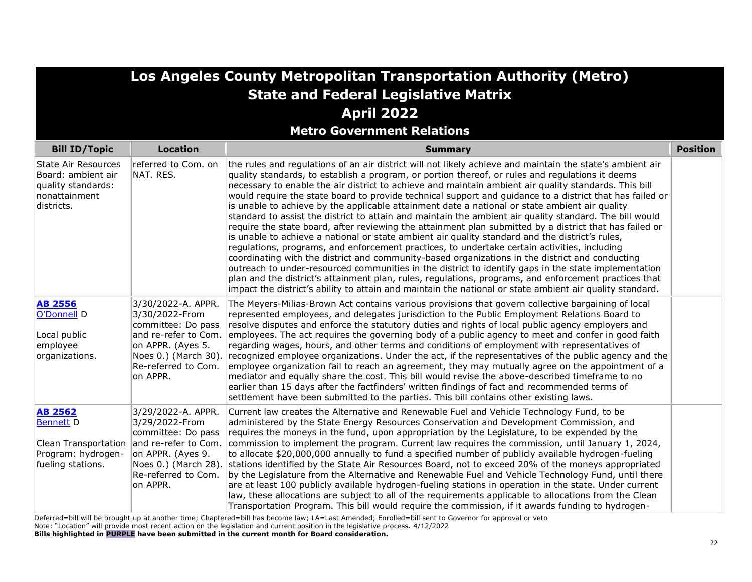# Los Angeles County Metropolitan Transportation Authority (Metro)
## State and Federal Legislative Matrix
## April 2022
### Metro Government Relations

| Bill ID/Topic | Location | Summary | Position |
|---|---|---|---|
| State Air Resources Board: ambient air quality standards: nonattainment districts. | referred to Com. on NAT. RES. | the rules and regulations of an air district will not likely achieve and maintain the state's ambient air quality standards, to establish a program, or portion thereof, or rules and regulations it deems necessary to enable the air district to achieve and maintain ambient air quality standards. This bill would require the state board to provide technical support and guidance to a district that has failed or is unable to achieve by the applicable attainment date a national or state ambient air quality standard to assist the district to attain and maintain the ambient air quality standard. The bill would require the state board, after reviewing the attainment plan submitted by a district that has failed or is unable to achieve a national or state ambient air quality standard and the district's rules, regulations, programs, and enforcement practices, to undertake certain activities, including coordinating with the district and community-based organizations in the district and conducting outreach to under-resourced communities in the district to identify gaps in the state implementation plan and the district's attainment plan, rules, regulations, programs, and enforcement practices that impact the district's ability to attain and maintain the national or state ambient air quality standard. | |
| **AB 2556** O'Donnell D<br><br>Local public employee organizations. | 3/30/2022-A. APPR. 3/30/2022-From committee: Do pass and re-refer to Com. on APPR. (Ayes 5. Noes 0.) (March 30). Re-referred to Com. on APPR. | The Meyers-Milias-Brown Act contains various provisions that govern collective bargaining of local represented employees, and delegates jurisdiction to the Public Employment Relations Board to resolve disputes and enforce the statutory duties and rights of local public agency employers and employees. The act requires the governing body of a public agency to meet and confer in good faith regarding wages, hours, and other terms and conditions of employment with representatives of recognized employee organizations. Under the act, if the representatives of the public agency and the employee organization fail to reach an agreement, they may mutually agree on the appointment of a mediator and equally share the cost. This bill would revise the above-described timeframe to no earlier than 15 days after the factfinders' written findings of fact and recommended terms of settlement have been submitted to the parties. This bill contains other existing laws. | |
| **AB 2562** Bennett D<br><br>Clean Transportation Program: hydrogen-fueling stations. | 3/29/2022-A. APPR. 3/29/2022-From committee: Do pass and re-refer to Com. on APPR. (Ayes 9. Noes 0.) (March 28). Re-referred to Com. on APPR. | Current law creates the Alternative and Renewable Fuel and Vehicle Technology Fund, to be administered by the State Energy Resources Conservation and Development Commission, and requires the moneys in the fund, upon appropriation by the Legislature, to be expended by the commission to implement the program. Current law requires the commission, until January 1, 2024, to allocate $20,000,000 annually to fund a specified number of publicly available hydrogen-fueling stations identified by the State Air Resources Board, not to exceed 20% of the moneys appropriated by the Legislature from the Alternative and Renewable Fuel and Vehicle Technology Fund, until there are at least 100 publicly available hydrogen-fueling stations in operation in the state. Under current law, these allocations are subject to all of the requirements applicable to allocations from the Clean Transportation Program. This bill would require the commission, if it awards funding to hydrogen- | |

Deferred=bill will be brought up at another time; Chaptered=bill has become law; LA=Last Amended; Enrolled=bill sent to Governor for approval or veto
Note: "Location" will provide most recent action on the legislation and current position in the legislative process. 4/12/2022
**Bills highlighted in PURPLE have been submitted in the current month for Board consideration.**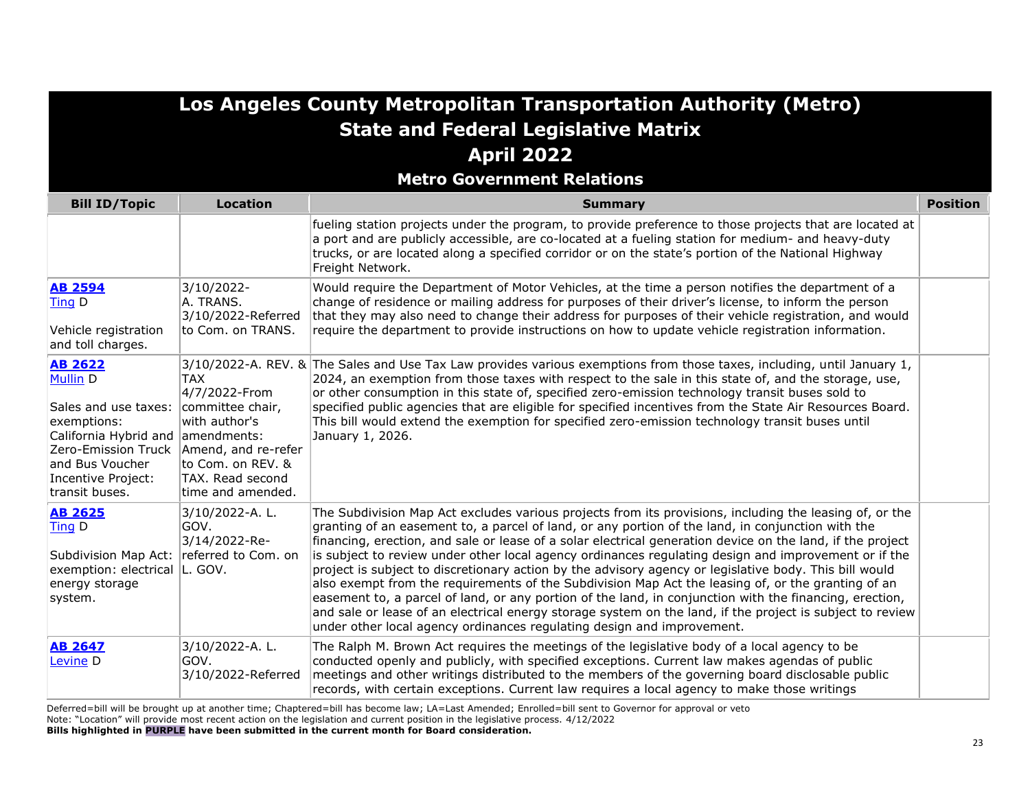# Los Angeles County Metropolitan Transportation Authority (Metro)
## State and Federal Legislative Matrix
## April 2022
### Metro Government Relations

| Bill ID/Topic | Location | Summary | Position |
|---|---|---|---|
| | | fueling station projects under the program, to provide preference to those projects that are located at a port and are publicly accessible, are co-located at a fueling station for medium- and heavy-duty trucks, or are located along a specified corridor or on the state's portion of the National Highway Freight Network. | |
| **AB 2594**<br>Ting D<br><br>Vehicle registration and toll charges. | 3/10/2022-A. TRANS.<br>3/10/2022-Referred to Com. on TRANS. | Would require the Department of Motor Vehicles, at the time a person notifies the department of a change of residence or mailing address for purposes of their driver's license, to inform the person that they may also need to change their address for purposes of their vehicle registration, and would require the department to provide instructions on how to update vehicle registration information. | |
| **AB 2622**<br>Mullin D<br><br>Sales and use taxes: exemptions: California Hybrid and Zero-Emission Truck and Bus Voucher Incentive Project: transit buses. | 3/10/2022-A. REV. & TAX<br>4/7/2022-From committee chair, with author's amendments: Amend, and re-refer to Com. on REV. & TAX. Read second time and amended. | The Sales and Use Tax Law provides various exemptions from those taxes, including, until January 1, 2024, an exemption from those taxes with respect to the sale in this state of, and the storage, use, or other consumption in this state of, specified zero-emission technology transit buses sold to specified public agencies that are eligible for specified incentives from the State Air Resources Board. This bill would extend the exemption for specified zero-emission technology transit buses until January 1, 2026. | |
| **AB 2625**<br>Ting D<br><br>Subdivision Map Act: exemption: electrical energy storage system. | 3/10/2022-A. L. GOV.<br>3/14/2022-Re-referred to Com. on L. GOV. | The Subdivision Map Act excludes various projects from its provisions, including the leasing of, or the granting of an easement to, a parcel of land, or any portion of the land, in conjunction with the financing, erection, and sale or lease of a solar electrical generation device on the land, if the project is subject to review under other local agency ordinances regulating design and improvement or if the project is subject to discretionary action by the advisory agency or legislative body. This bill would also exempt from the requirements of the Subdivision Map Act the leasing of, or the granting of an easement to, a parcel of land, or any portion of the land, in conjunction with the financing, erection, and sale or lease of an electrical energy storage system on the land, if the project is subject to review under other local agency ordinances regulating design and improvement. | |
| **AB 2647**<br>Levine D | 3/10/2022-A. L. GOV.<br>3/10/2022-Referred | The Ralph M. Brown Act requires the meetings of the legislative body of a local agency to be conducted openly and publicly, with specified exceptions. Current law makes agendas of public meetings and other writings distributed to the members of the governing board disclosable public records, with certain exceptions. Current law requires a local agency to make those writings | |

Deferred=bill will be brought up at another time; Chaptered=bill has become law; LA=Last Amended; Enrolled=bill sent to Governor for approval or veto
Note: "Location" will provide most recent action on the legislation and current position in the legislative process. 4/12/2022
**Bills highlighted in PURPLE have been submitted in the current month for Board consideration.**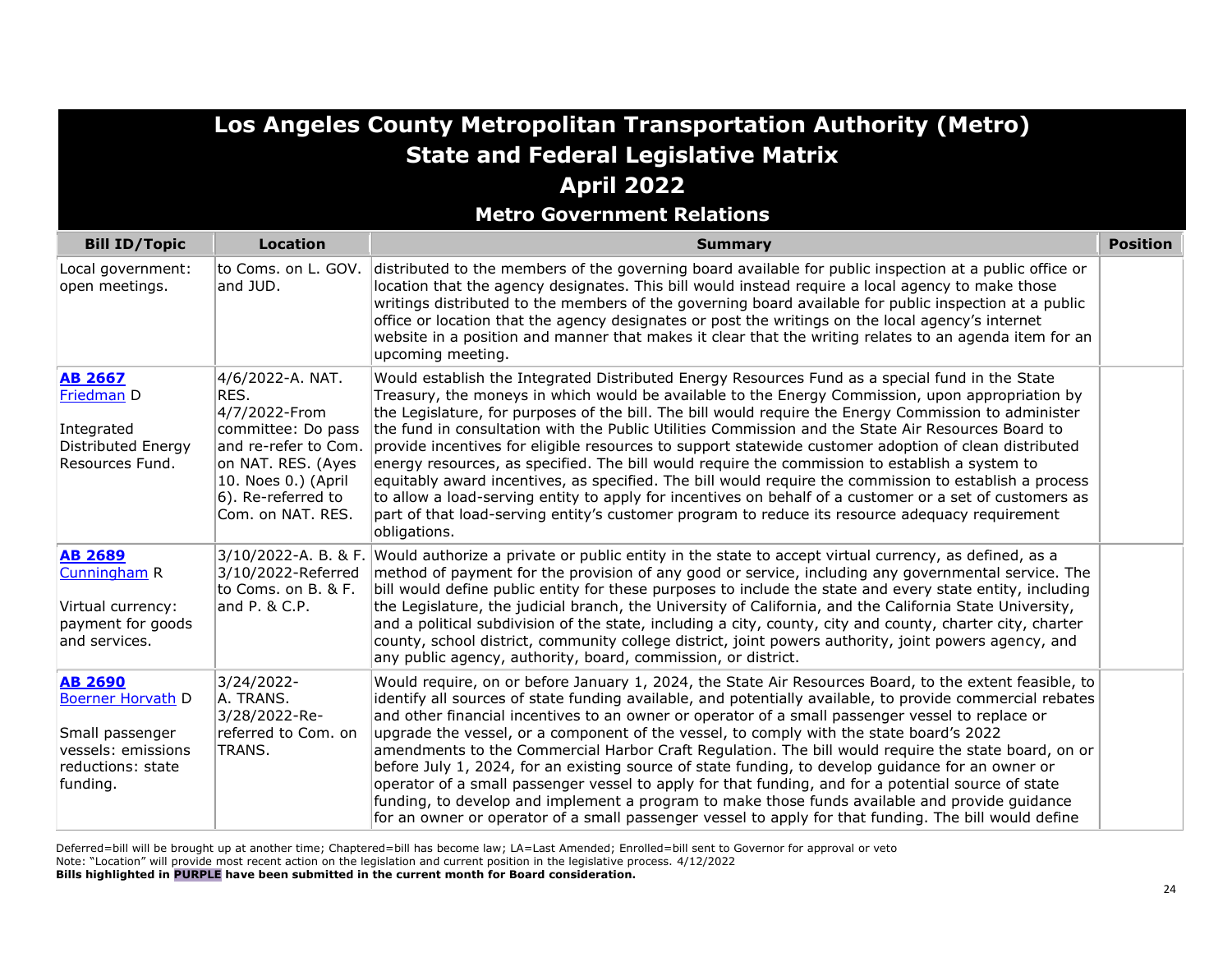# Los Angeles County Metropolitan Transportation Authority (Metro)
## State and Federal Legislative Matrix
## April 2022
### Metro Government Relations

| Bill ID/Topic | Location | Summary | Position |
|---|---|---|---|
| Local government: open meetings. | to Coms. on L. GOV. and JUD. | distributed to the members of the governing board available for public inspection at a public office or location that the agency designates. This bill would instead require a local agency to make those writings distributed to the members of the governing board available for public inspection at a public office or location that the agency designates or post the writings on the local agency's internet website in a position and manner that makes it clear that the writing relates to an agenda item for an upcoming meeting. | |
| **AB 2667** Friedman D<br><br>Integrated Distributed Energy Resources Fund. | 4/6/2022-A. NAT. RES.<br>4/7/2022-From committee: Do pass and re-refer to Com. on NAT. RES. (Ayes 10. Noes 0.) (April 6). Re-referred to Com. on NAT. RES. | Would establish the Integrated Distributed Energy Resources Fund as a special fund in the State Treasury, the moneys in which would be available to the Energy Commission, upon appropriation by the Legislature, for purposes of the bill. The bill would require the Energy Commission to administer the fund in consultation with the Public Utilities Commission and the State Air Resources Board to provide incentives for eligible resources to support statewide customer adoption of clean distributed energy resources, as specified. The bill would require the commission to establish a system to equitably award incentives, as specified. The bill would require the commission to establish a process to allow a load-serving entity to apply for incentives on behalf of a customer or a set of customers as part of that load-serving entity's customer program to reduce its resource adequacy requirement obligations. | |
| **AB 2689** Cunningham R<br><br>Virtual currency: payment for goods and services. | 3/10/2022-A. B. & F.<br>3/10/2022-Referred to Coms. on B. & F. and P. & C.P. | Would authorize a private or public entity in the state to accept virtual currency, as defined, as a method of payment for the provision of any good or service, including any governmental service. The bill would define public entity for these purposes to include the state and every state entity, including the Legislature, the judicial branch, the University of California, and the California State University, and a political subdivision of the state, including a city, county, city and county, charter city, charter county, school district, community college district, joint powers authority, joint powers agency, and any public agency, authority, board, commission, or district. | |
| **AB 2690** Boerner Horvath D<br><br>Small passenger vessels: emissions reductions: state funding. | 3/24/2022-A. TRANS.<br>3/28/2022-Re-referred to Com. on TRANS. | Would require, on or before January 1, 2024, the State Air Resources Board, to the extent feasible, to identify all sources of state funding available, and potentially available, to provide commercial rebates and other financial incentives to an owner or operator of a small passenger vessel to replace or upgrade the vessel, or a component of the vessel, to comply with the state board's 2022 amendments to the Commercial Harbor Craft Regulation. The bill would require the state board, on or before July 1, 2024, for an existing source of state funding, to develop guidance for an owner or operator of a small passenger vessel to apply for that funding, and for a potential source of state funding, to develop and implement a program to make those funds available and provide guidance for an owner or operator of a small passenger vessel to apply for that funding. The bill would define | |

Deferred=bill will be brought up at another time; Chaptered=bill has become law; LA=Last Amended; Enrolled=bill sent to Governor for approval or veto
Note: "Location" will provide most recent action on the legislation and current position in the legislative process. 4/12/2022
**Bills highlighted in PURPLE have been submitted in the current month for Board consideration.**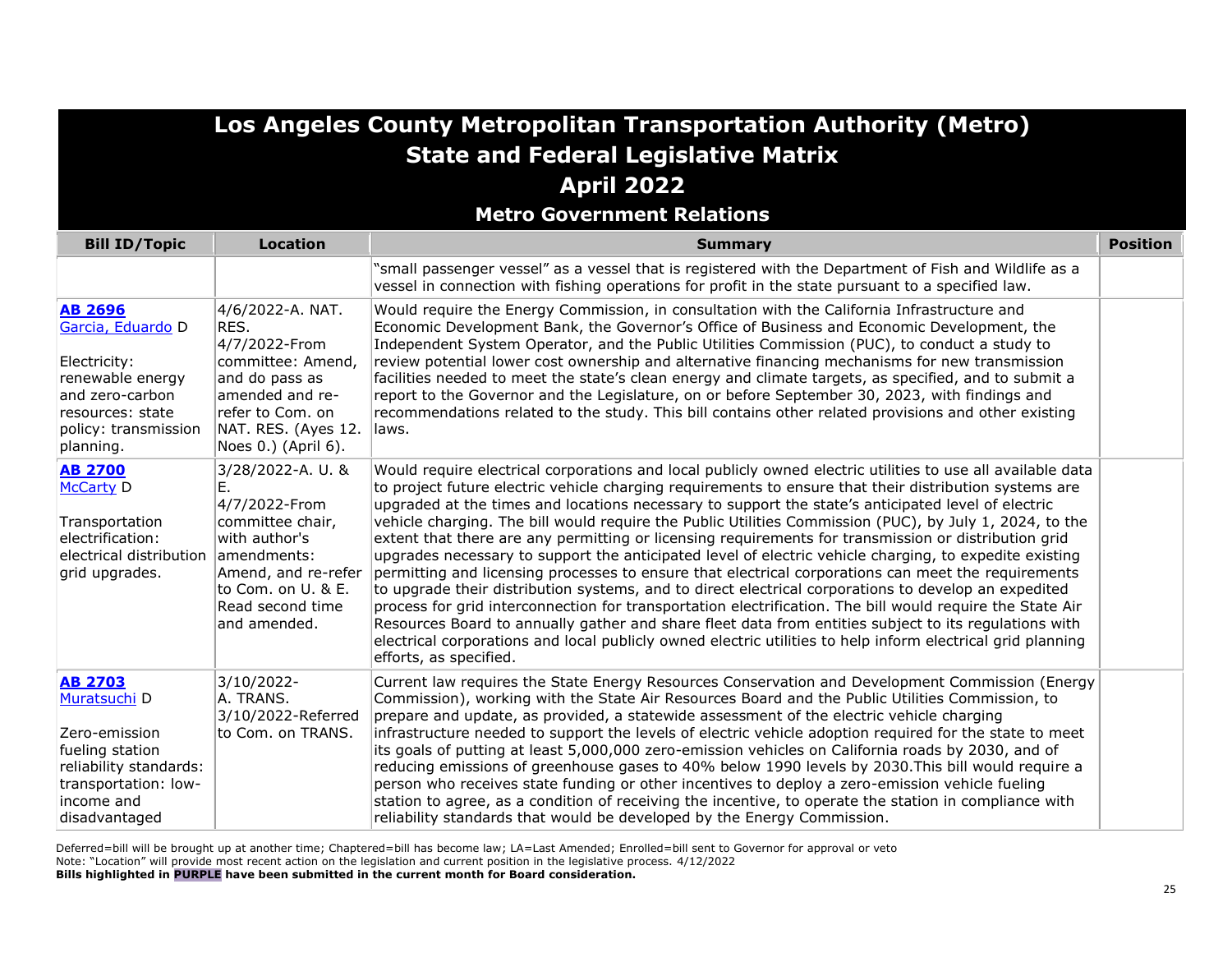# Los Angeles County Metropolitan Transportation Authority (Metro)
## State and Federal Legislative Matrix
## April 2022
### Metro Government Relations

| Bill ID/Topic | Location | Summary | Position |
|---|---|---|---|
| | | "small passenger vessel" as a vessel that is registered with the Department of Fish and Wildlife as a vessel in connection with fishing operations for profit in the state pursuant to a specified law. | |
| **AB 2696** Garcia, Eduardo D<br><br>Electricity: renewable energy and zero-carbon resources: state policy: transmission planning. | 4/6/2022-A. NAT. RES.<br>4/7/2022-From committee: Amend, and do pass as amended and re-refer to Com. on NAT. RES. (Ayes 12. Noes 0.) (April 6). | Would require the Energy Commission, in consultation with the California Infrastructure and Economic Development Bank, the Governor's Office of Business and Economic Development, the Independent System Operator, and the Public Utilities Commission (PUC), to conduct a study to review potential lower cost ownership and alternative financing mechanisms for new transmission facilities needed to meet the state's clean energy and climate targets, as specified, and to submit a report to the Governor and the Legislature, on or before September 30, 2023, with findings and recommendations related to the study. This bill contains other related provisions and other existing laws. | |
| **AB 2700** McCarty D<br><br>Transportation electrification: electrical distribution grid upgrades. | 3/28/2022-A. U. & E.<br>4/7/2022-From committee chair, with author's amendments: Amend, and re-refer to Com. on U. & E. Read second time and amended. | Would require electrical corporations and local publicly owned electric utilities to use all available data to project future electric vehicle charging requirements to ensure that their distribution systems are upgraded at the times and locations necessary to support the state's anticipated level of electric vehicle charging. The bill would require the Public Utilities Commission (PUC), by July 1, 2024, to the extent that there are any permitting or licensing requirements for transmission or distribution grid upgrades necessary to support the anticipated level of electric vehicle charging, to expedite existing permitting and licensing processes to ensure that electrical corporations can meet the requirements to upgrade their distribution systems, and to direct electrical corporations to develop an expedited process for grid interconnection for transportation electrification. The bill would require the State Air Resources Board to annually gather and share fleet data from entities subject to its regulations with electrical corporations and local publicly owned electric utilities to help inform electrical grid planning efforts, as specified. | |
| **AB 2703** Muratsuchi D<br><br>Zero-emission fueling station reliability standards: transportation: low-income and disadvantaged | 3/10/2022-A. TRANS.<br>3/10/2022-Referred to Com. on TRANS. | Current law requires the State Energy Resources Conservation and Development Commission (Energy Commission), working with the State Air Resources Board and the Public Utilities Commission, to prepare and update, as provided, a statewide assessment of the electric vehicle charging infrastructure needed to support the levels of electric vehicle adoption required for the state to meet its goals of putting at least 5,000,000 zero-emission vehicles on California roads by 2030, and of reducing emissions of greenhouse gases to 40% below 1990 levels by 2030.This bill would require a person who receives state funding or other incentives to deploy a zero-emission vehicle fueling station to agree, as a condition of receiving the incentive, to operate the station in compliance with reliability standards that would be developed by the Energy Commission. | |

Deferred=bill will be brought up at another time; Chaptered=bill has become law; LA=Last Amended; Enrolled=bill sent to Governor for approval or veto
Note: "Location" will provide most recent action on the legislation and current position in the legislative process. 4/12/2022
**Bills highlighted in PURPLE have been submitted in the current month for Board consideration.**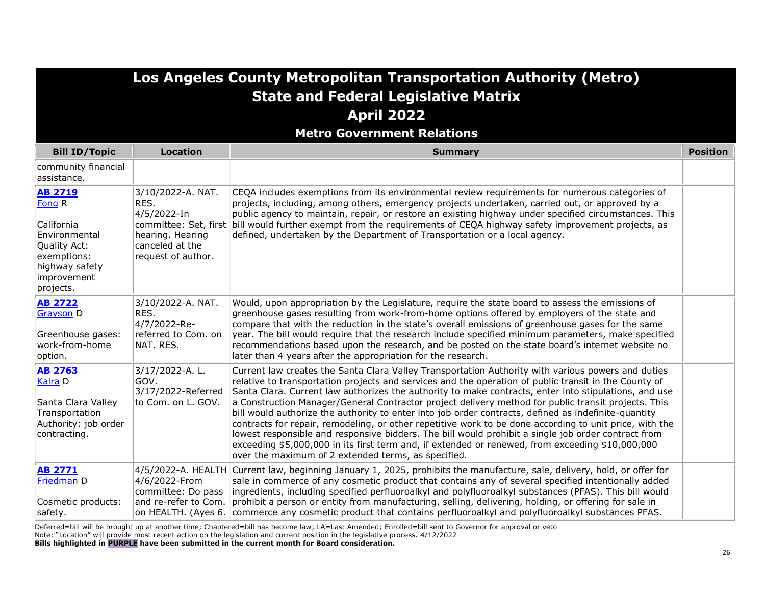# Los Angeles County Metropolitan Transportation Authority (Metro)
## State and Federal Legislative Matrix
## April 2022
### Metro Government Relations

| Bill ID/Topic | Location | Summary | Position |
|---|---|---|---|
| community financial assistance. | | | |
| **AB 2719** Fong R<br><br>California Environmental Quality Act: exemptions: highway safety improvement projects. | 3/10/2022-A. NAT. RES.<br>4/5/2022-In committee: Set, first hearing. Hearing canceled at the request of author. | CEQA includes exemptions from its environmental review requirements for numerous categories of projects, including, among others, emergency projects undertaken, carried out, or approved by a public agency to maintain, repair, or restore an existing highway under specified circumstances. This bill would further exempt from the requirements of CEQA highway safety improvement projects, as defined, undertaken by the Department of Transportation or a local agency. | |
| **AB 2722** Grayson D<br><br>Greenhouse gases: work-from-home option. | 3/10/2022-A. NAT. RES.<br>4/7/2022-Re-referred to Com. on NAT. RES. | Would, upon appropriation by the Legislature, require the state board to assess the emissions of greenhouse gases resulting from work-from-home options offered by employers of the state and compare that with the reduction in the state's overall emissions of greenhouse gases for the same year. The bill would require that the research include specified minimum parameters, make specified recommendations based upon the research, and be posted on the state board's internet website no later than 4 years after the appropriation for the research. | |
| **AB 2763** Kalra D<br><br>Santa Clara Valley Transportation Authority: job order contracting. | 3/17/2022-A. L. GOV.<br>3/17/2022-Referred to Com. on L. GOV. | Current law creates the Santa Clara Valley Transportation Authority with various powers and duties relative to transportation projects and services and the operation of public transit in the County of Santa Clara. Current law authorizes the authority to make contracts, enter into stipulations, and use a Construction Manager/General Contractor project delivery method for public transit projects. This bill would authorize the authority to enter into job order contracts, defined as indefinite-quantity contracts for repair, remodeling, or other repetitive work to be done according to unit price, with the lowest responsible and responsive bidders. The bill would prohibit a single job order contract from exceeding $5,000,000 in its first term and, if extended or renewed, from exceeding $10,000,000 over the maximum of 2 extended terms, as specified. | |
| **AB 2771** Friedman D<br><br>Cosmetic products: safety. | 4/5/2022-A. HEALTH<br>4/6/2022-From committee: Do pass and re-refer to Com. on HEALTH. (Ayes 6. | Current law, beginning January 1, 2025, prohibits the manufacture, sale, delivery, hold, or offer for sale in commerce of any cosmetic product that contains any of several specified intentionally added ingredients, including specified perfluoroalkyl and polyfluoroalkyl substances (PFAS). This bill would prohibit a person or entity from manufacturing, selling, delivering, holding, or offering for sale in commerce any cosmetic product that contains perfluoroalkyl and polyfluoroalkyl substances PFAS. | |

Deferred=bill will be brought up at another time; Chaptered=bill has become law; LA=Last Amended; Enrolled=bill sent to Governor for approval or veto
Note: "Location" will provide most recent action on the legislation and current position in the legislative process. 4/12/2022
**Bills highlighted in PURPLE have been submitted in the current month for Board consideration.**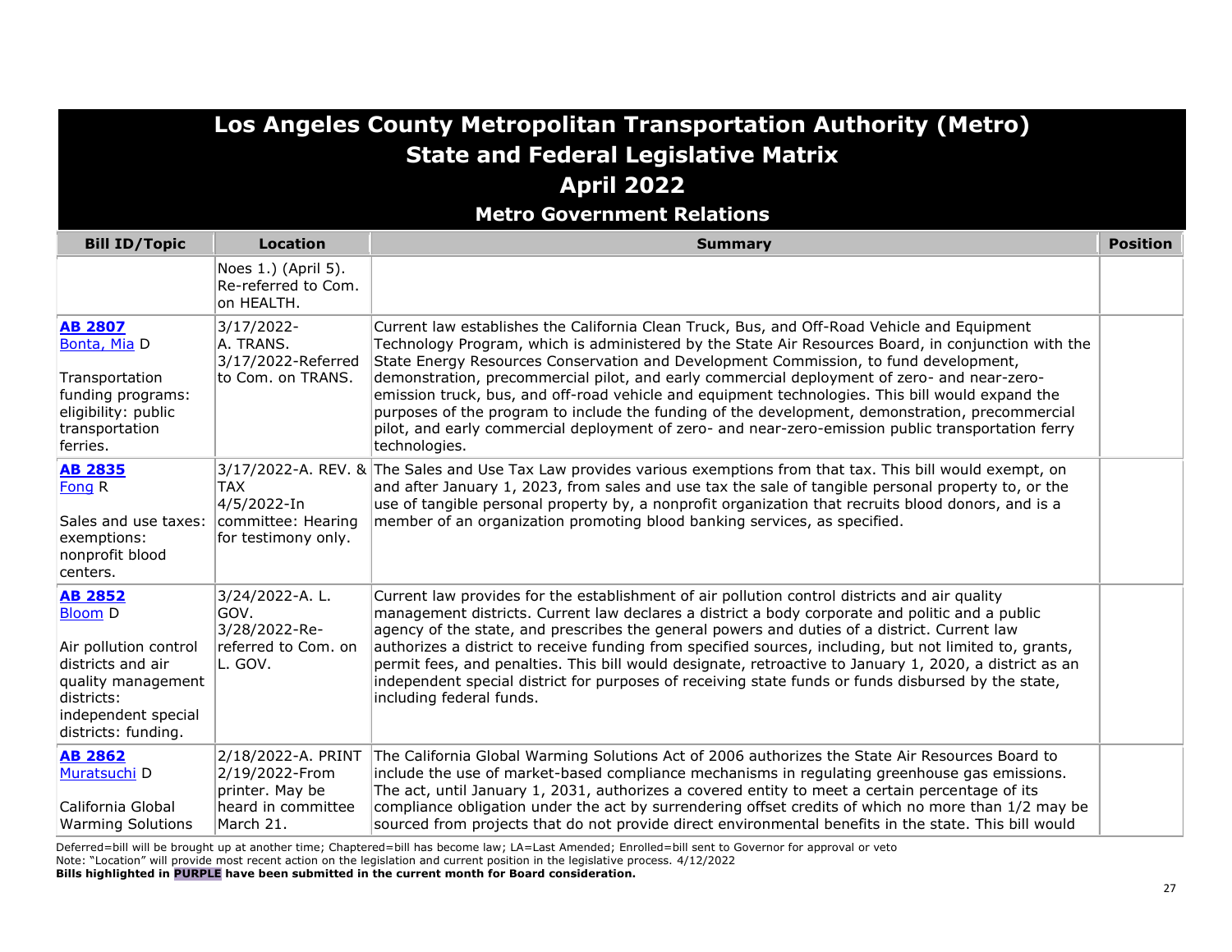# Los Angeles County Metropolitan Transportation Authority (Metro)
## State and Federal Legislative Matrix
## April 2022
### Metro Government Relations

| Bill ID/Topic | Location | Summary | Position |
|---|---|---|---|
| | Noes 1.) (April 5). Re-referred to Com. on HEALTH. | | |
| **AB 2807** Bonta, Mia D<br><br>Transportation funding programs: eligibility: public transportation ferries. | 3/17/2022- A. TRANS. 3/17/2022-Referred to Com. on TRANS. | Current law establishes the California Clean Truck, Bus, and Off-Road Vehicle and Equipment Technology Program, which is administered by the State Air Resources Board, in conjunction with the State Energy Resources Conservation and Development Commission, to fund development, demonstration, precommercial pilot, and early commercial deployment of zero- and near-zero-emission truck, bus, and off-road vehicle and equipment technologies. This bill would expand the purposes of the program to include the funding of the development, demonstration, precommercial pilot, and early commercial deployment of zero- and near-zero-emission public transportation ferry technologies. | |
| **AB 2835** Fong R<br><br>Sales and use taxes: exemptions: nonprofit blood centers. | 3/17/2022-A. REV. & TAX 4/5/2022-In committee: Hearing for testimony only. | The Sales and Use Tax Law provides various exemptions from that tax. This bill would exempt, on and after January 1, 2023, from sales and use tax the sale of tangible personal property to, or the use of tangible personal property by, a nonprofit organization that recruits blood donors, and is a member of an organization promoting blood banking services, as specified. | |
| **AB 2852** Bloom D<br><br>Air pollution control districts and air quality management districts: independent special districts: funding. | 3/24/2022-A. L. GOV. 3/28/2022-Re-referred to Com. on L. GOV. | Current law provides for the establishment of air pollution control districts and air quality management districts. Current law declares a district a body corporate and politic and a public agency of the state, and prescribes the general powers and duties of a district. Current law authorizes a district to receive funding from specified sources, including, but not limited to, grants, permit fees, and penalties. This bill would designate, retroactive to January 1, 2020, a district as an independent special district for purposes of receiving state funds or funds disbursed by the state, including federal funds. | |
| **AB 2862** Muratsuchi D<br><br>California Global Warming Solutions | 2/18/2022-A. PRINT 2/19/2022-From printer. May be heard in committee March 21. | The California Global Warming Solutions Act of 2006 authorizes the State Air Resources Board to include the use of market-based compliance mechanisms in regulating greenhouse gas emissions. The act, until January 1, 2031, authorizes a covered entity to meet a certain percentage of its compliance obligation under the act by surrendering offset credits of which no more than 1/2 may be sourced from projects that do not provide direct environmental benefits in the state. This bill would | |

Deferred=bill will be brought up at another time; Chaptered=bill has become law; LA=Last Amended; Enrolled=bill sent to Governor for approval or veto
Note: "Location" will provide most recent action on the legislation and current position in the legislative process. 4/12/2022
**Bills highlighted in PURPLE have been submitted in the current month for Board consideration.**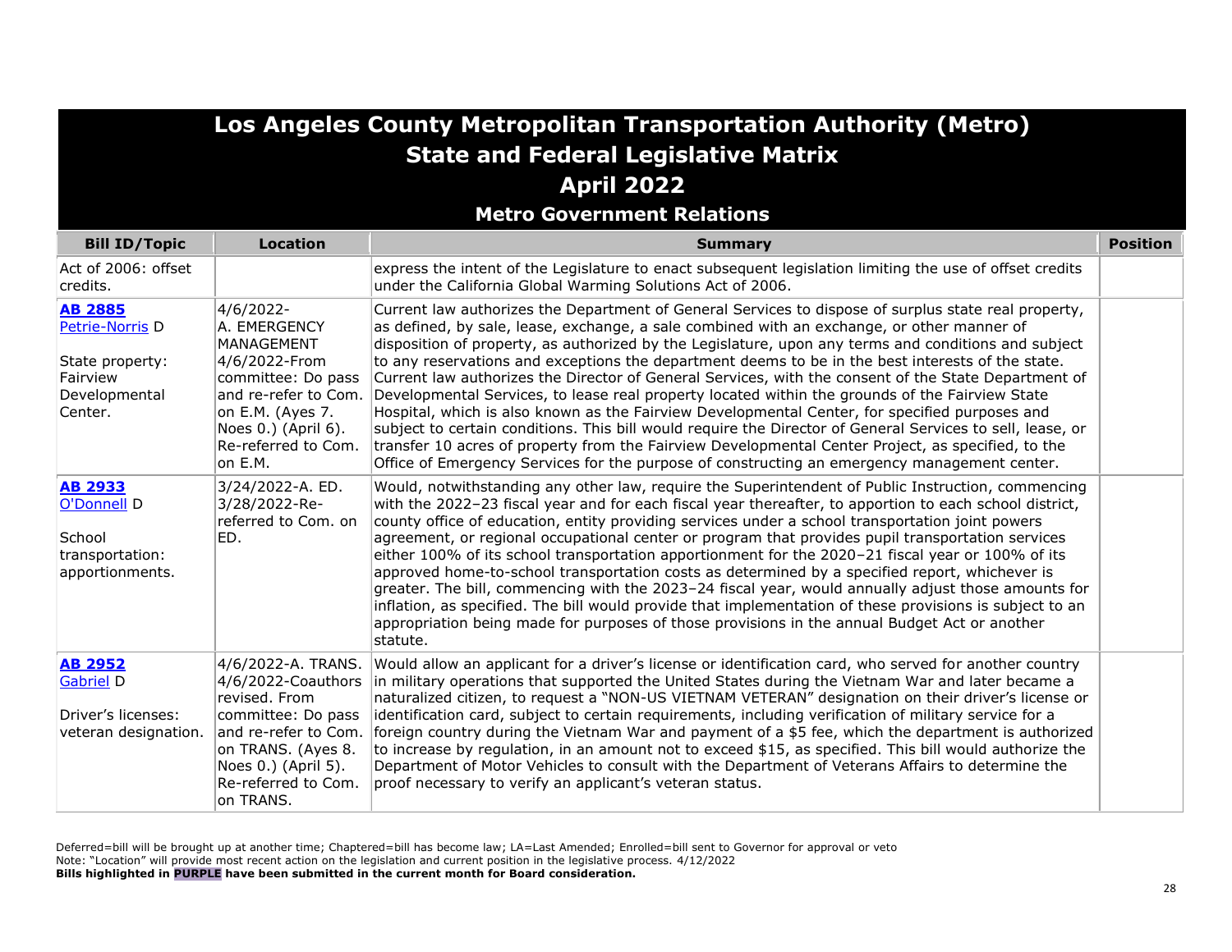# Los Angeles County Metropolitan Transportation Authority (Metro)
## State and Federal Legislative Matrix
## April 2022
### Metro Government Relations

| Bill ID/Topic | Location | Summary | Position |
|---|---|---|---|
| Act of 2006: offset credits. | | express the intent of the Legislature to enact subsequent legislation limiting the use of offset credits under the California Global Warming Solutions Act of 2006. | |
| **AB 2885** Petrie-Norris D<br><br>State property: Fairview Developmental Center. | 4/6/2022-A. EMERGENCY MANAGEMENT 4/6/2022-From committee: Do pass and re-refer to Com. on E.M. (Ayes 7. Noes 0.) (April 6). Re-referred to Com. on E.M. | Current law authorizes the Department of General Services to dispose of surplus state real property, as defined, by sale, lease, exchange, a sale combined with an exchange, or other manner of disposition of property, as authorized by the Legislature, upon any terms and conditions and subject to any reservations and exceptions the department deems to be in the best interests of the state. Current law authorizes the Director of General Services, with the consent of the State Department of Developmental Services, to lease real property located within the grounds of the Fairview State Hospital, which is also known as the Fairview Developmental Center, for specified purposes and subject to certain conditions. This bill would require the Director of General Services to sell, lease, or transfer 10 acres of property from the Fairview Developmental Center Project, as specified, to the Office of Emergency Services for the purpose of constructing an emergency management center. | |
| **AB 2933** O'Donnell D<br><br>School transportation: apportionments. | 3/24/2022-A. ED. 3/28/2022-Re-referred to Com. on ED. | Would, notwithstanding any other law, require the Superintendent of Public Instruction, commencing with the 2022–23 fiscal year and for each fiscal year thereafter, to apportion to each school district, county office of education, entity providing services under a school transportation joint powers agreement, or regional occupational center or program that provides pupil transportation services either 100% of its school transportation apportionment for the 2020–21 fiscal year or 100% of its approved home-to-school transportation costs as determined by a specified report, whichever is greater. The bill, commencing with the 2023–24 fiscal year, would annually adjust those amounts for inflation, as specified. The bill would provide that implementation of these provisions is subject to an appropriation being made for purposes of those provisions in the annual Budget Act or another statute. | |
| **AB 2952** Gabriel D<br><br>Driver's licenses: veteran designation. | 4/6/2022-A. TRANS. 4/6/2022-Coauthors revised. From committee: Do pass and re-refer to Com. on TRANS. (Ayes 8. Noes 0.) (April 5). Re-referred to Com. on TRANS. | Would allow an applicant for a driver's license or identification card, who served for another country in military operations that supported the United States during the Vietnam War and later became a naturalized citizen, to request a "NON-US VIETNAM VETERAN" designation on their driver's license or identification card, subject to certain requirements, including verification of military service for a foreign country during the Vietnam War and payment of a $5 fee, which the department is authorized to increase by regulation, in an amount not to exceed $15, as specified. This bill would authorize the Department of Motor Vehicles to consult with the Department of Veterans Affairs to determine the proof necessary to verify an applicant's veteran status. | |

Deferred=bill will be brought up at another time; Chaptered=bill has become law; LA=Last Amended; Enrolled=bill sent to Governor for approval or veto
Note: "Location" will provide most recent action on the legislation and current position in the legislative process. 4/12/2022
**Bills highlighted in PURPLE have been submitted in the current month for Board consideration.**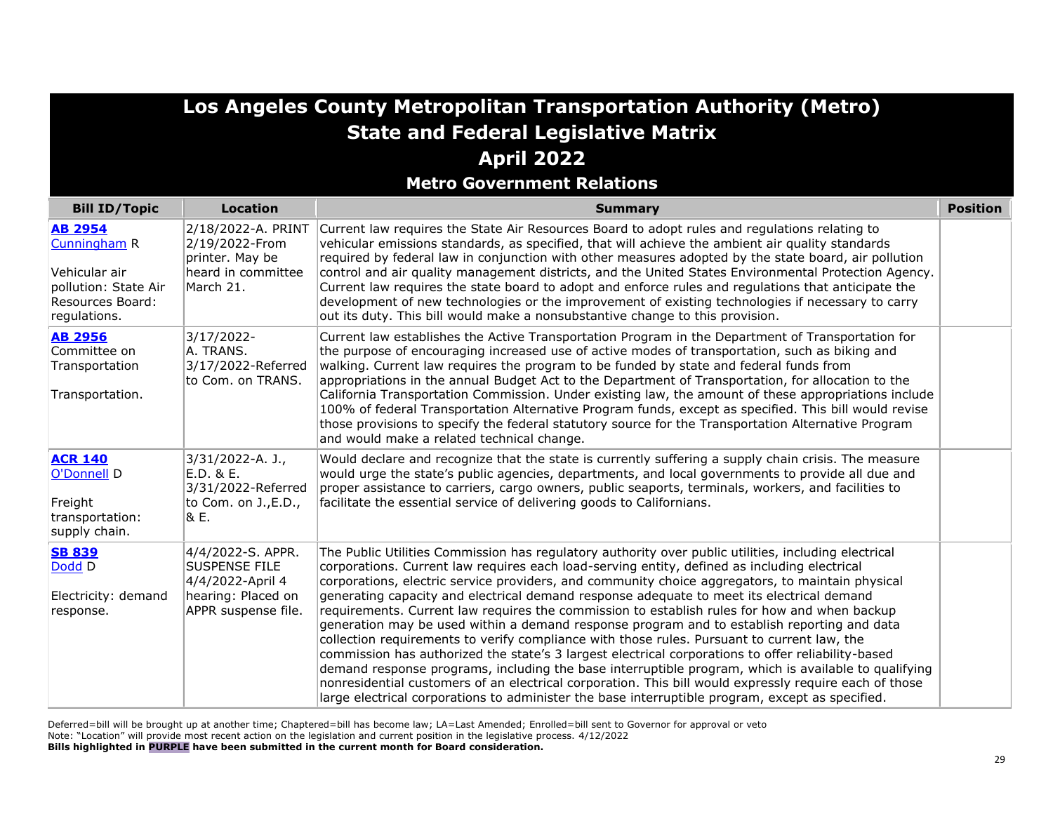# Los Angeles County Metropolitan Transportation Authority (Metro)
## State and Federal Legislative Matrix
## April 2022
### Metro Government Relations

| Bill ID/Topic | Location | Summary | Position |
|---|---|---|---|
| **AB 2954** Cunningham R<br><br>Vehicular air pollution: State Air Resources Board: regulations. | 2/18/2022-A. PRINT 2/19/2022-From printer. May be heard in committee March 21. | Current law requires the State Air Resources Board to adopt rules and regulations relating to vehicular emissions standards, as specified, that will achieve the ambient air quality standards required by federal law in conjunction with other measures adopted by the state board, air pollution control and air quality management districts, and the United States Environmental Protection Agency. Current law requires the state board to adopt and enforce rules and regulations that anticipate the development of new technologies or the improvement of existing technologies if necessary to carry out its duty. This bill would make a nonsubstantive change to this provision. | |
| **AB 2956** Committee on Transportation<br><br>Transportation. | 3/17/2022-A. TRANS. 3/17/2022-Referred to Com. on TRANS. | Current law establishes the Active Transportation Program in the Department of Transportation for the purpose of encouraging increased use of active modes of transportation, such as biking and walking. Current law requires the program to be funded by state and federal funds from appropriations in the annual Budget Act to the Department of Transportation, for allocation to the California Transportation Commission. Under existing law, the amount of these appropriations include 100% of federal Transportation Alternative Program funds, except as specified. This bill would revise those provisions to specify the federal statutory source for the Transportation Alternative Program and would make a related technical change. | |
| **ACR 140** O'Donnell D<br><br>Freight transportation: supply chain. | 3/31/2022-A. J., E.D. & E. 3/31/2022-Referred to Com. on J.,E.D., & E. | Would declare and recognize that the state is currently suffering a supply chain crisis. The measure would urge the state's public agencies, departments, and local governments to provide all due and proper assistance to carriers, cargo owners, public seaports, terminals, workers, and facilities to facilitate the essential service of delivering goods to Californians. | |
| **SB 839** Dodd D<br><br>Electricity: demand response. | 4/4/2022-S. APPR. SUSPENSE FILE 4/4/2022-April 4 hearing: Placed on APPR suspense file. | The Public Utilities Commission has regulatory authority over public utilities, including electrical corporations. Current law requires each load-serving entity, defined as including electrical corporations, electric service providers, and community choice aggregators, to maintain physical generating capacity and electrical demand response adequate to meet its electrical demand requirements. Current law requires the commission to establish rules for how and when backup generation may be used within a demand response program and to establish reporting and data collection requirements to verify compliance with those rules. Pursuant to current law, the commission has authorized the state's 3 largest electrical corporations to offer reliability-based demand response programs, including the base interruptible program, which is available to qualifying nonresidential customers of an electrical corporation. This bill would expressly require each of those large electrical corporations to administer the base interruptible program, except as specified. | |

Deferred=bill will be brought up at another time; Chaptered=bill has become law; LA=Last Amended; Enrolled=bill sent to Governor for approval or veto
Note: "Location" will provide most recent action on the legislation and current position in the legislative process. 4/12/2022
**Bills highlighted in PURPLE have been submitted in the current month for Board consideration.**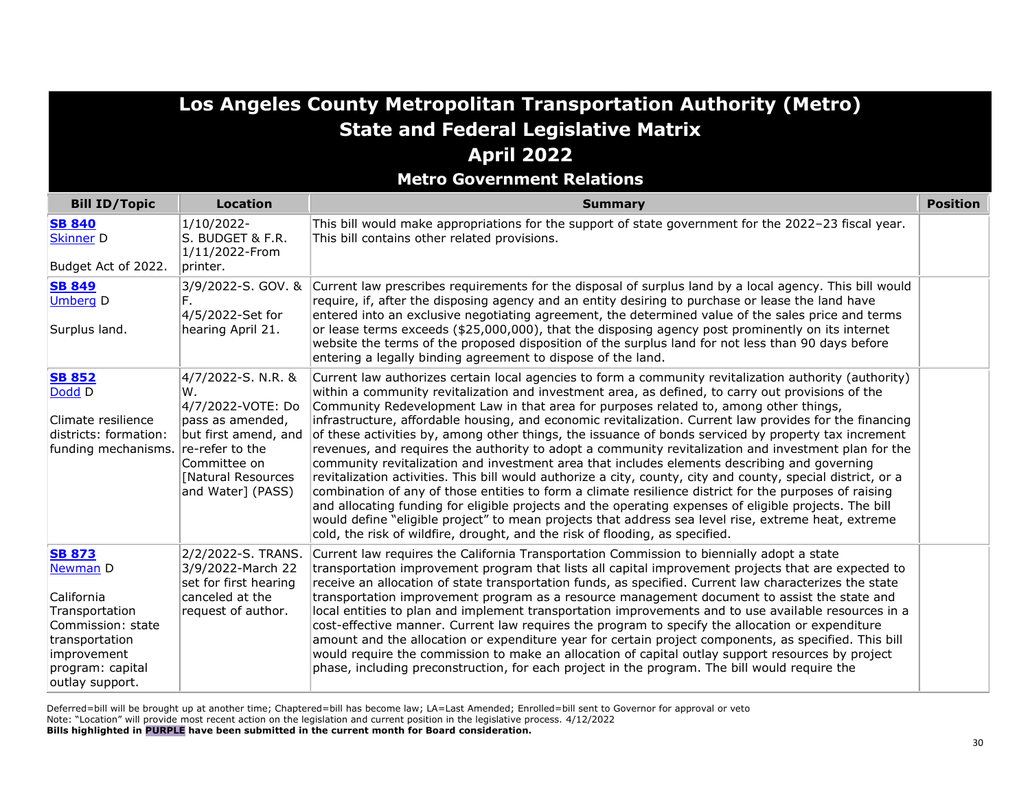# Los Angeles County Metropolitan Transportation Authority (Metro)
## State and Federal Legislative Matrix
## April 2022
### Metro Government Relations

| Bill ID/Topic | Location | Summary | Position |
|---|---|---|---|
| **SB 840** Skinner D<br><br>Budget Act of 2022. | 1/10/2022-S. BUDGET & F.R.<br>1/11/2022-From printer. | This bill would make appropriations for the support of state government for the 2022–23 fiscal year. This bill contains other related provisions. | |
| **SB 849** Umberg D<br><br>Surplus land. | 3/9/2022-S. GOV. & F.<br>4/5/2022-Set for hearing April 21. | Current law prescribes requirements for the disposal of surplus land by a local agency. This bill would require, if, after the disposing agency and an entity desiring to purchase or lease the land have entered into an exclusive negotiating agreement, the determined value of the sales price and terms or lease terms exceeds ($25,000,000), that the disposing agency post prominently on its internet website the terms of the proposed disposition of the surplus land for not less than 90 days before entering a legally binding agreement to dispose of the land. | |
| **SB 852** Dodd D<br><br>Climate resilience districts: formation: funding mechanisms. | 4/7/2022-S. N.R. & W.<br>4/7/2022-VOTE: Do pass as amended, but first amend, and re-refer to the Committee on [Natural Resources and Water] (PASS) | Current law authorizes certain local agencies to form a community revitalization authority (authority) within a community revitalization and investment area, as defined, to carry out provisions of the Community Redevelopment Law in that area for purposes related to, among other things, infrastructure, affordable housing, and economic revitalization. Current law provides for the financing of these activities by, among other things, the issuance of bonds serviced by property tax increment revenues, and requires the authority to adopt a community revitalization and investment plan for the community revitalization and investment area that includes elements describing and governing revitalization activities. This bill would authorize a city, county, city and county, special district, or a combination of any of those entities to form a climate resilience district for the purposes of raising and allocating funding for eligible projects and the operating expenses of eligible projects. The bill would define "eligible project" to mean projects that address sea level rise, extreme heat, extreme cold, the risk of wildfire, drought, and the risk of flooding, as specified. | |
| **SB 873** Newman D<br><br>California Transportation Commission: state transportation improvement program: capital outlay support. | 2/2/2022-S. TRANS.<br>3/9/2022-March 22 set for first hearing canceled at the request of author. | Current law requires the California Transportation Commission to biennially adopt a state transportation improvement program that lists all capital improvement projects that are expected to receive an allocation of state transportation funds, as specified. Current law characterizes the state transportation improvement program as a resource management document to assist the state and local entities to plan and implement transportation improvements and to use available resources in a cost-effective manner. Current law requires the program to specify the allocation or expenditure amount and the allocation or expenditure year for certain project components, as specified. This bill would require the commission to make an allocation of capital outlay support resources by project phase, including preconstruction, for each project in the program. The bill would require the | |

Deferred=bill will be brought up at another time; Chaptered=bill has become law; LA=Last Amended; Enrolled=bill sent to Governor for approval or veto
Note: "Location" will provide most recent action on the legislation and current position in the legislative process. 4/12/2022
**Bills highlighted in PURPLE have been submitted in the current month for Board consideration.**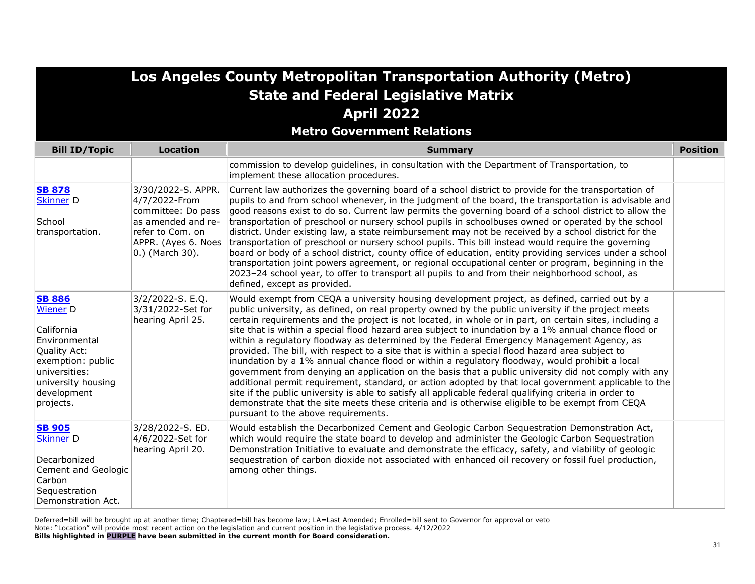# Los Angeles County Metropolitan Transportation Authority (Metro)
## State and Federal Legislative Matrix
## April 2022
### Metro Government Relations

| Bill ID/Topic | Location | Summary | Position |
|---|---|---|---|
| | | commission to develop guidelines, in consultation with the Department of Transportation, to implement these allocation procedures. | |
| **SB 878**<br>Skinner D<br><br>School transportation. | 3/30/2022-S. APPR.<br>4/7/2022-From committee: Do pass as amended and re-refer to Com. on APPR. (Ayes 6. Noes 0.) (March 30). | Current law authorizes the governing board of a school district to provide for the transportation of pupils to and from school whenever, in the judgment of the board, the transportation is advisable and good reasons exist to do so. Current law permits the governing board of a school district to allow the transportation of preschool or nursery school pupils in schoolbuses owned or operated by the school district. Under existing law, a state reimbursement may not be received by a school district for the transportation of preschool or nursery school pupils. This bill instead would require the governing board or body of a school district, county office of education, entity providing services under a school transportation joint powers agreement, or regional occupational center or program, beginning in the 2023–24 school year, to offer to transport all pupils to and from their neighborhood school, as defined, except as provided. | |
| **SB 886**<br>Wiener D<br><br>California Environmental Quality Act: exemption: public universities: university housing development projects. | 3/2/2022-S. E.Q.<br>3/31/2022-Set for hearing April 25. | Would exempt from CEQA a university housing development project, as defined, carried out by a public university, as defined, on real property owned by the public university if the project meets certain requirements and the project is not located, in whole or in part, on certain sites, including a site that is within a special flood hazard area subject to inundation by a 1% annual chance flood or within a regulatory floodway as determined by the Federal Emergency Management Agency, as provided. The bill, with respect to a site that is within a special flood hazard area subject to inundation by a 1% annual chance flood or within a regulatory floodway, would prohibit a local government from denying an application on the basis that a public university did not comply with any additional permit requirement, standard, or action adopted by that local government applicable to the site if the public university is able to satisfy all applicable federal qualifying criteria in order to demonstrate that the site meets these criteria and is otherwise eligible to be exempt from CEQA pursuant to the above requirements. | |
| **SB 905**<br>Skinner D<br><br>Decarbonized Cement and Geologic Carbon Sequestration Demonstration Act. | 3/28/2022-S. ED.<br>4/6/2022-Set for hearing April 20. | Would establish the Decarbonized Cement and Geologic Carbon Sequestration Demonstration Act, which would require the state board to develop and administer the Geologic Carbon Sequestration Demonstration Initiative to evaluate and demonstrate the efficacy, safety, and viability of geologic sequestration of carbon dioxide not associated with enhanced oil recovery or fossil fuel production, among other things. | |

Deferred=bill will be brought up at another time; Chaptered=bill has become law; LA=Last Amended; Enrolled=bill sent to Governor for approval or veto
Note: "Location" will provide most recent action on the legislation and current position in the legislative process. 4/12/2022
**Bills highlighted in PURPLE have been submitted in the current month for Board consideration.**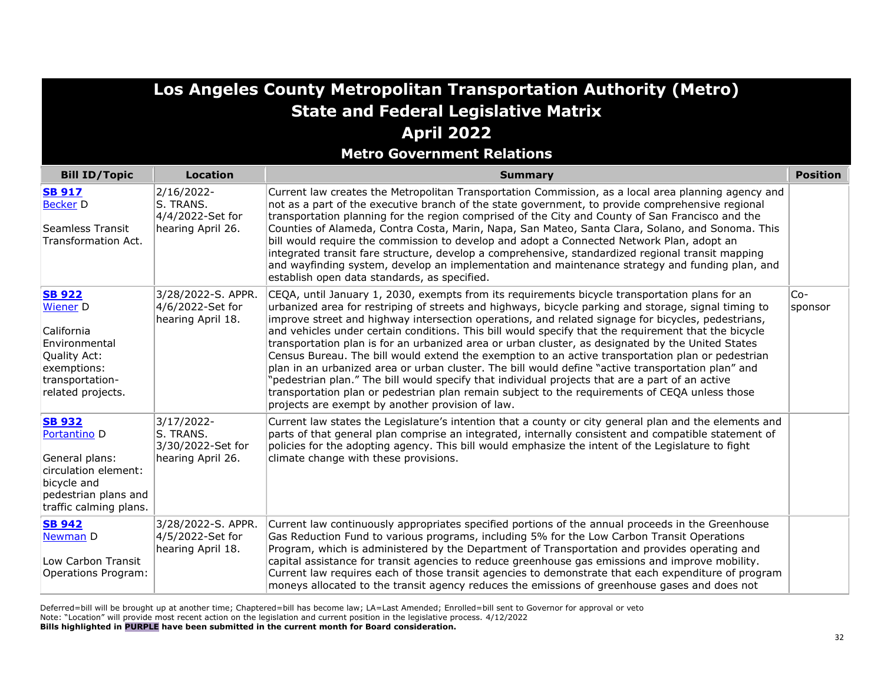# Los Angeles County Metropolitan Transportation Authority (Metro)
## State and Federal Legislative Matrix
## April 2022
### Metro Government Relations

| Bill ID/Topic | Location | Summary | Position |
|---|---|---|---|
| **SB 917**<br>Becker D<br><br>Seamless Transit Transformation Act. | 2/16/2022-S. TRANS.<br>4/4/2022-Set for hearing April 26. | Current law creates the Metropolitan Transportation Commission, as a local area planning agency and not as a part of the executive branch of the state government, to provide comprehensive regional transportation planning for the region comprised of the City and County of San Francisco and the Counties of Alameda, Contra Costa, Marin, Napa, San Mateo, Santa Clara, Solano, and Sonoma. This bill would require the commission to develop and adopt a Connected Network Plan, adopt an integrated transit fare structure, develop a comprehensive, standardized regional transit mapping and wayfinding system, develop an implementation and maintenance strategy and funding plan, and establish open data standards, as specified. | |
| **SB 922**<br>Wiener D<br><br>California Environmental Quality Act: exemptions: transportation-related projects. | 3/28/2022-S. APPR.<br>4/6/2022-Set for hearing April 18. | CEQA, until January 1, 2030, exempts from its requirements bicycle transportation plans for an urbanized area for restriping of streets and highways, bicycle parking and storage, signal timing to improve street and highway intersection operations, and related signage for bicycles, pedestrians, and vehicles under certain conditions. This bill would specify that the requirement that the bicycle transportation plan is for an urbanized area or urban cluster, as designated by the United States Census Bureau. The bill would extend the exemption to an active transportation plan or pedestrian plan in an urbanized area or urban cluster. The bill would define "active transportation plan" and "pedestrian plan." The bill would specify that individual projects that are a part of an active transportation plan or pedestrian plan remain subject to the requirements of CEQA unless those projects are exempt by another provision of law. | Co-sponsor |
| **SB 932**<br>Portantino D<br><br>General plans: circulation element: bicycle and pedestrian plans and traffic calming plans. | 3/17/2022-S. TRANS.<br>3/30/2022-Set for hearing April 26. | Current law states the Legislature's intention that a county or city general plan and the elements and parts of that general plan comprise an integrated, internally consistent and compatible statement of policies for the adopting agency. This bill would emphasize the intent of the Legislature to fight climate change with these provisions. | |
| **SB 942**<br>Newman D<br><br>Low Carbon Transit Operations Program: | 3/28/2022-S. APPR.<br>4/5/2022-Set for hearing April 18. | Current law continuously appropriates specified portions of the annual proceeds in the Greenhouse Gas Reduction Fund to various programs, including 5% for the Low Carbon Transit Operations Program, which is administered by the Department of Transportation and provides operating and capital assistance for transit agencies to reduce greenhouse gas emissions and improve mobility. Current law requires each of those transit agencies to demonstrate that each expenditure of program moneys allocated to the transit agency reduces the emissions of greenhouse gases and does not | |

Deferred=bill will be brought up at another time; Chaptered=bill has become law; LA=Last Amended; Enrolled=bill sent to Governor for approval or veto
Note: "Location" will provide most recent action on the legislation and current position in the legislative process. 4/12/2022
**Bills highlighted in PURPLE have been submitted in the current month for Board consideration.**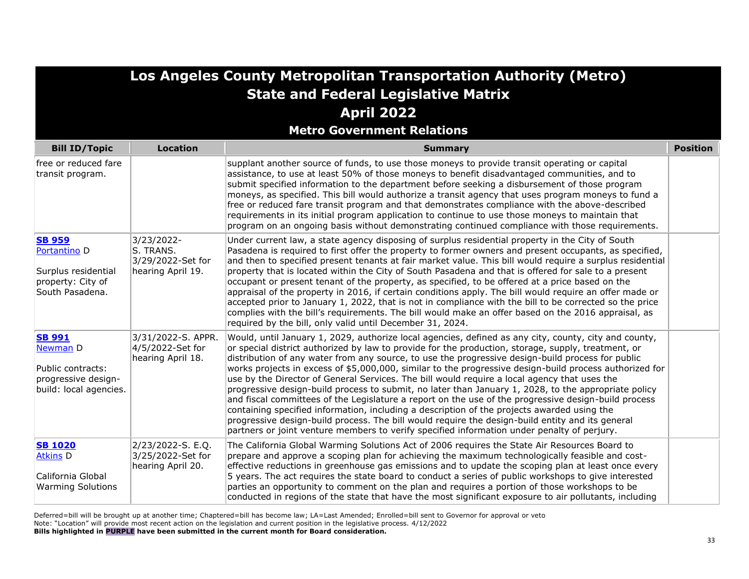# Los Angeles County Metropolitan Transportation Authority (Metro)
## State and Federal Legislative Matrix
## April 2022
### Metro Government Relations

| Bill ID/Topic | Location | Summary | Position |
|---|---|---|---|
| free or reduced fare transit program. | | supplant another source of funds, to use those moneys to provide transit operating or capital assistance, to use at least 50% of those moneys to benefit disadvantaged communities, and to submit specified information to the department before seeking a disbursement of those program moneys, as specified. This bill would authorize a transit agency that uses program moneys to fund a free or reduced fare transit program and that demonstrates compliance with the above-described requirements in its initial program application to continue to use those moneys to maintain that program on an ongoing basis without demonstrating continued compliance with those requirements. | |
| **SB 959** Portantino D<br><br>Surplus residential property: City of South Pasadena. | 3/23/2022-S. TRANS. 3/29/2022-Set for hearing April 19. | Under current law, a state agency disposing of surplus residential property in the City of South Pasadena is required to first offer the property to former owners and present occupants, as specified, and then to specified present tenants at fair market value. This bill would require a surplus residential property that is located within the City of South Pasadena and that is offered for sale to a present occupant or present tenant of the property, as specified, to be offered at a price based on the appraisal of the property in 2016, if certain conditions apply. The bill would require an offer made or accepted prior to January 1, 2022, that is not in compliance with the bill to be corrected so the price complies with the bill's requirements. The bill would make an offer based on the 2016 appraisal, as required by the bill, only valid until December 31, 2024. | |
| **SB 991** Newman D<br><br>Public contracts: progressive design-build: local agencies. | 3/31/2022-S. APPR. 4/5/2022-Set for hearing April 18. | Would, until January 1, 2029, authorize local agencies, defined as any city, county, city and county, or special district authorized by law to provide for the production, storage, supply, treatment, or distribution of any water from any source, to use the progressive design-build process for public works projects in excess of $5,000,000, similar to the progressive design-build process authorized for use by the Director of General Services. The bill would require a local agency that uses the progressive design-build process to submit, no later than January 1, 2028, to the appropriate policy and fiscal committees of the Legislature a report on the use of the progressive design-build process containing specified information, including a description of the projects awarded using the progressive design-build process. The bill would require the design-build entity and its general partners or joint venture members to verify specified information under penalty of perjury. | |
| **SB 1020** Atkins D<br><br>California Global Warming Solutions | 2/23/2022-S. E.Q. 3/25/2022-Set for hearing April 20. | The California Global Warming Solutions Act of 2006 requires the State Air Resources Board to prepare and approve a scoping plan for achieving the maximum technologically feasible and cost-effective reductions in greenhouse gas emissions and to update the scoping plan at least once every 5 years. The act requires the state board to conduct a series of public workshops to give interested parties an opportunity to comment on the plan and requires a portion of those workshops to be conducted in regions of the state that have the most significant exposure to air pollutants, including | |

Deferred=bill will be brought up at another time; Chaptered=bill has become law; LA=Last Amended; Enrolled=bill sent to Governor for approval or veto
Note: "Location" will provide most recent action on the legislation and current position in the legislative process. 4/12/2022
**Bills highlighted in PURPLE have been submitted in the current month for Board consideration.**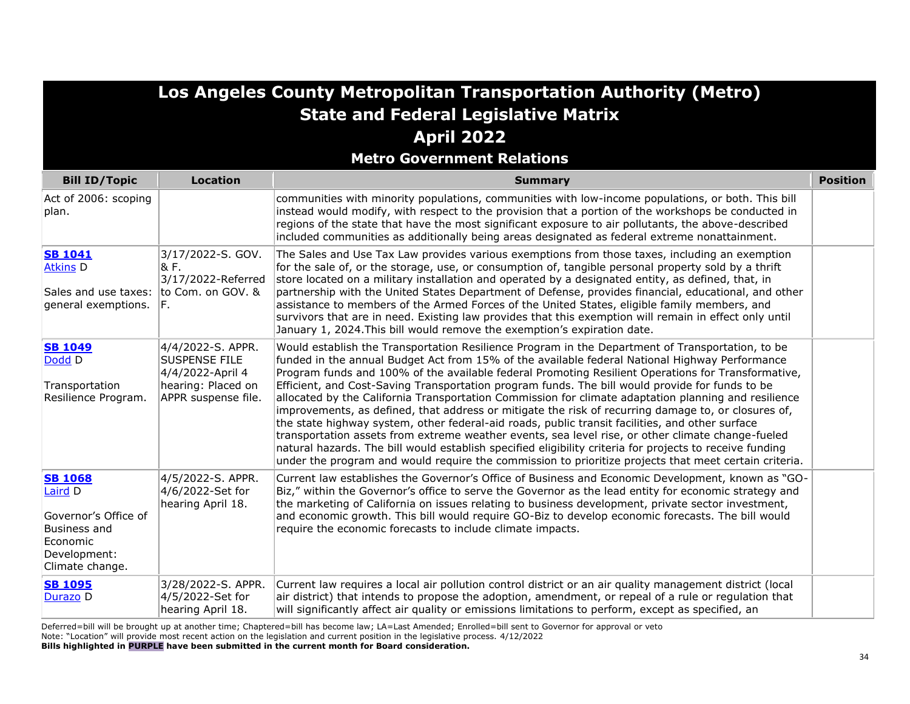# Los Angeles County Metropolitan Transportation Authority (Metro)
## State and Federal Legislative Matrix
## April 2022
### Metro Government Relations

| Bill ID/Topic | Location | Summary | Position |
|---|---|---|---|
| Act of 2006: scoping plan. | | communities with minority populations, communities with low-income populations, or both. This bill instead would modify, with respect to the provision that a portion of the workshops be conducted in regions of the state that have the most significant exposure to air pollutants, the above-described included communities as additionally being areas designated as federal extreme nonattainment. | |
| **SB 1041** Atkins D<br><br>Sales and use taxes: general exemptions. | 3/17/2022-S. GOV. & F.<br>3/17/2022-Referred to Com. on GOV. & F. | The Sales and Use Tax Law provides various exemptions from those taxes, including an exemption for the sale of, or the storage, use, or consumption of, tangible personal property sold by a thrift store located on a military installation and operated by a designated entity, as defined, that, in partnership with the United States Department of Defense, provides financial, educational, and other assistance to members of the Armed Forces of the United States, eligible family members, and survivors that are in need. Existing law provides that this exemption will remain in effect only until January 1, 2024.This bill would remove the exemption's expiration date. | |
| **SB 1049** Dodd D<br><br>Transportation Resilience Program. | 4/4/2022-S. APPR. SUSPENSE FILE<br>4/4/2022-April 4 hearing: Placed on APPR suspense file. | Would establish the Transportation Resilience Program in the Department of Transportation, to be funded in the annual Budget Act from 15% of the available federal National Highway Performance Program funds and 100% of the available federal Promoting Resilient Operations for Transformative, Efficient, and Cost-Saving Transportation program funds. The bill would provide for funds to be allocated by the California Transportation Commission for climate adaptation planning and resilience improvements, as defined, that address or mitigate the risk of recurring damage to, or closures of, the state highway system, other federal-aid roads, public transit facilities, and other surface transportation assets from extreme weather events, sea level rise, or other climate change-fueled natural hazards. The bill would establish specified eligibility criteria for projects to receive funding under the program and would require the commission to prioritize projects that meet certain criteria. | |
| **SB 1068** Laird D<br><br>Governor's Office of Business and Economic Development: Climate change. | 4/5/2022-S. APPR.<br>4/6/2022-Set for hearing April 18. | Current law establishes the Governor's Office of Business and Economic Development, known as "GO-Biz," within the Governor's office to serve the Governor as the lead entity for economic strategy and the marketing of California on issues relating to business development, private sector investment, and economic growth. This bill would require GO-Biz to develop economic forecasts. The bill would require the economic forecasts to include climate impacts. | |
| **SB 1095** Durazo D | 3/28/2022-S. APPR.<br>4/5/2022-Set for hearing April 18. | Current law requires a local air pollution control district or an air quality management district (local air district) that intends to propose the adoption, amendment, or repeal of a rule or regulation that will significantly affect air quality or emissions limitations to perform, except as specified, an | |

Deferred=bill will be brought up at another time; Chaptered=bill has become law; LA=Last Amended; Enrolled=bill sent to Governor for approval or veto
Note: "Location" will provide most recent action on the legislation and current position in the legislative process. 4/12/2022
**Bills highlighted in PURPLE have been submitted in the current month for Board consideration.**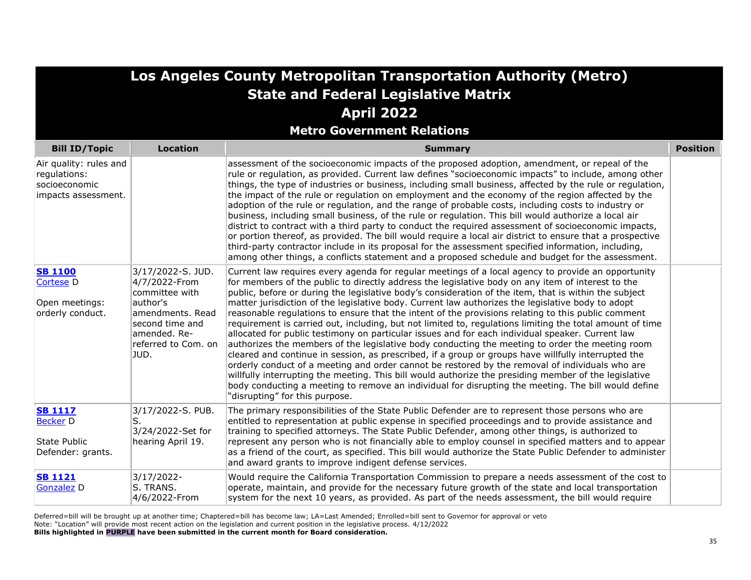# Los Angeles County Metropolitan Transportation Authority (Metro)
## State and Federal Legislative Matrix
## April 2022
### Metro Government Relations

| Bill ID/Topic | Location | Summary | Position |
|---|---|---|---|
| Air quality: rules and regulations: socioeconomic impacts assessment. | | assessment of the socioeconomic impacts of the proposed adoption, amendment, or repeal of the rule or regulation, as provided. Current law defines "socioeconomic impacts" to include, among other things, the type of industries or business, including small business, affected by the rule or regulation, the impact of the rule or regulation on employment and the economy of the region affected by the adoption of the rule or regulation, and the range of probable costs, including costs to industry or business, including small business, of the rule or regulation. This bill would authorize a local air district to contract with a third party to conduct the required assessment of socioeconomic impacts, or portion thereof, as provided. The bill would require a local air district to ensure that a prospective third-party contractor include in its proposal for the assessment specified information, including, among other things, a conflicts statement and a proposed schedule and budget for the assessment. | |
| **SB 1100**<br>Cortese D<br><br>Open meetings: orderly conduct. | 3/17/2022-S. JUD.<br>4/7/2022-From committee with author's amendments. Read second time and amended. Re-referred to Com. on JUD. | Current law requires every agenda for regular meetings of a local agency to provide an opportunity for members of the public to directly address the legislative body on any item of interest to the public, before or during the legislative body's consideration of the item, that is within the subject matter jurisdiction of the legislative body. Current law authorizes the legislative body to adopt reasonable regulations to ensure that the intent of the provisions relating to this public comment requirement is carried out, including, but not limited to, regulations limiting the total amount of time allocated for public testimony on particular issues and for each individual speaker. Current law authorizes the members of the legislative body conducting the meeting to order the meeting room cleared and continue in session, as prescribed, if a group or groups have willfully interrupted the orderly conduct of a meeting and order cannot be restored by the removal of individuals who are willfully interrupting the meeting. This bill would authorize the presiding member of the legislative body conducting a meeting to remove an individual for disrupting the meeting. The bill would define "disrupting" for this purpose. | |
| **SB 1117**<br>Becker D<br><br>State Public Defender: grants. | 3/17/2022-S. PUB. S.<br>3/24/2022-Set for hearing April 19. | The primary responsibilities of the State Public Defender are to represent those persons who are entitled to representation at public expense in specified proceedings and to provide assistance and training to specified attorneys. The State Public Defender, among other things, is authorized to represent any person who is not financially able to employ counsel in specified matters and to appear as a friend of the court, as specified. This bill would authorize the State Public Defender to administer and award grants to improve indigent defense services. | |
| **SB 1121**<br>Gonzalez D | 3/17/2022-S. TRANS.<br>4/6/2022-From | Would require the California Transportation Commission to prepare a needs assessment of the cost to operate, maintain, and provide for the necessary future growth of the state and local transportation system for the next 10 years, as provided. As part of the needs assessment, the bill would require | |

Deferred=bill will be brought up at another time; Chaptered=bill has become law; LA=Last Amended; Enrolled=bill sent to Governor for approval or veto
Note: "Location" will provide most recent action on the legislation and current position in the legislative process. 4/12/2022
**Bills highlighted in PURPLE have been submitted in the current month for Board consideration.**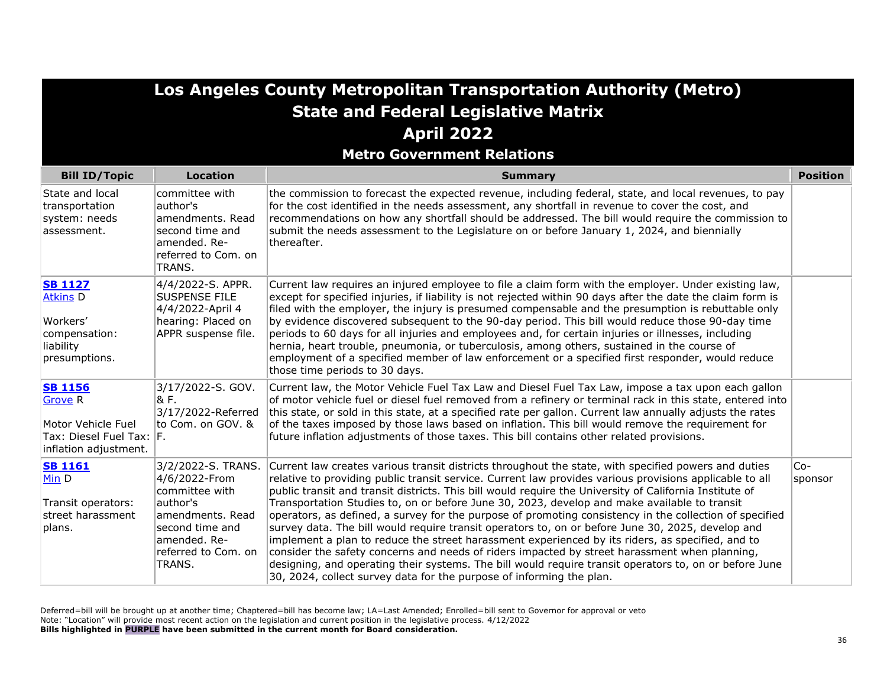# Los Angeles County Metropolitan Transportation Authority (Metro)
## State and Federal Legislative Matrix
## April 2022
### Metro Government Relations

| Bill ID/Topic | Location | Summary | Position |
|---|---|---|---|
| State and local transportation system: needs assessment. | committee with author's amendments. Read second time and amended. Re-referred to Com. on TRANS. | the commission to forecast the expected revenue, including federal, state, and local revenues, to pay for the cost identified in the needs assessment, any shortfall in revenue to cover the cost, and recommendations on how any shortfall should be addressed. The bill would require the commission to submit the needs assessment to the Legislature on or before January 1, 2024, and biennially thereafter. | |
| **SB 1127** Atkins D<br><br>Workers' compensation: liability presumptions. | 4/4/2022-S. APPR. SUSPENSE FILE 4/4/2022-April 4 hearing: Placed on APPR suspense file. | Current law requires an injured employee to file a claim form with the employer. Under existing law, except for specified injuries, if liability is not rejected within 90 days after the date the claim form is filed with the employer, the injury is presumed compensable and the presumption is rebuttable only by evidence discovered subsequent to the 90-day period. This bill would reduce those 90-day time periods to 60 days for all injuries and employees and, for certain injuries or illnesses, including hernia, heart trouble, pneumonia, or tuberculosis, among others, sustained in the course of employment of a specified member of law enforcement or a specified first responder, would reduce those time periods to 30 days. | |
| **SB 1156** Grove R<br><br>Motor Vehicle Fuel Tax: Diesel Fuel Tax: inflation adjustment. | 3/17/2022-S. GOV. & F. 3/17/2022-Referred to Com. on GOV. & F. | Current law, the Motor Vehicle Fuel Tax Law and Diesel Fuel Tax Law, impose a tax upon each gallon of motor vehicle fuel or diesel fuel removed from a refinery or terminal rack in this state, entered into this state, or sold in this state, at a specified rate per gallon. Current law annually adjusts the rates of the taxes imposed by those laws based on inflation. This bill would remove the requirement for future inflation adjustments of those taxes. This bill contains other related provisions. | |
| **SB 1161** Min D<br><br>Transit operators: street harassment plans. | 3/2/2022-S. TRANS. 4/6/2022-From committee with author's amendments. Read second time and amended. Re-referred to Com. on TRANS. | Current law creates various transit districts throughout the state, with specified powers and duties relative to providing public transit service. Current law provides various provisions applicable to all public transit and transit districts. This bill would require the University of California Institute of Transportation Studies to, on or before June 30, 2023, develop and make available to transit operators, as defined, a survey for the purpose of promoting consistency in the collection of specified survey data. The bill would require transit operators to, on or before June 30, 2025, develop and implement a plan to reduce the street harassment experienced by its riders, as specified, and to consider the safety concerns and needs of riders impacted by street harassment when planning, designing, and operating their systems. The bill would require transit operators to, on or before June 30, 2024, collect survey data for the purpose of informing the plan. | Co-sponsor |

Deferred=bill will be brought up at another time; Chaptered=bill has become law; LA=Last Amended; Enrolled=bill sent to Governor for approval or veto
Note: "Location" will provide most recent action on the legislation and current position in the legislative process. 4/12/2022
**Bills highlighted in PURPLE have been submitted in the current month for Board consideration.**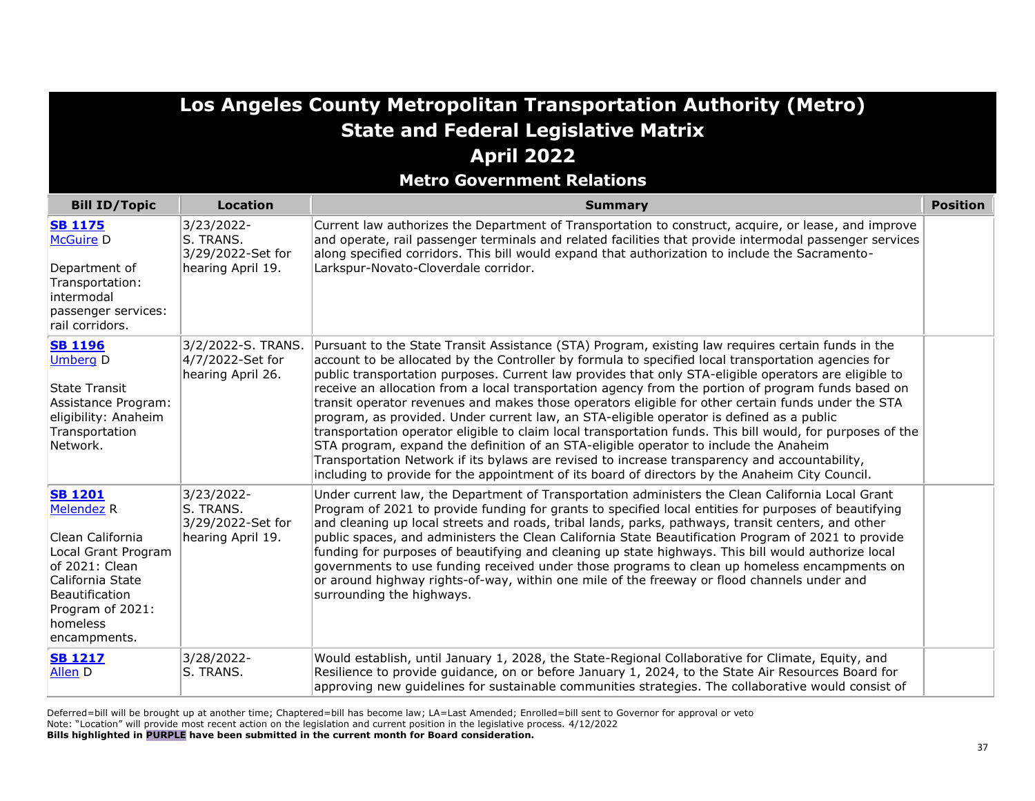# Los Angeles County Metropolitan Transportation Authority (Metro)
## State and Federal Legislative Matrix
## April 2022
### Metro Government Relations

| Bill ID/Topic | Location | Summary | Position |
|---|---|---|---|
| **SB 1175** McGuire D<br><br>Department of Transportation: intermodal passenger services: rail corridors. | 3/23/2022- S. TRANS. 3/29/2022-Set for hearing April 19. | Current law authorizes the Department of Transportation to construct, acquire, or lease, and improve and operate, rail passenger terminals and related facilities that provide intermodal passenger services along specified corridors. This bill would expand that authorization to include the Sacramento-Larkspur-Novato-Cloverdale corridor. | |
| **SB 1196** Umberg D<br><br>State Transit Assistance Program: eligibility: Anaheim Transportation Network. | 3/2/2022-S. TRANS. 4/7/2022-Set for hearing April 26. | Pursuant to the State Transit Assistance (STA) Program, existing law requires certain funds in the account to be allocated by the Controller by formula to specified local transportation agencies for public transportation purposes. Current law provides that only STA-eligible operators are eligible to receive an allocation from a local transportation agency from the portion of program funds based on transit operator revenues and makes those operators eligible for other certain funds under the STA program, as provided. Under current law, an STA-eligible operator is defined as a public transportation operator eligible to claim local transportation funds. This bill would, for purposes of the STA program, expand the definition of an STA-eligible operator to include the Anaheim Transportation Network if its bylaws are revised to increase transparency and accountability, including to provide for the appointment of its board of directors by the Anaheim City Council. | |
| **SB 1201** Melendez R<br><br>Clean California Local Grant Program of 2021: Clean California State Beautification Program of 2021: homeless encampments. | 3/23/2022- S. TRANS. 3/29/2022-Set for hearing April 19. | Under current law, the Department of Transportation administers the Clean California Local Grant Program of 2021 to provide funding for grants to specified local entities for purposes of beautifying and cleaning up local streets and roads, tribal lands, parks, pathways, transit centers, and other public spaces, and administers the Clean California State Beautification Program of 2021 to provide funding for purposes of beautifying and cleaning up state highways. This bill would authorize local governments to use funding received under those programs to clean up homeless encampments on or around highway rights-of-way, within one mile of the freeway or flood channels under and surrounding the highways. | |
| **SB 1217** Allen D | 3/28/2022- S. TRANS. | Would establish, until January 1, 2028, the State-Regional Collaborative for Climate, Equity, and Resilience to provide guidance, on or before January 1, 2024, to the State Air Resources Board for approving new guidelines for sustainable communities strategies. The collaborative would consist of | |

Deferred=bill will be brought up at another time; Chaptered=bill has become law; LA=Last Amended; Enrolled=bill sent to Governor for approval or veto
Note: "Location" will provide most recent action on the legislation and current position in the legislative process. 4/12/2022
**Bills highlighted in PURPLE have been submitted in the current month for Board consideration.**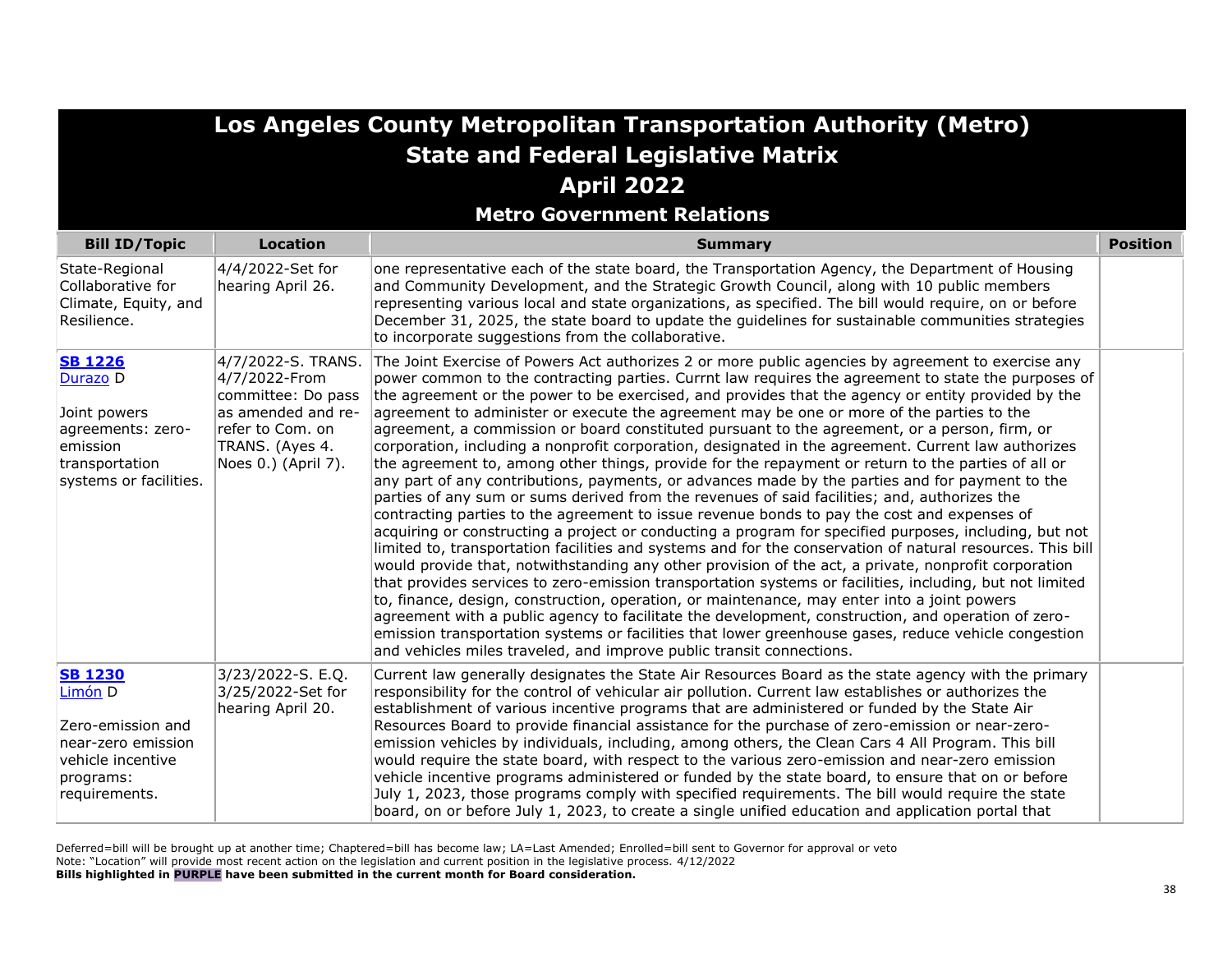# Los Angeles County Metropolitan Transportation Authority (Metro)
## State and Federal Legislative Matrix
## April 2022
### Metro Government Relations

| Bill ID/Topic | Location | Summary | Position |
|---|---|---|---|
| State-Regional Collaborative for Climate, Equity, and Resilience. | 4/4/2022-Set for hearing April 26. | one representative each of the state board, the Transportation Agency, the Department of Housing and Community Development, and the Strategic Growth Council, along with 10 public members representing various local and state organizations, as specified. The bill would require, on or before December 31, 2025, the state board to update the guidelines for sustainable communities strategies to incorporate suggestions from the collaborative. | |
| **SB 1226** Durazo D<br><br>Joint powers agreements: zero-emission transportation systems or facilities. | 4/7/2022-S. TRANS. 4/7/2022-From committee: Do pass as amended and re-refer to Com. on TRANS. (Ayes 4. Noes 0.) (April 7). | The Joint Exercise of Powers Act authorizes 2 or more public agencies by agreement to exercise any power common to the contracting parties. Currnt law requires the agreement to state the purposes of the agreement or the power to be exercised, and provides that the agency or entity provided by the agreement to administer or execute the agreement may be one or more of the parties to the agreement, a commission or board constituted pursuant to the agreement, or a person, firm, or corporation, including a nonprofit corporation, designated in the agreement. Current law authorizes the agreement to, among other things, provide for the repayment or return to the parties of all or any part of any contributions, payments, or advances made by the parties and for payment to the parties of any sum or sums derived from the revenues of said facilities; and, authorizes the contracting parties to the agreement to issue revenue bonds to pay the cost and expenses of acquiring or constructing a project or conducting a program for specified purposes, including, but not limited to, transportation facilities and systems and for the conservation of natural resources. This bill would provide that, notwithstanding any other provision of the act, a private, nonprofit corporation that provides services to zero-emission transportation systems or facilities, including, but not limited to, finance, design, construction, operation, or maintenance, may enter into a joint powers agreement with a public agency to facilitate the development, construction, and operation of zero-emission transportation systems or facilities that lower greenhouse gases, reduce vehicle congestion and vehicles miles traveled, and improve public transit connections. | |
| **SB 1230** Limón D<br><br>Zero-emission and near-zero emission vehicle incentive programs: requirements. | 3/23/2022-S. E.Q. 3/25/2022-Set for hearing April 20. | Current law generally designates the State Air Resources Board as the state agency with the primary responsibility for the control of vehicular air pollution. Current law establishes or authorizes the establishment of various incentive programs that are administered or funded by the State Air Resources Board to provide financial assistance for the purchase of zero-emission or near-zero-emission vehicles by individuals, including, among others, the Clean Cars 4 All Program. This bill would require the state board, with respect to the various zero-emission and near-zero emission vehicle incentive programs administered or funded by the state board, to ensure that on or before July 1, 2023, those programs comply with specified requirements. The bill would require the state board, on or before July 1, 2023, to create a single unified education and application portal that | |

Deferred=bill will be brought up at another time; Chaptered=bill has become law; LA=Last Amended; Enrolled=bill sent to Governor for approval or veto
Note: "Location" will provide most recent action on the legislation and current position in the legislative process. 4/12/2022
**Bills highlighted in PURPLE have been submitted in the current month for Board consideration.**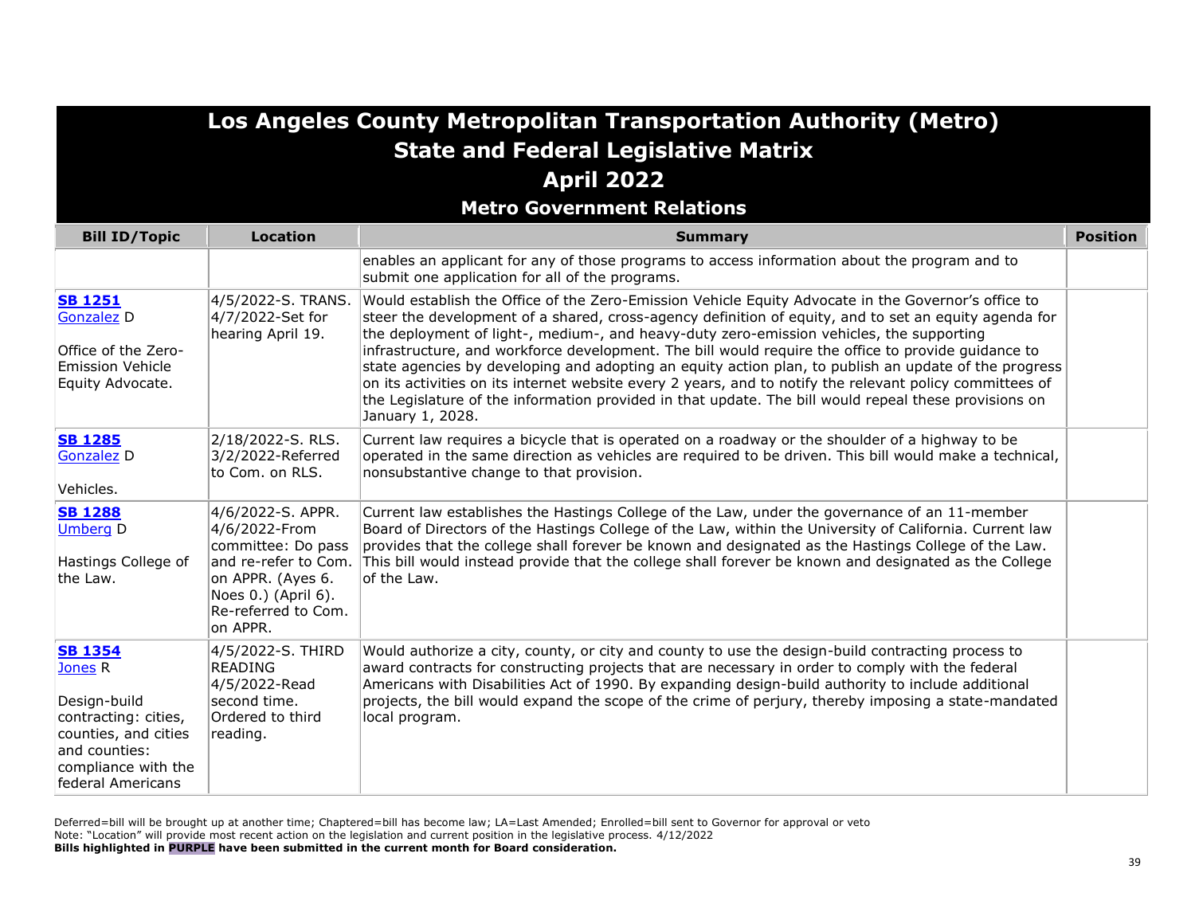# Los Angeles County Metropolitan Transportation Authority (Metro)
## State and Federal Legislative Matrix
## April 2022
### Metro Government Relations

| Bill ID/Topic | Location | Summary | Position |
|---|---|---|---|
| | | enables an applicant for any of those programs to access information about the program and to submit one application for all of the programs. | |
| **SB 1251** Gonzalez D<br><br>Office of the Zero-Emission Vehicle Equity Advocate. | 4/5/2022-S. TRANS.<br>4/7/2022-Set for hearing April 19. | Would establish the Office of the Zero-Emission Vehicle Equity Advocate in the Governor's office to steer the development of a shared, cross-agency definition of equity, and to set an equity agenda for the deployment of light-, medium-, and heavy-duty zero-emission vehicles, the supporting infrastructure, and workforce development. The bill would require the office to provide guidance to state agencies by developing and adopting an equity action plan, to publish an update of the progress on its activities on its internet website every 2 years, and to notify the relevant policy committees of the Legislature of the information provided in that update. The bill would repeal these provisions on January 1, 2028. | |
| **SB 1285** Gonzalez D<br><br>Vehicles. | 2/18/2022-S. RLS.<br>3/2/2022-Referred to Com. on RLS. | Current law requires a bicycle that is operated on a roadway or the shoulder of a highway to be operated in the same direction as vehicles are required to be driven. This bill would make a technical, nonsubstantive change to that provision. | |
| **SB 1288** Umberg D<br><br>Hastings College of the Law. | 4/6/2022-S. APPR.<br>4/6/2022-From committee: Do pass and re-refer to Com. on APPR. (Ayes 6. Noes 0.) (April 6). Re-referred to Com. on APPR. | Current law establishes the Hastings College of the Law, under the governance of an 11-member Board of Directors of the Hastings College of the Law, within the University of California. Current law provides that the college shall forever be known and designated as the Hastings College of the Law. This bill would instead provide that the college shall forever be known and designated as the College of the Law. | |
| **SB 1354** Jones R<br><br>Design-build contracting: cities, counties, and cities and counties: compliance with the federal Americans | 4/5/2022-S. THIRD READING<br>4/5/2022-Read second time. Ordered to third reading. | Would authorize a city, county, or city and county to use the design-build contracting process to award contracts for constructing projects that are necessary in order to comply with the federal Americans with Disabilities Act of 1990. By expanding design-build authority to include additional projects, the bill would expand the scope of the crime of perjury, thereby imposing a state-mandated local program. | |

Deferred=bill will be brought up at another time; Chaptered=bill has become law; LA=Last Amended; Enrolled=bill sent to Governor for approval or veto
Note: "Location" will provide most recent action on the legislation and current position in the legislative process. 4/12/2022
**Bills highlighted in PURPLE have been submitted in the current month for Board consideration.**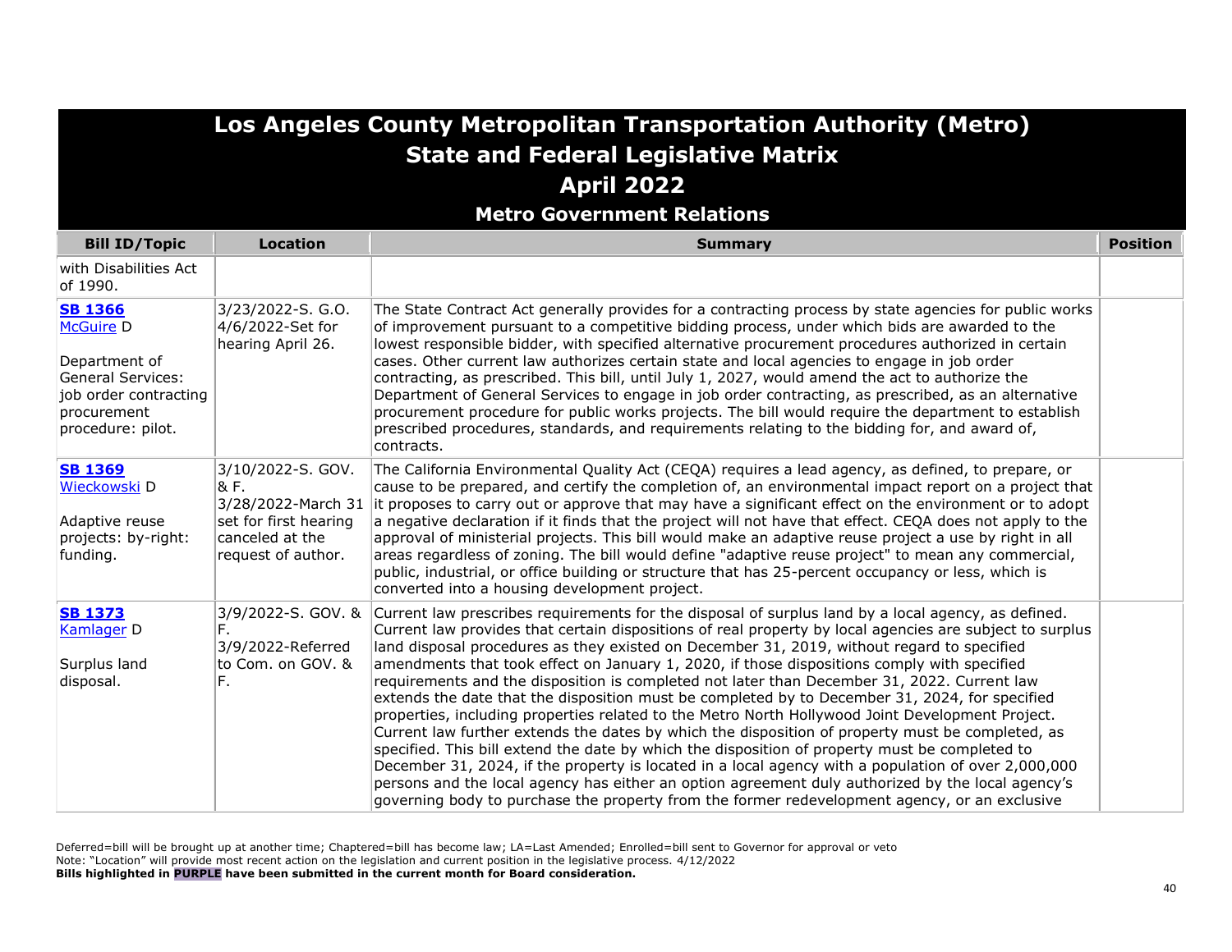# Los Angeles County Metropolitan Transportation Authority (Metro)
## State and Federal Legislative Matrix
## April 2022
### Metro Government Relations

| Bill ID/Topic | Location | Summary | Position |
|---|---|---|---|
| with Disabilities Act of 1990. | | | |
| **SB 1366** McGuire D<br><br>Department of General Services: job order contracting procurement procedure: pilot. | 3/23/2022-S. G.O. 4/6/2022-Set for hearing April 26. | The State Contract Act generally provides for a contracting process by state agencies for public works of improvement pursuant to a competitive bidding process, under which bids are awarded to the lowest responsible bidder, with specified alternative procurement procedures authorized in certain cases. Other current law authorizes certain state and local agencies to engage in job order contracting, as prescribed. This bill, until July 1, 2027, would amend the act to authorize the Department of General Services to engage in job order contracting, as prescribed, as an alternative procurement procedure for public works projects. The bill would require the department to establish prescribed procedures, standards, and requirements relating to the bidding for, and award of, contracts. | |
| **SB 1369** Wieckowski D<br><br>Adaptive reuse projects: by-right: funding. | 3/10/2022-S. GOV. & F. 3/28/2022-March 31 set for first hearing canceled at the request of author. | The California Environmental Quality Act (CEQA) requires a lead agency, as defined, to prepare, or cause to be prepared, and certify the completion of, an environmental impact report on a project that it proposes to carry out or approve that may have a significant effect on the environment or to adopt a negative declaration if it finds that the project will not have that effect. CEQA does not apply to the approval of ministerial projects. This bill would make an adaptive reuse project a use by right in all areas regardless of zoning. The bill would define "adaptive reuse project" to mean any commercial, public, industrial, or office building or structure that has 25-percent occupancy or less, which is converted into a housing development project. | |
| **SB 1373** Kamlager D<br><br>Surplus land disposal. | 3/9/2022-S. GOV. & F. 3/9/2022-Referred to Com. on GOV. & F. | Current law prescribes requirements for the disposal of surplus land by a local agency, as defined. Current law provides that certain dispositions of real property by local agencies are subject to surplus land disposal procedures as they existed on December 31, 2019, without regard to specified amendments that took effect on January 1, 2020, if those dispositions comply with specified requirements and the disposition is completed not later than December 31, 2022. Current law extends the date that the disposition must be completed by to December 31, 2024, for specified properties, including properties related to the Metro North Hollywood Joint Development Project. Current law further extends the dates by which the disposition of property must be completed, as specified. This bill extend the date by which the disposition of property must be completed to December 31, 2024, if the property is located in a local agency with a population of over 2,000,000 persons and the local agency has either an option agreement duly authorized by the local agency's governing body to purchase the property from the former redevelopment agency, or an exclusive | |

Deferred=bill will be brought up at another time; Chaptered=bill has become law; LA=Last Amended; Enrolled=bill sent to Governor for approval or veto
Note: "Location" will provide most recent action on the legislation and current position in the legislative process. 4/12/2022
**Bills highlighted in PURPLE have been submitted in the current month for Board consideration.**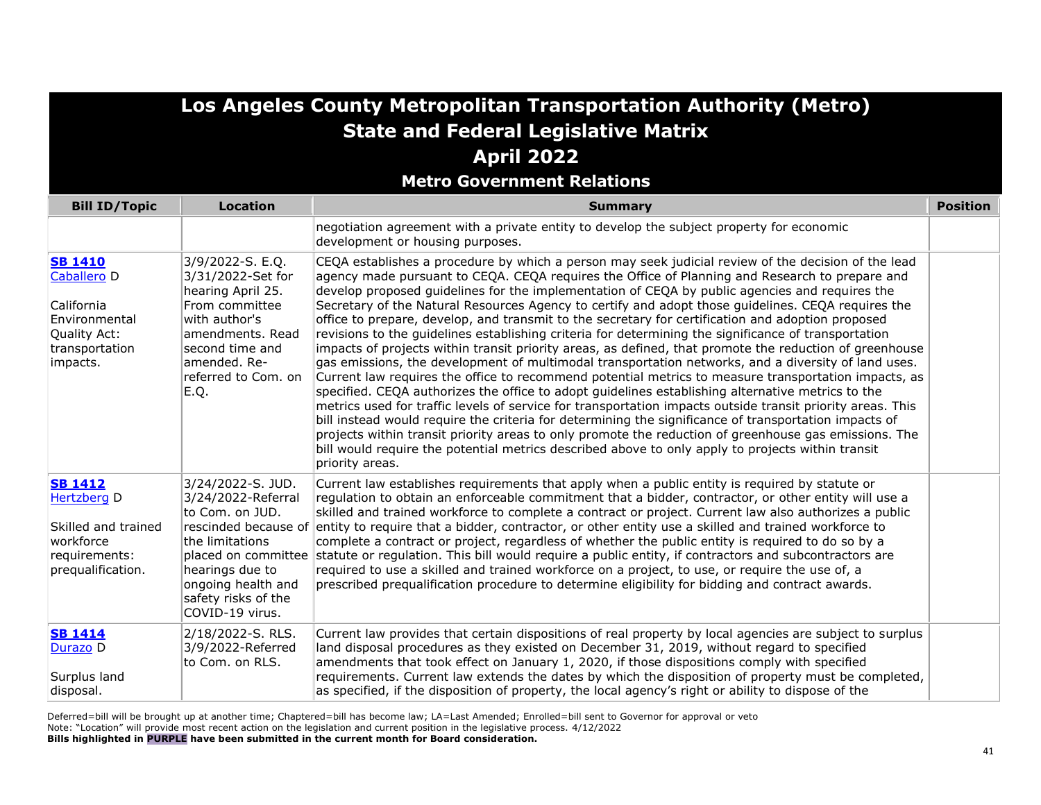# Los Angeles County Metropolitan Transportation Authority (Metro)
## State and Federal Legislative Matrix
## April 2022
### Metro Government Relations

| Bill ID/Topic | Location | Summary | Position |
|---|---|---|---|
| | | negotiation agreement with a private entity to develop the subject property for economic development or housing purposes. | |
| **SB 1410** Caballero D<br><br>California Environmental Quality Act: transportation impacts. | 3/9/2022-S. E.Q. 3/31/2022-Set for hearing April 25. From committee with author's amendments. Read second time and amended. Re-referred to Com. on E.Q. | CEQA establishes a procedure by which a person may seek judicial review of the decision of the lead agency made pursuant to CEQA. CEQA requires the Office of Planning and Research to prepare and develop proposed guidelines for the implementation of CEQA by public agencies and requires the Secretary of the Natural Resources Agency to certify and adopt those guidelines. CEQA requires the office to prepare, develop, and transmit to the secretary for certification and adoption proposed revisions to the guidelines establishing criteria for determining the significance of transportation impacts of projects within transit priority areas, as defined, that promote the reduction of greenhouse gas emissions, the development of multimodal transportation networks, and a diversity of land uses. Current law requires the office to recommend potential metrics to measure transportation impacts, as specified. CEQA authorizes the office to adopt guidelines establishing alternative metrics to the metrics used for traffic levels of service for transportation impacts outside transit priority areas. This bill instead would require the criteria for determining the significance of transportation impacts of projects within transit priority areas to only promote the reduction of greenhouse gas emissions. The bill would require the potential metrics described above to only apply to projects within transit priority areas. | |
| **SB 1412** Hertzberg D<br><br>Skilled and trained workforce requirements: prequalification. | 3/24/2022-S. JUD. 3/24/2022-Referral to Com. on JUD. rescinded because of the limitations placed on committee hearings due to ongoing health and safety risks of the COVID-19 virus. | Current law establishes requirements that apply when a public entity is required by statute or regulation to obtain an enforceable commitment that a bidder, contractor, or other entity will use a skilled and trained workforce to complete a contract or project. Current law also authorizes a public entity to require that a bidder, contractor, or other entity use a skilled and trained workforce to complete a contract or project, regardless of whether the public entity is required to do so by a statute or regulation. This bill would require a public entity, if contractors and subcontractors are required to use a skilled and trained workforce on a project, to use, or require the use of, a prescribed prequalification procedure to determine eligibility for bidding and contract awards. | |
| **SB 1414** Durazo D<br><br>Surplus land disposal. | 2/18/2022-S. RLS. 3/9/2022-Referred to Com. on RLS. | Current law provides that certain dispositions of real property by local agencies are subject to surplus land disposal procedures as they existed on December 31, 2019, without regard to specified amendments that took effect on January 1, 2020, if those dispositions comply with specified requirements. Current law extends the dates by which the disposition of property must be completed, as specified, if the disposition of property, the local agency's right or ability to dispose of the | |

Deferred=bill will be brought up at another time; Chaptered=bill has become law; LA=Last Amended; Enrolled=bill sent to Governor for approval or veto
Note: "Location" will provide most recent action on the legislation and current position in the legislative process. 4/12/2022
**Bills highlighted in PURPLE have been submitted in the current month for Board consideration.**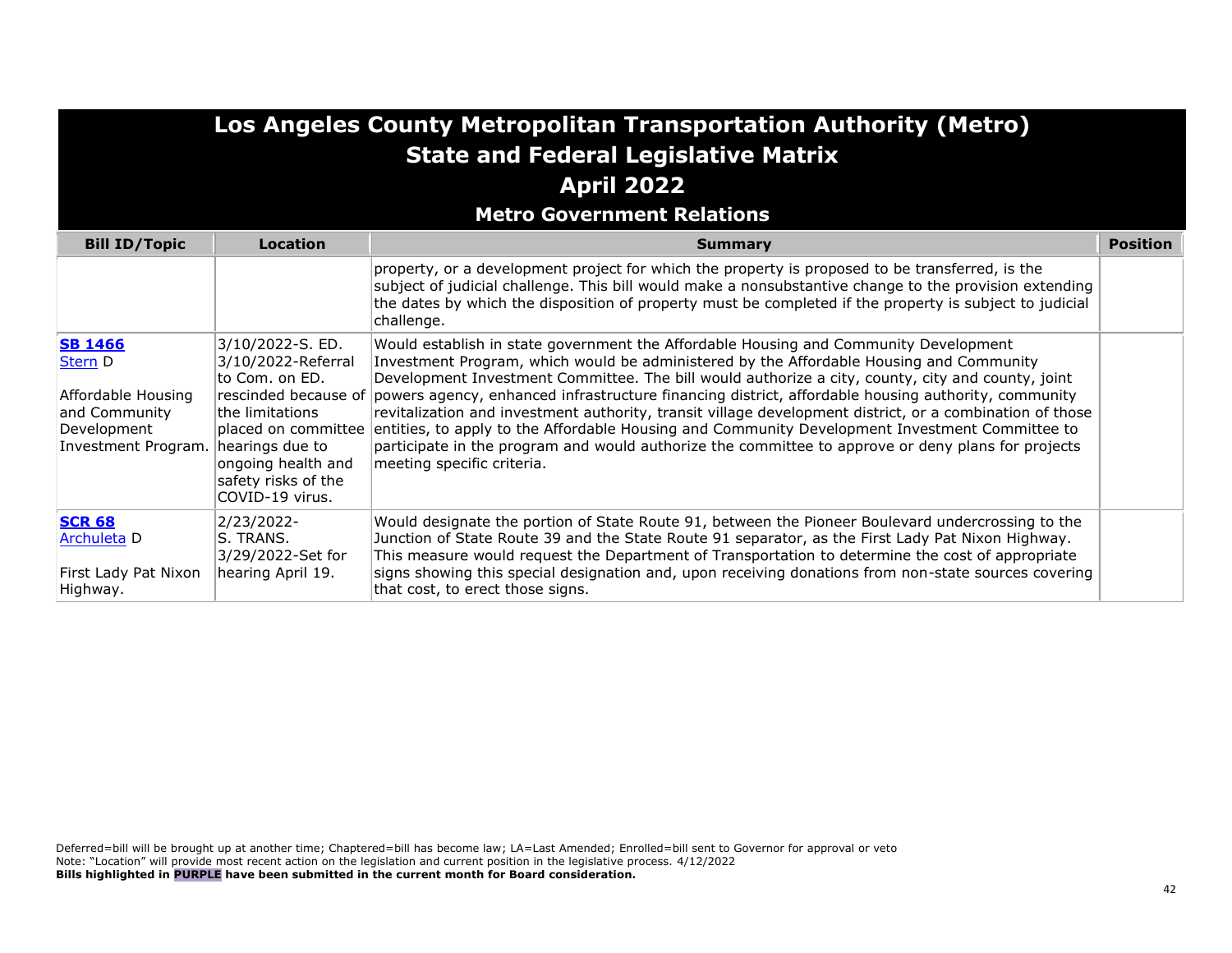# Los Angeles County Metropolitan Transportation Authority (Metro)
## State and Federal Legislative Matrix
## April 2022
### Metro Government Relations

| Bill ID/Topic | Location | Summary | Position |
|---|---|---|---|
| | | property, or a development project for which the property is proposed to be transferred, is the subject of judicial challenge. This bill would make a nonsubstantive change to the provision extending the dates by which the disposition of property must be completed if the property is subject to judicial challenge. | |
| **SB 1466**<br>Stern D<br><br>Affordable Housing and Community Development Investment Program. | 3/10/2022-S. ED.<br>3/10/2022-Referral to Com. on ED. rescinded because of the limitations placed on committee hearings due to ongoing health and safety risks of the COVID-19 virus. | Would establish in state government the Affordable Housing and Community Development Investment Program, which would be administered by the Affordable Housing and Community Development Investment Committee. The bill would authorize a city, county, city and county, joint powers agency, enhanced infrastructure financing district, affordable housing authority, community revitalization and investment authority, transit village development district, or a combination of those entities, to apply to the Affordable Housing and Community Development Investment Committee to participate in the program and would authorize the committee to approve or deny plans for projects meeting specific criteria. | |
| **SCR 68**<br>Archuleta D<br><br>First Lady Pat Nixon Highway. | 2/23/2022-S. TRANS.<br>3/29/2022-Set for hearing April 19. | Would designate the portion of State Route 91, between the Pioneer Boulevard undercrossing to the Junction of State Route 39 and the State Route 91 separator, as the First Lady Pat Nixon Highway. This measure would request the Department of Transportation to determine the cost of appropriate signs showing this special designation and, upon receiving donations from non-state sources covering that cost, to erect those signs. | |

Deferred=bill will be brought up at another time; Chaptered=bill has become law; LA=Last Amended; Enrolled=bill sent to Governor for approval or veto
Note: "Location" will provide most recent action on the legislation and current position in the legislative process. 4/12/2022
**Bills highlighted in PURPLE have been submitted in the current month for Board consideration.**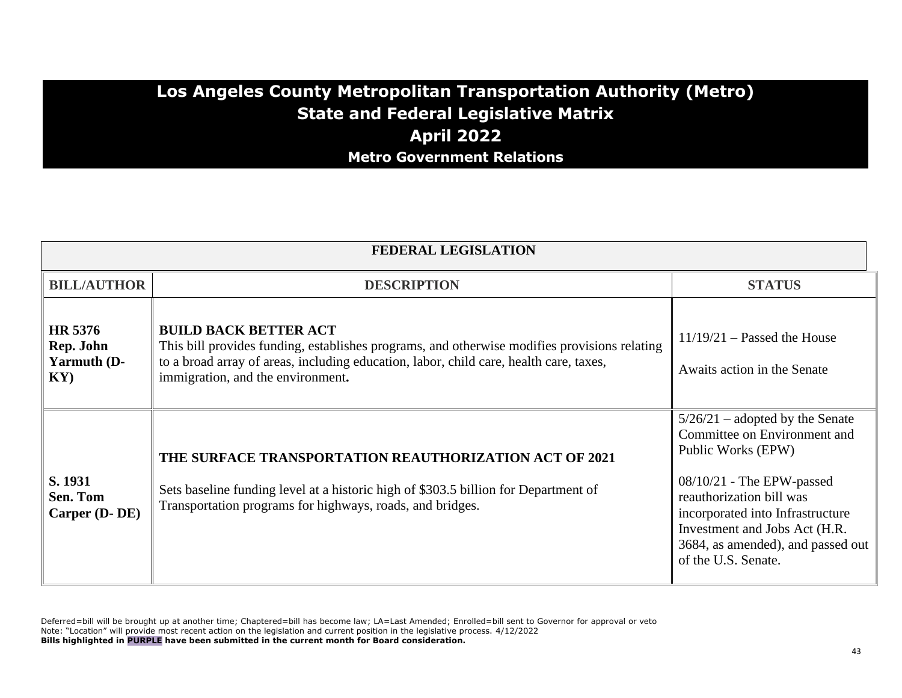# Los Angeles County Metropolitan Transportation Authority (Metro)
## State and Federal Legislative Matrix
## April 2022
### Metro Government Relations

| FEDERAL LEGISLATION | | |
|---|---|---|
| **BILL/AUTHOR** | **DESCRIPTION** | **STATUS** |
| **HR 5376 Rep. John Yarmuth (D-KY)** | **BUILD BACK BETTER ACT** This bill provides funding, establishes programs, and otherwise modifies provisions relating to a broad array of areas, including education, labor, child care, health care, taxes, immigration, and the environment**.** | 11/19/21 – Passed the House<br><br>Awaits action in the Senate |
| **S. 1931 Sen. Tom Carper (D- DE)** | **THE SURFACE TRANSPORTATION REAUTHORIZATION ACT OF 2021**<br><br>Sets baseline funding level at a historic high of $303.5 billion for Department of Transportation programs for highways, roads, and bridges. | 5/26/21 – adopted by the Senate Committee on Environment and Public Works (EPW)<br><br>08/10/21 - The EPW-passed reauthorization bill was incorporated into Infrastructure Investment and Jobs Act (H.R. 3684, as amended), and passed out of the U.S. Senate. |

Deferred=bill will be brought up at another time; Chaptered=bill has become law; LA=Last Amended; Enrolled=bill sent to Governor for approval or veto
Note: "Location" will provide most recent action on the legislation and current position in the legislative process. 4/12/2022
**Bills highlighted in PURPLE have been submitted in the current month for Board consideration.**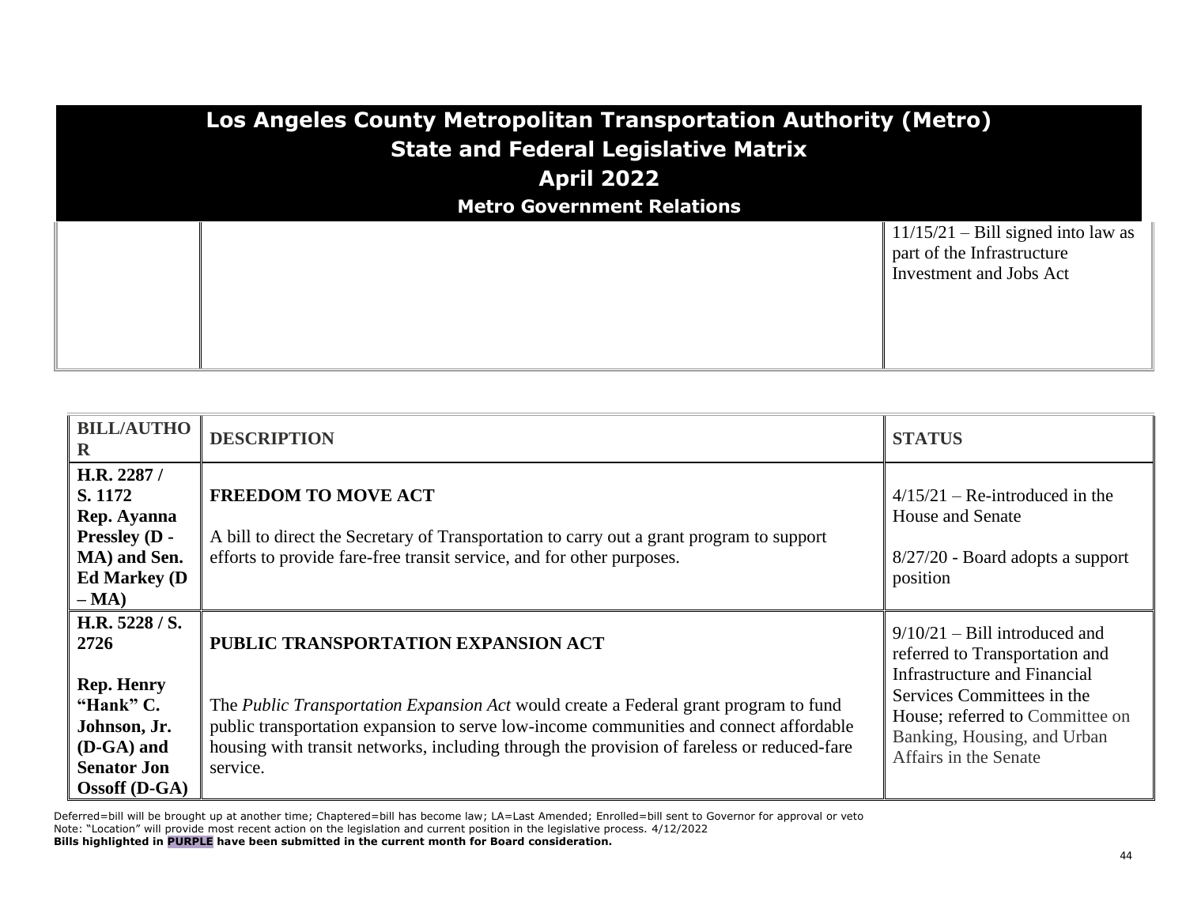| | | |
|---|---|---|
| | | 11/15/21 – Bill signed into law as part of the Infrastructure Investment and Jobs Act |

| BILL/AUTHOR | DESCRIPTION | STATUS |
|---|---|---|
| **H.R. 2287 / S. 1172 Rep. Ayanna Pressley (D - MA) and Sen. Ed Markey (D – MA)** | **FREEDOM TO MOVE ACT**<br><br>A bill to direct the Secretary of Transportation to carry out a grant program to support efforts to provide fare-free transit service, and for other purposes. | 4/15/21 – Re-introduced in the House and Senate<br><br>8/27/20 - Board adopts a support position |
| **H.R. 5228 / S. 2726**<br><br>**Rep. Henry "Hank" C. Johnson, Jr. (D-GA) and Senator Jon Ossoff (D-GA)** | **PUBLIC TRANSPORTATION EXPANSION ACT**<br><br>The *Public Transportation Expansion Act* would create a Federal grant program to fund public transportation expansion to serve low-income communities and connect affordable housing with transit networks, including through the provision of fareless or reduced-fare service. | 9/10/21 – Bill introduced and referred to Transportation and Infrastructure and Financial Services Committees in the House; referred to Committee on Banking, Housing, and Urban Affairs in the Senate |

Deferred=bill will be brought up at another time; Chaptered=bill has become law; LA=Last Amended; Enrolled=bill sent to Governor for approval or veto
Note: "Location" will provide most recent action on the legislation and current position in the legislative process. 4/12/2022
**Bills highlighted in PURPLE have been submitted in the current month for Board consideration.**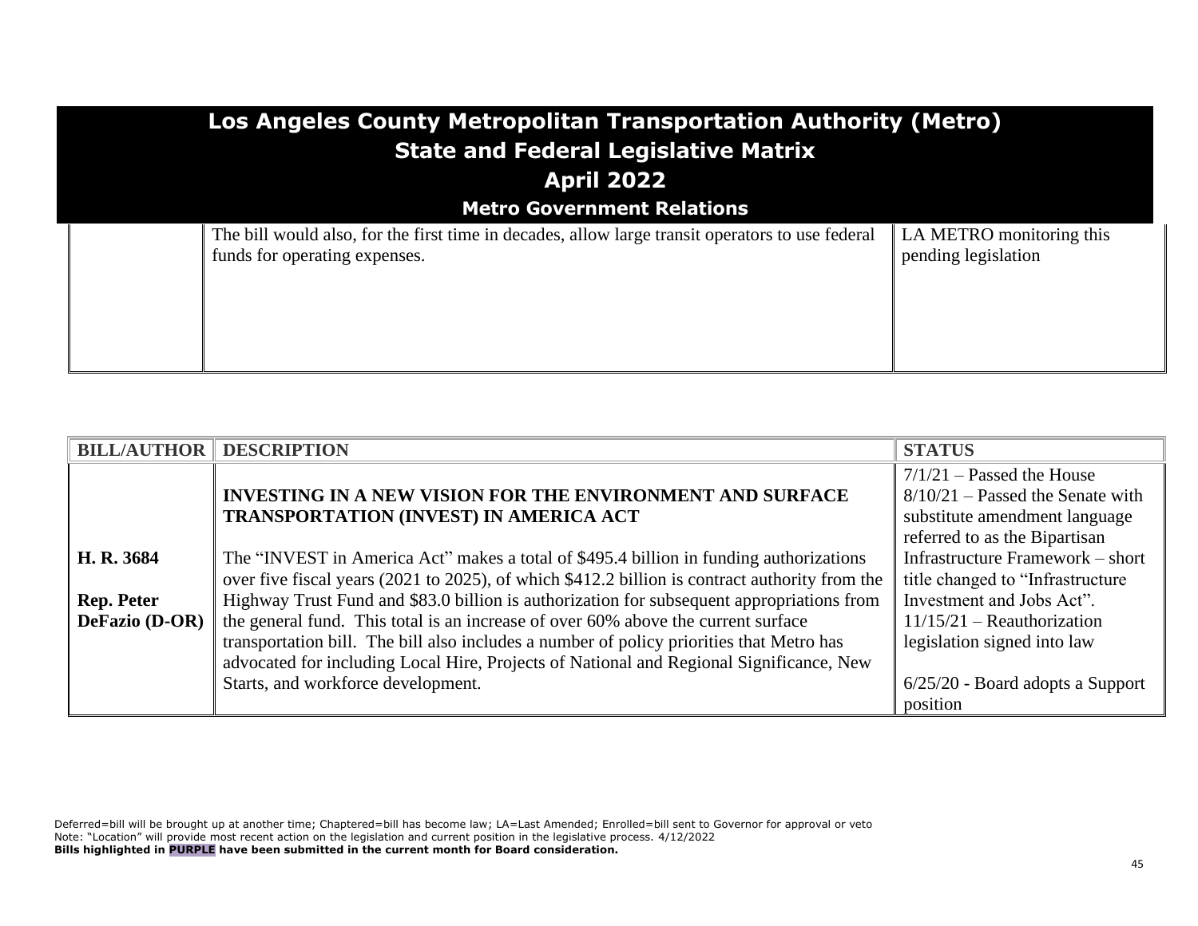| | | |
|---|---|---|
| | The bill would also, for the first time in decades, allow large transit operators to use federal funds for operating expenses. | LA METRO monitoring this pending legislation |

| BILL/AUTHOR | DESCRIPTION | STATUS |
|---|---|---|
| **H. R. 3684**<br><br>**Rep. Peter DeFazio (D-OR)** | **INVESTING IN A NEW VISION FOR THE ENVIRONMENT AND SURFACE TRANSPORTATION (INVEST) IN AMERICA ACT**<br><br>The "INVEST in America Act" makes a total of $495.4 billion in funding authorizations over five fiscal years (2021 to 2025), of which $412.2 billion is contract authority from the Highway Trust Fund and $83.0 billion is authorization for subsequent appropriations from the general fund. This total is an increase of over 60% above the current surface transportation bill. The bill also includes a number of policy priorities that Metro has advocated for including Local Hire, Projects of National and Regional Significance, New Starts, and workforce development. | 7/1/21 – Passed the House<br>8/10/21 – Passed the Senate with substitute amendment language referred to as the Bipartisan Infrastructure Framework – short title changed to "Infrastructure Investment and Jobs Act".<br>11/15/21 – Reauthorization legislation signed into law<br><br>6/25/20 - Board adopts a Support position |

Deferred=bill will be brought up at another time; Chaptered=bill has become law; LA=Last Amended; Enrolled=bill sent to Governor for approval or veto
Note: "Location" will provide most recent action on the legislation and current position in the legislative process. 4/12/2022
**Bills highlighted in PURPLE have been submitted in the current month for Board consideration.**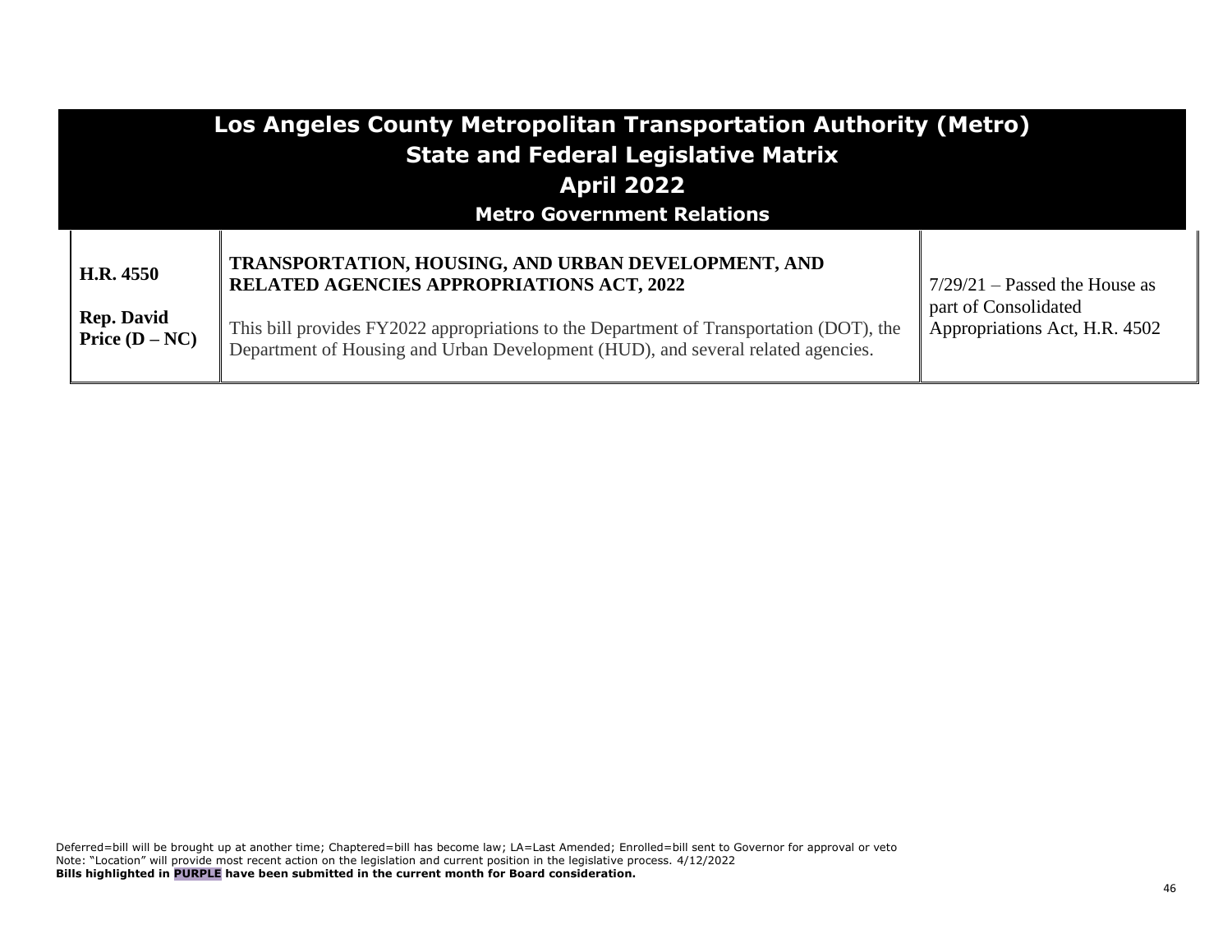# Los Angeles County Metropolitan Transportation Authority (Metro)
## State and Federal Legislative Matrix
## April 2022
### Metro Government Relations

| | | |
|---|---|---|
| **H.R. 4550**<br><br>**Rep. David Price (D – NC)** | **TRANSPORTATION, HOUSING, AND URBAN DEVELOPMENT, AND RELATED AGENCIES APPROPRIATIONS ACT, 2022**<br><br>This bill provides FY2022 appropriations to the Department of Transportation (DOT), the Department of Housing and Urban Development (HUD), and several related agencies. | 7/29/21 – Passed the House as part of Consolidated Appropriations Act, H.R. 4502 |

Deferred=bill will be brought up at another time; Chaptered=bill has become law; LA=Last Amended; Enrolled=bill sent to Governor for approval or veto
Note: "Location" will provide most recent action on the legislation and current position in the legislative process. 4/12/2022
**Bills highlighted in PURPLE have been submitted in the current month for Board consideration.**